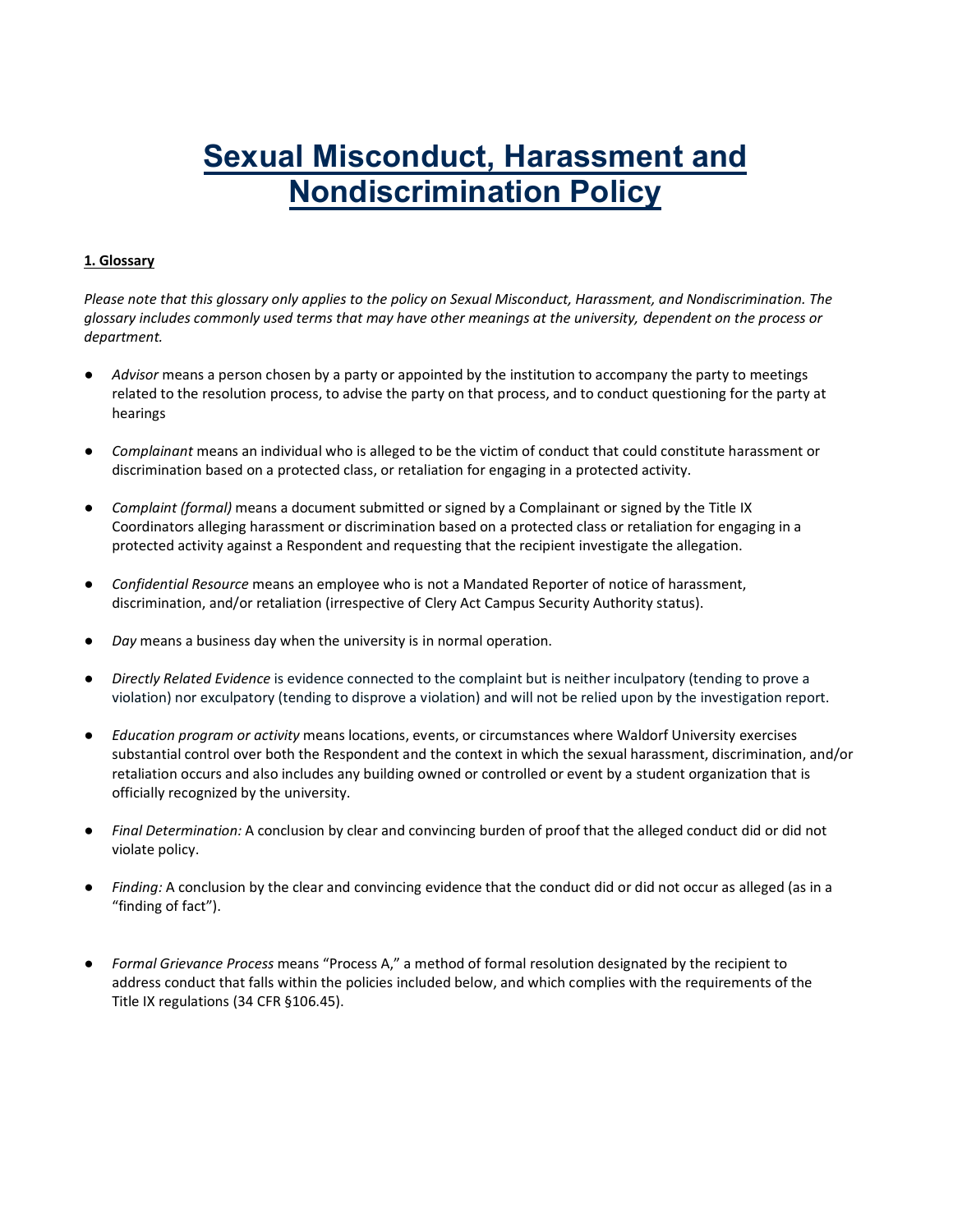# Sexual Misconduct, Harassment and Nondiscrimination Policy

## 1. Glossary

*Please note that this glossary only applies to the policy on Sexual Misconduct, Harassment, and Nondiscrimination. The glossary includes commonly used terms that may have other meanings at the university, dependent on the process or department.*

- *Advisor* means a person chosen by a party or appointed by the institution to accompany the party to meetings related to the resolution process, to advise the party on that process, and to conduct questioning for the party at hearings

- *Complainant* means an individual who is alleged to be the victim of conduct that could constitute harassment or discrimination based on a protected class, or retaliation for engaging in a protected activity.

- *Complaint (formal)* means a document submitted or signed by a Complainant or signed by the Title IX Coordinators alleging harassment or discrimination based on a protected class or retaliation for engaging in a protected activity against a Respondent and requesting that the recipient investigate the allegation.

- *Confidential Resource* means an employee who is not a Mandated Reporter of notice of harassment, discrimination, and/or retaliation (irrespective of Clery Act Campus Security Authority status).

- *Day* means a business day when the university is in normal operation.

- *Directly Related Evidence* is evidence connected to the complaint but is neither inculpatory (tending to prove a violation) nor exculpatory (tending to disprove a violation) and will not be relied upon by the investigation report.

- *Education program or activity* means locations, events, or circumstances where Waldorf University exercises substantial control over both the Respondent and the context in which the sexual harassment, discrimination, and/or retaliation occurs and also includes any building owned or controlled or event by a student organization that is officially recognized by the university.

- *Final Determination:* A conclusion by clear and convincing burden of proof that the alleged conduct did or did not violate policy.

- *Finding:* A conclusion by the clear and convincing evidence that the conduct did or did not occur as alleged (as in a "finding of fact").

- *Formal Grievance Process* means "Process A," a method of formal resolution designated by the recipient to address conduct that falls within the policies included below, and which complies with the requirements of the Title IX regulations (34 CFR §106.45).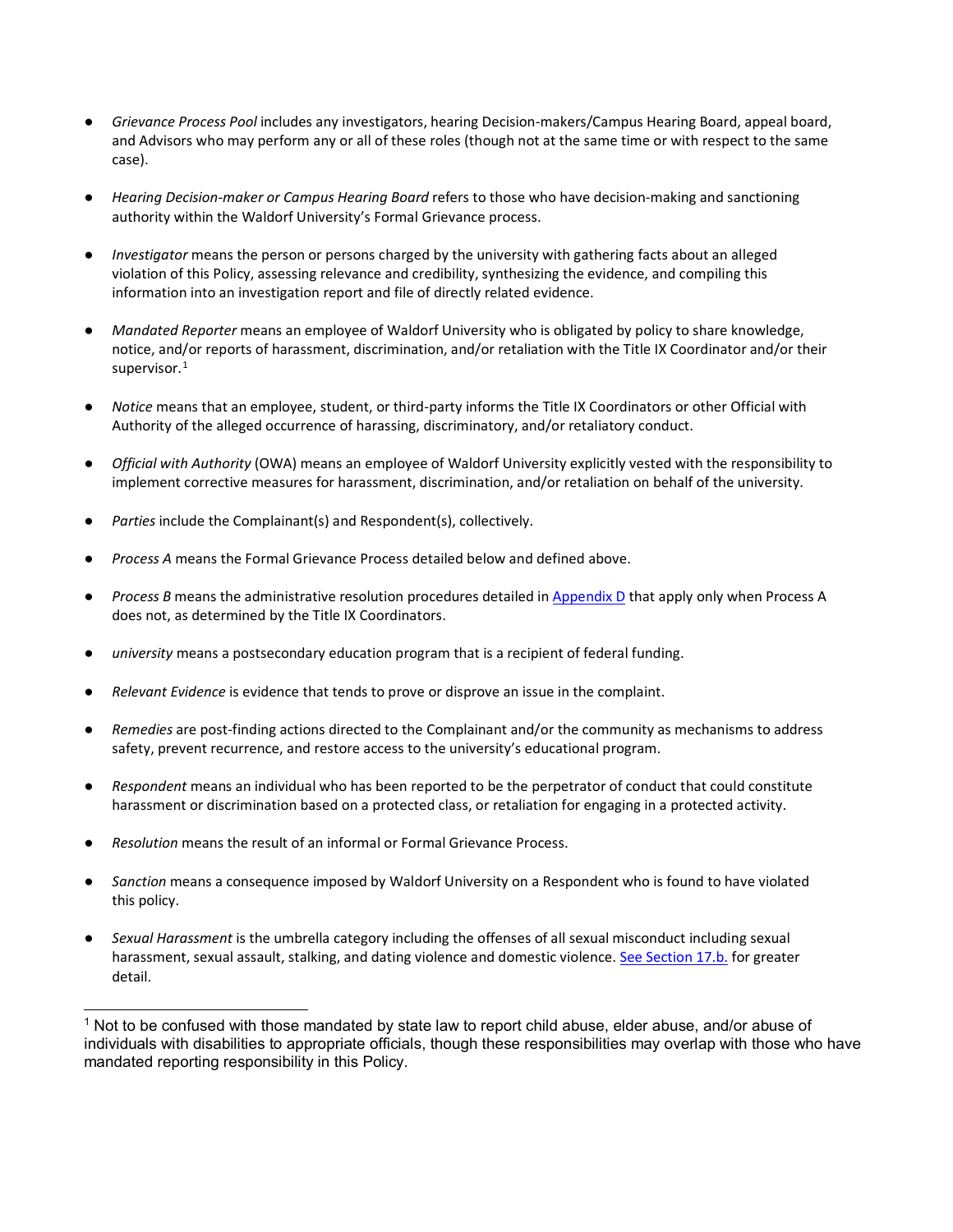- *Grievance Process Pool* includes any investigators, hearing Decision-makers/Campus Hearing Board, appeal board, and Advisors who may perform any or all of these roles (though not at the same time or with respect to the same case).

- *Hearing Decision-maker or Campus Hearing Board* refers to those who have decision-making and sanctioning authority within the Waldorf University's Formal Grievance process.

- *Investigator* means the person or persons charged by the university with gathering facts about an alleged violation of this Policy, assessing relevance and credibility, synthesizing the evidence, and compiling this information into an investigation report and file of directly related evidence.

- *Mandated Reporter* means an employee of Waldorf University who is obligated by policy to share knowledge, notice, and/or reports of harassment, discrimination, and/or retaliation with the Title IX Coordinator and/or their supervisor.[1]

- *Notice* means that an employee, student, or third-party informs the Title IX Coordinators or other Official with Authority of the alleged occurrence of harassing, discriminatory, and/or retaliatory conduct.

- *Official with Authority* (OWA) means an employee of Waldorf University explicitly vested with the responsibility to implement corrective measures for harassment, discrimination, and/or retaliation on behalf of the university.

- *Parties* include the Complainant(s) and Respondent(s), collectively.

- *Process A* means the Formal Grievance Process detailed below and defined above.

- *Process B* means the administrative resolution procedures detailed in Appendix D that apply only when Process A does not, as determined by the Title IX Coordinators.

- *university* means a postsecondary education program that is a recipient of federal funding.

- *Relevant Evidence* is evidence that tends to prove or disprove an issue in the complaint.

- *Remedies* are post-finding actions directed to the Complainant and/or the community as mechanisms to address safety, prevent recurrence, and restore access to the university's educational program.

- *Respondent* means an individual who has been reported to be the perpetrator of conduct that could constitute harassment or discrimination based on a protected class, or retaliation for engaging in a protected activity.

- *Resolution* means the result of an informal or Formal Grievance Process.

- *Sanction* means a consequence imposed by Waldorf University on a Respondent who is found to have violated this policy.

- *Sexual Harassment* is the umbrella category including the offenses of all sexual misconduct including sexual harassment, sexual assault, stalking, and dating violence and domestic violence. See Section 17.b. for greater detail.

---

[1] Not to be confused with those mandated by state law to report child abuse, elder abuse, and/or abuse of individuals with disabilities to appropriate officials, though these responsibilities may overlap with those who have mandated reporting responsibility in this Policy.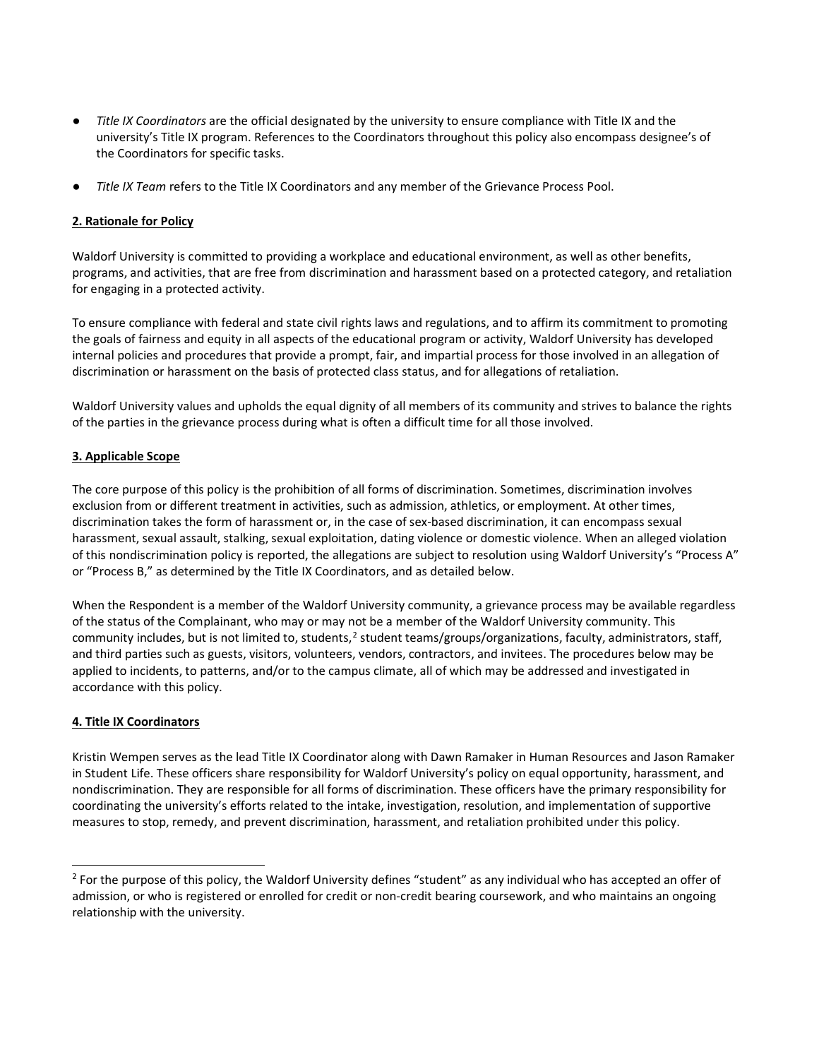- *Title IX Coordinators* are the official designated by the university to ensure compliance with Title IX and the university's Title IX program. References to the Coordinators throughout this policy also encompass designee's of the Coordinators for specific tasks.

- *Title IX Team* refers to the Title IX Coordinators and any member of the Grievance Process Pool.

**2. Rationale for Policy**

Waldorf University is committed to providing a workplace and educational environment, as well as other benefits, programs, and activities, that are free from discrimination and harassment based on a protected category, and retaliation for engaging in a protected activity.

To ensure compliance with federal and state civil rights laws and regulations, and to affirm its commitment to promoting the goals of fairness and equity in all aspects of the educational program or activity, Waldorf University has developed internal policies and procedures that provide a prompt, fair, and impartial process for those involved in an allegation of discrimination or harassment on the basis of protected class status, and for allegations of retaliation.

Waldorf University values and upholds the equal dignity of all members of its community and strives to balance the rights of the parties in the grievance process during what is often a difficult time for all those involved.

**3. Applicable Scope**

The core purpose of this policy is the prohibition of all forms of discrimination. Sometimes, discrimination involves exclusion from or different treatment in activities, such as admission, athletics, or employment. At other times, discrimination takes the form of harassment or, in the case of sex-based discrimination, it can encompass sexual harassment, sexual assault, stalking, sexual exploitation, dating violence or domestic violence. When an alleged violation of this nondiscrimination policy is reported, the allegations are subject to resolution using Waldorf University's "Process A" or "Process B," as determined by the Title IX Coordinators, and as detailed below.

When the Respondent is a member of the Waldorf University community, a grievance process may be available regardless of the status of the Complainant, who may or may not be a member of the Waldorf University community. This community includes, but is not limited to, students,[2] student teams/groups/organizations, faculty, administrators, staff, and third parties such as guests, visitors, volunteers, vendors, contractors, and invitees. The procedures below may be applied to incidents, to patterns, and/or to the campus climate, all of which may be addressed and investigated in accordance with this policy.

**4. Title IX Coordinators**

Kristin Wempen serves as the lead Title IX Coordinator along with Dawn Ramaker in Human Resources and Jason Ramaker in Student Life. These officers share responsibility for Waldorf University's policy on equal opportunity, harassment, and nondiscrimination. They are responsible for all forms of discrimination. These officers have the primary responsibility for coordinating the university's efforts related to the intake, investigation, resolution, and implementation of supportive measures to stop, remedy, and prevent discrimination, harassment, and retaliation prohibited under this policy.

[2] For the purpose of this policy, the Waldorf University defines "student" as any individual who has accepted an offer of admission, or who is registered or enrolled for credit or non-credit bearing coursework, and who maintains an ongoing relationship with the university.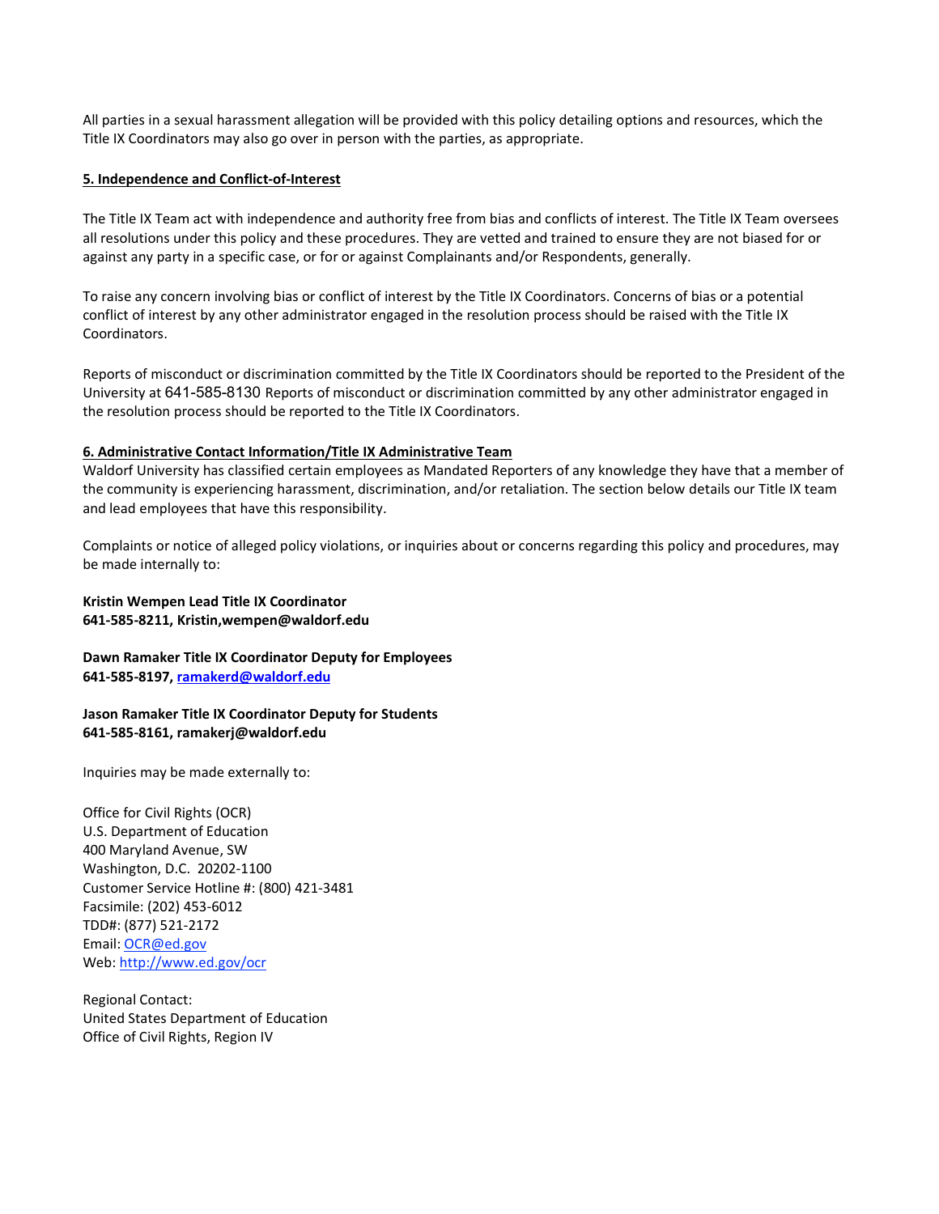All parties in a sexual harassment allegation will be provided with this policy detailing options and resources, which the Title IX Coordinators may also go over in person with the parties, as appropriate.

**5. Independence and Conflict-of-Interest**

The Title IX Team act with independence and authority free from bias and conflicts of interest. The Title IX Team oversees all resolutions under this policy and these procedures. They are vetted and trained to ensure they are not biased for or against any party in a specific case, or for or against Complainants and/or Respondents, generally.

To raise any concern involving bias or conflict of interest by the Title IX Coordinators. Concerns of bias or a potential conflict of interest by any other administrator engaged in the resolution process should be raised with the Title IX Coordinators.

Reports of misconduct or discrimination committed by the Title IX Coordinators should be reported to the President of the University at 641-585-8130 Reports of misconduct or discrimination committed by any other administrator engaged in the resolution process should be reported to the Title IX Coordinators.

**6. Administrative Contact Information/Title IX Administrative Team**

Waldorf University has classified certain employees as Mandated Reporters of any knowledge they have that a member of the community is experiencing harassment, discrimination, and/or retaliation. The section below details our Title IX team and lead employees that have this responsibility.

Complaints or notice of alleged policy violations, or inquiries about or concerns regarding this policy and procedures, may be made internally to:

**Kristin Wempen Lead Title IX Coordinator**
**641-585-8211, Kristin,wempen@waldorf.edu**

**Dawn Ramaker Title IX Coordinator Deputy for Employees**
**641-585-8197, ramakerd@waldorf.edu**

**Jason Ramaker Title IX Coordinator Deputy for Students**
**641-585-8161, ramakerj@waldorf.edu**

Inquiries may be made externally to:

Office for Civil Rights (OCR)
U.S. Department of Education
400 Maryland Avenue, SW
Washington, D.C. 20202-1100
Customer Service Hotline #: (800) 421-3481
Facsimile: (202) 453-6012
TDD#: (877) 521-2172
Email: OCR@ed.gov
Web: http://www.ed.gov/ocr

Regional Contact:
United States Department of Education
Office of Civil Rights, Region IV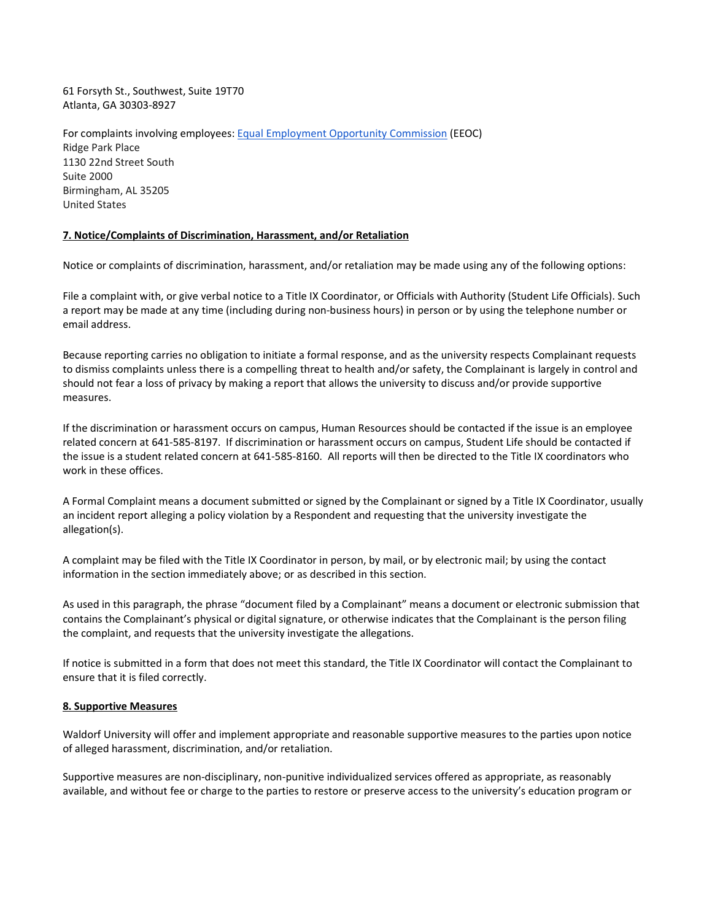61 Forsyth St., Southwest, Suite 19T70
Atlanta, GA 30303-8927

For complaints involving employees: Equal Employment Opportunity Commission (EEOC)
Ridge Park Place
1130 22nd Street South
Suite 2000
Birmingham, AL 35205
United States

**7. Notice/Complaints of Discrimination, Harassment, and/or Retaliation**

Notice or complaints of discrimination, harassment, and/or retaliation may be made using any of the following options:

File a complaint with, or give verbal notice to a Title IX Coordinator, or Officials with Authority (Student Life Officials). Such a report may be made at any time (including during non-business hours) in person or by using the telephone number or email address.

Because reporting carries no obligation to initiate a formal response, and as the university respects Complainant requests to dismiss complaints unless there is a compelling threat to health and/or safety, the Complainant is largely in control and should not fear a loss of privacy by making a report that allows the university to discuss and/or provide supportive measures.

If the discrimination or harassment occurs on campus, Human Resources should be contacted if the issue is an employee related concern at 641-585-8197. If discrimination or harassment occurs on campus, Student Life should be contacted if the issue is a student related concern at 641-585-8160. All reports will then be directed to the Title IX coordinators who work in these offices.

A Formal Complaint means a document submitted or signed by the Complainant or signed by a Title IX Coordinator, usually an incident report alleging a policy violation by a Respondent and requesting that the university investigate the allegation(s).

A complaint may be filed with the Title IX Coordinator in person, by mail, or by electronic mail; by using the contact information in the section immediately above; or as described in this section.

As used in this paragraph, the phrase "document filed by a Complainant" means a document or electronic submission that contains the Complainant's physical or digital signature, or otherwise indicates that the Complainant is the person filing the complaint, and requests that the university investigate the allegations.

If notice is submitted in a form that does not meet this standard, the Title IX Coordinator will contact the Complainant to ensure that it is filed correctly.

**8. Supportive Measures**

Waldorf University will offer and implement appropriate and reasonable supportive measures to the parties upon notice of alleged harassment, discrimination, and/or retaliation.

Supportive measures are non-disciplinary, non-punitive individualized services offered as appropriate, as reasonably available, and without fee or charge to the parties to restore or preserve access to the university's education program or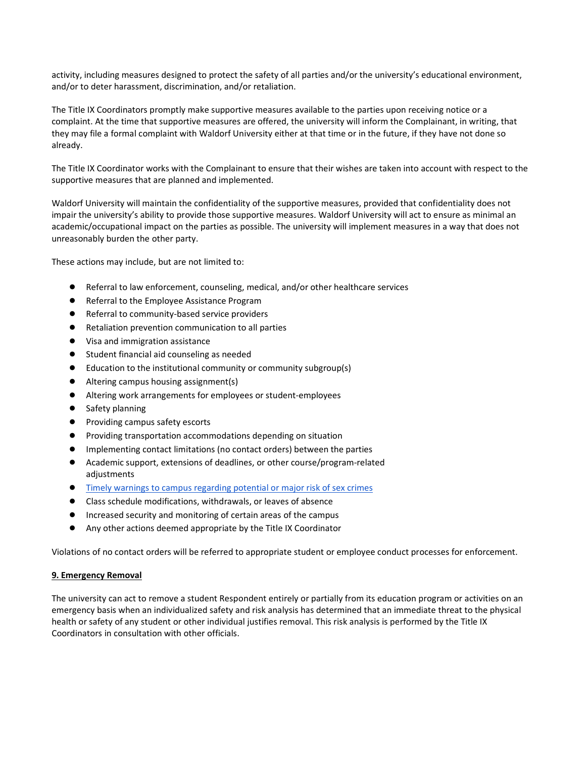activity, including measures designed to protect the safety of all parties and/or the university's educational environment, and/or to deter harassment, discrimination, and/or retaliation.

The Title IX Coordinators promptly make supportive measures available to the parties upon receiving notice or a complaint. At the time that supportive measures are offered, the university will inform the Complainant, in writing, that they may file a formal complaint with Waldorf University either at that time or in the future, if they have not done so already.

The Title IX Coordinator works with the Complainant to ensure that their wishes are taken into account with respect to the supportive measures that are planned and implemented.

Waldorf University will maintain the confidentiality of the supportive measures, provided that confidentiality does not impair the university's ability to provide those supportive measures. Waldorf University will act to ensure as minimal an academic/occupational impact on the parties as possible. The university will implement measures in a way that does not unreasonably burden the other party.

These actions may include, but are not limited to:

- Referral to law enforcement, counseling, medical, and/or other healthcare services
- Referral to the Employee Assistance Program
- Referral to community-based service providers
- Retaliation prevention communication to all parties
- Visa and immigration assistance
- Student financial aid counseling as needed
- Education to the institutional community or community subgroup(s)
- Altering campus housing assignment(s)
- Altering work arrangements for employees or student-employees
- Safety planning
- Providing campus safety escorts
- Providing transportation accommodations depending on situation
- Implementing contact limitations (no contact orders) between the parties
- Academic support, extensions of deadlines, or other course/program-related adjustments
- Timely warnings to campus regarding potential or major risk of sex crimes
- Class schedule modifications, withdrawals, or leaves of absence
- Increased security and monitoring of certain areas of the campus
- Any other actions deemed appropriate by the Title IX Coordinator

Violations of no contact orders will be referred to appropriate student or employee conduct processes for enforcement.

**9. Emergency Removal**

The university can act to remove a student Respondent entirely or partially from its education program or activities on an emergency basis when an individualized safety and risk analysis has determined that an immediate threat to the physical health or safety of any student or other individual justifies removal. This risk analysis is performed by the Title IX Coordinators in consultation with other officials.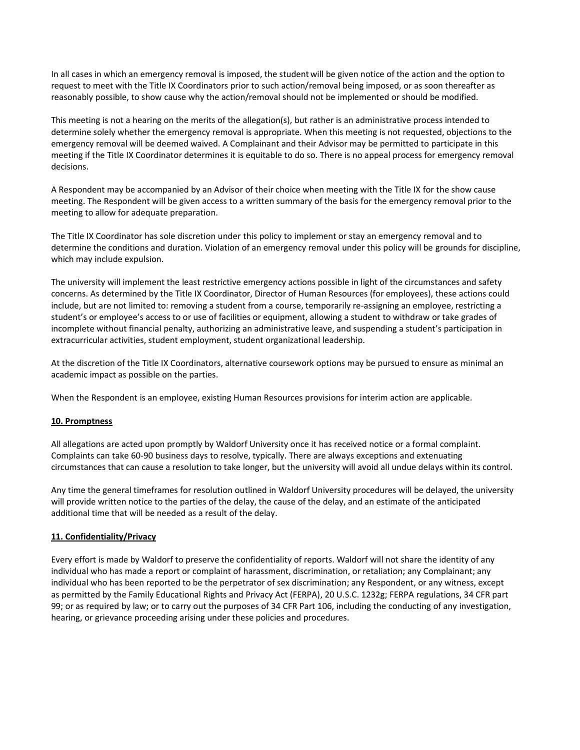In all cases in which an emergency removal is imposed, the student will be given notice of the action and the option to request to meet with the Title IX Coordinators prior to such action/removal being imposed, or as soon thereafter as reasonably possible, to show cause why the action/removal should not be implemented or should be modified.

This meeting is not a hearing on the merits of the allegation(s), but rather is an administrative process intended to determine solely whether the emergency removal is appropriate. When this meeting is not requested, objections to the emergency removal will be deemed waived. A Complainant and their Advisor may be permitted to participate in this meeting if the Title IX Coordinator determines it is equitable to do so. There is no appeal process for emergency removal decisions.

A Respondent may be accompanied by an Advisor of their choice when meeting with the Title IX for the show cause meeting. The Respondent will be given access to a written summary of the basis for the emergency removal prior to the meeting to allow for adequate preparation.

The Title IX Coordinator has sole discretion under this policy to implement or stay an emergency removal and to determine the conditions and duration. Violation of an emergency removal under this policy will be grounds for discipline, which may include expulsion.

The university will implement the least restrictive emergency actions possible in light of the circumstances and safety concerns. As determined by the Title IX Coordinator, Director of Human Resources (for employees), these actions could include, but are not limited to: removing a student from a course, temporarily re-assigning an employee, restricting a student's or employee's access to or use of facilities or equipment, allowing a student to withdraw or take grades of incomplete without financial penalty, authorizing an administrative leave, and suspending a student's participation in extracurricular activities, student employment, student organizational leadership.

At the discretion of the Title IX Coordinators, alternative coursework options may be pursued to ensure as minimal an academic impact as possible on the parties.

When the Respondent is an employee, existing Human Resources provisions for interim action are applicable.

## 10. Promptness

All allegations are acted upon promptly by Waldorf University once it has received notice or a formal complaint. Complaints can take 60-90 business days to resolve, typically. There are always exceptions and extenuating circumstances that can cause a resolution to take longer, but the university will avoid all undue delays within its control.

Any time the general timeframes for resolution outlined in Waldorf University procedures will be delayed, the university will provide written notice to the parties of the delay, the cause of the delay, and an estimate of the anticipated additional time that will be needed as a result of the delay.

## 11. Confidentiality/Privacy

Every effort is made by Waldorf to preserve the confidentiality of reports. Waldorf will not share the identity of any individual who has made a report or complaint of harassment, discrimination, or retaliation; any Complainant; any individual who has been reported to be the perpetrator of sex discrimination; any Respondent, or any witness, except as permitted by the Family Educational Rights and Privacy Act (FERPA), 20 U.S.C. 1232g; FERPA regulations, 34 CFR part 99; or as required by law; or to carry out the purposes of 34 CFR Part 106, including the conducting of any investigation, hearing, or grievance proceeding arising under these policies and procedures.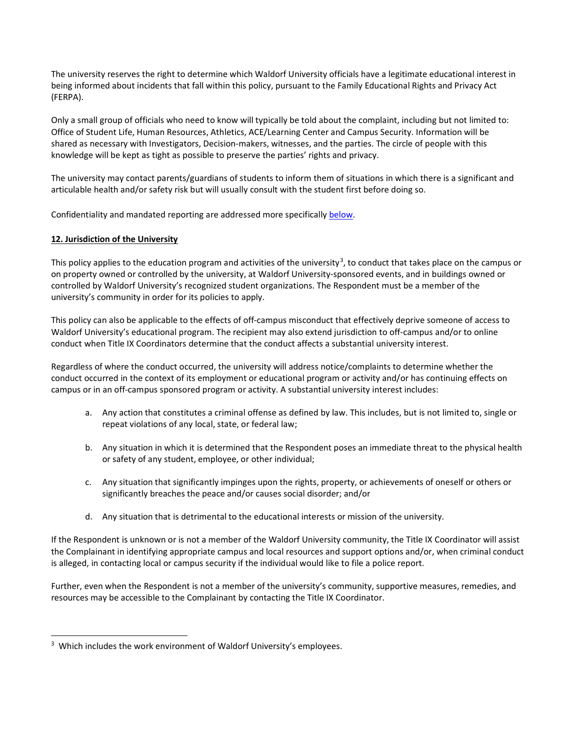The university reserves the right to determine which Waldorf University officials have a legitimate educational interest in being informed about incidents that fall within this policy, pursuant to the Family Educational Rights and Privacy Act (FERPA).

Only a small group of officials who need to know will typically be told about the complaint, including but not limited to: Office of Student Life, Human Resources, Athletics, ACE/Learning Center and Campus Security. Information will be shared as necessary with Investigators, Decision-makers, witnesses, and the parties. The circle of people with this knowledge will be kept as tight as possible to preserve the parties' rights and privacy.

The university may contact parents/guardians of students to inform them of situations in which there is a significant and articulable health and/or safety risk but will usually consult with the student first before doing so.

Confidentiality and mandated reporting are addressed more specifically below.

## 12. Jurisdiction of the University

This policy applies to the education program and activities of the university[3], to conduct that takes place on the campus or on property owned or controlled by the university, at Waldorf University-sponsored events, and in buildings owned or controlled by Waldorf University's recognized student organizations. The Respondent must be a member of the university's community in order for its policies to apply.

This policy can also be applicable to the effects of off-campus misconduct that effectively deprive someone of access to Waldorf University's educational program. The recipient may also extend jurisdiction to off-campus and/or to online conduct when Title IX Coordinators determine that the conduct affects a substantial university interest.

Regardless of where the conduct occurred, the university will address notice/complaints to determine whether the conduct occurred in the context of its employment or educational program or activity and/or has continuing effects on campus or in an off-campus sponsored program or activity. A substantial university interest includes:

a. Any action that constitutes a criminal offense as defined by law. This includes, but is not limited to, single or repeat violations of any local, state, or federal law;

b. Any situation in which it is determined that the Respondent poses an immediate threat to the physical health or safety of any student, employee, or other individual;

c. Any situation that significantly impinges upon the rights, property, or achievements of oneself or others or significantly breaches the peace and/or causes social disorder; and/or

d. Any situation that is detrimental to the educational interests or mission of the university.

If the Respondent is unknown or is not a member of the Waldorf University community, the Title IX Coordinator will assist the Complainant in identifying appropriate campus and local resources and support options and/or, when criminal conduct is alleged, in contacting local or campus security if the individual would like to file a police report.

Further, even when the Respondent is not a member of the university's community, supportive measures, remedies, and resources may be accessible to the Complainant by contacting the Title IX Coordinator.

[3] Which includes the work environment of Waldorf University's employees.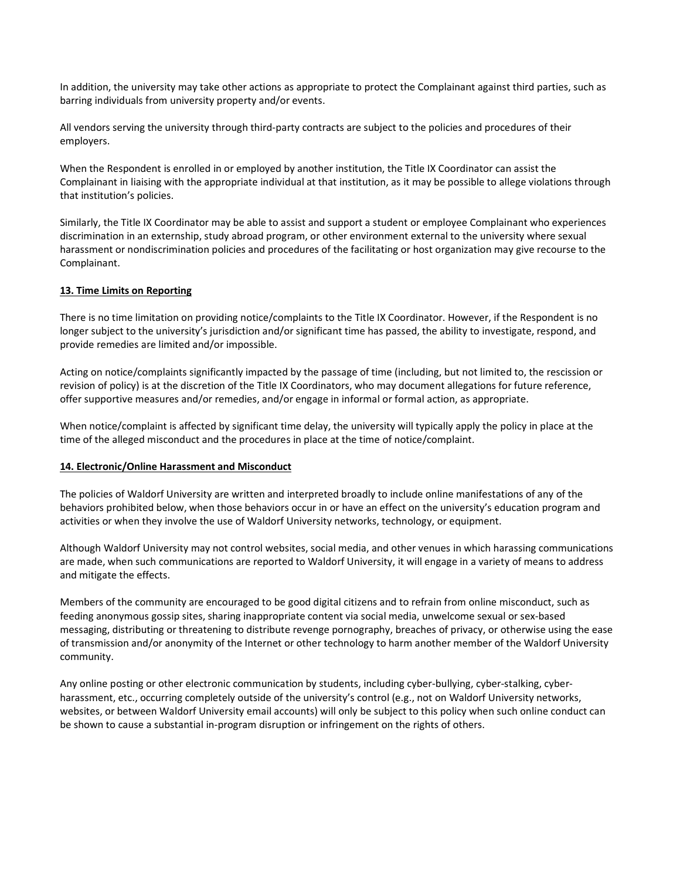In addition, the university may take other actions as appropriate to protect the Complainant against third parties, such as barring individuals from university property and/or events.

All vendors serving the university through third-party contracts are subject to the policies and procedures of their employers.

When the Respondent is enrolled in or employed by another institution, the Title IX Coordinator can assist the Complainant in liaising with the appropriate individual at that institution, as it may be possible to allege violations through that institution's policies.

Similarly, the Title IX Coordinator may be able to assist and support a student or employee Complainant who experiences discrimination in an externship, study abroad program, or other environment external to the university where sexual harassment or nondiscrimination policies and procedures of the facilitating or host organization may give recourse to the Complainant.

## 13. Time Limits on Reporting

There is no time limitation on providing notice/complaints to the Title IX Coordinator. However, if the Respondent is no longer subject to the university's jurisdiction and/or significant time has passed, the ability to investigate, respond, and provide remedies are limited and/or impossible.

Acting on notice/complaints significantly impacted by the passage of time (including, but not limited to, the rescission or revision of policy) is at the discretion of the Title IX Coordinators, who may document allegations for future reference, offer supportive measures and/or remedies, and/or engage in informal or formal action, as appropriate.

When notice/complaint is affected by significant time delay, the university will typically apply the policy in place at the time of the alleged misconduct and the procedures in place at the time of notice/complaint.

## 14. Electronic/Online Harassment and Misconduct

The policies of Waldorf University are written and interpreted broadly to include online manifestations of any of the behaviors prohibited below, when those behaviors occur in or have an effect on the university's education program and activities or when they involve the use of Waldorf University networks, technology, or equipment.

Although Waldorf University may not control websites, social media, and other venues in which harassing communications are made, when such communications are reported to Waldorf University, it will engage in a variety of means to address and mitigate the effects.

Members of the community are encouraged to be good digital citizens and to refrain from online misconduct, such as feeding anonymous gossip sites, sharing inappropriate content via social media, unwelcome sexual or sex-based messaging, distributing or threatening to distribute revenge pornography, breaches of privacy, or otherwise using the ease of transmission and/or anonymity of the Internet or other technology to harm another member of the Waldorf University community.

Any online posting or other electronic communication by students, including cyber-bullying, cyber-stalking, cyber-harassment, etc., occurring completely outside of the university's control (e.g., not on Waldorf University networks, websites, or between Waldorf University email accounts) will only be subject to this policy when such online conduct can be shown to cause a substantial in-program disruption or infringement on the rights of others.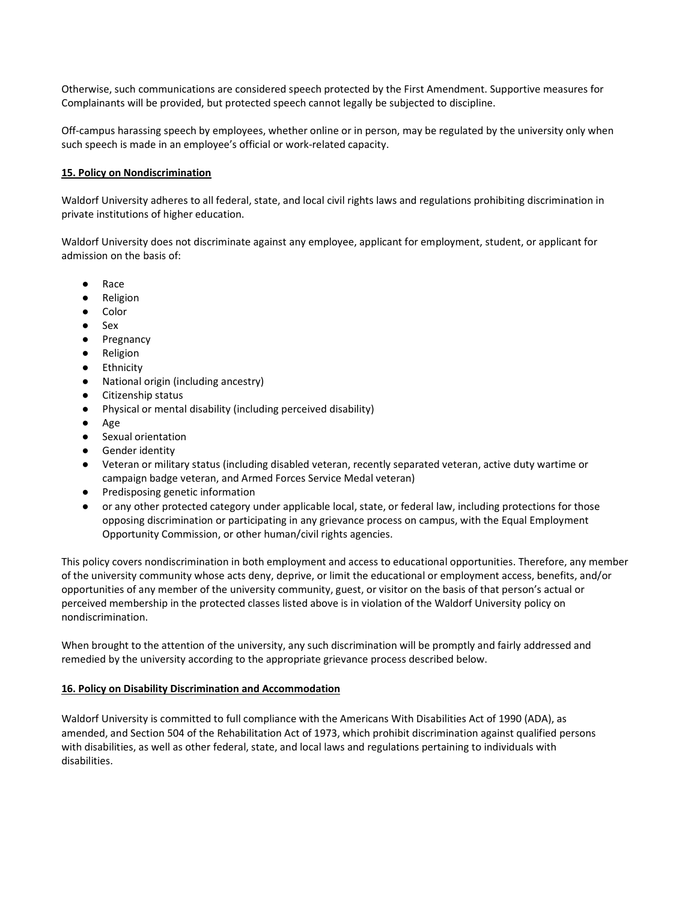Otherwise, such communications are considered speech protected by the First Amendment. Supportive measures for Complainants will be provided, but protected speech cannot legally be subjected to discipline.

Off-campus harassing speech by employees, whether online or in person, may be regulated by the university only when such speech is made in an employee's official or work-related capacity.

**15. Policy on Nondiscrimination**

Waldorf University adheres to all federal, state, and local civil rights laws and regulations prohibiting discrimination in private institutions of higher education.

Waldorf University does not discriminate against any employee, applicant for employment, student, or applicant for admission on the basis of:

- Race
- Religion
- Color
- Sex
- Pregnancy
- Religion
- Ethnicity
- National origin (including ancestry)
- Citizenship status
- Physical or mental disability (including perceived disability)
- Age
- Sexual orientation
- Gender identity
- Veteran or military status (including disabled veteran, recently separated veteran, active duty wartime or campaign badge veteran, and Armed Forces Service Medal veteran)
- Predisposing genetic information
- or any other protected category under applicable local, state, or federal law, including protections for those opposing discrimination or participating in any grievance process on campus, with the Equal Employment Opportunity Commission, or other human/civil rights agencies.

This policy covers nondiscrimination in both employment and access to educational opportunities. Therefore, any member of the university community whose acts deny, deprive, or limit the educational or employment access, benefits, and/or opportunities of any member of the university community, guest, or visitor on the basis of that person's actual or perceived membership in the protected classes listed above is in violation of the Waldorf University policy on nondiscrimination.

When brought to the attention of the university, any such discrimination will be promptly and fairly addressed and remedied by the university according to the appropriate grievance process described below.

**16. Policy on Disability Discrimination and Accommodation**

Waldorf University is committed to full compliance with the Americans With Disabilities Act of 1990 (ADA), as amended, and Section 504 of the Rehabilitation Act of 1973, which prohibit discrimination against qualified persons with disabilities, as well as other federal, state, and local laws and regulations pertaining to individuals with disabilities.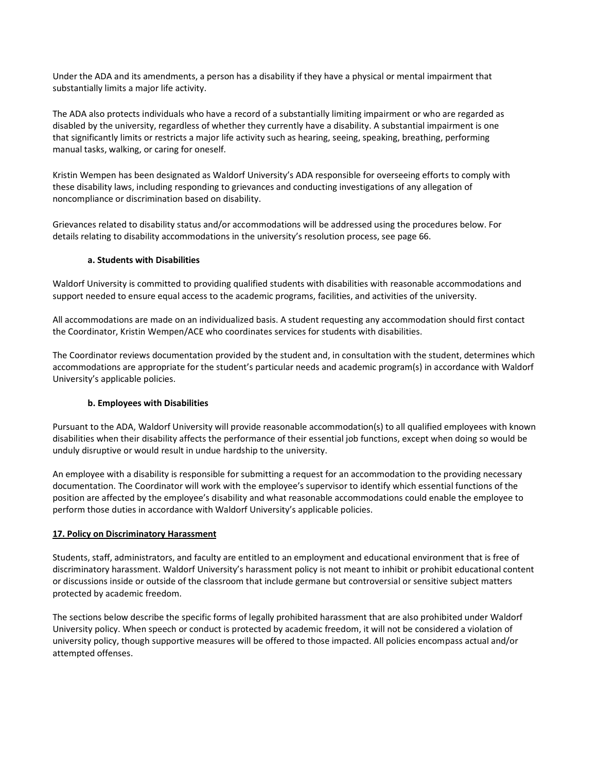Under the ADA and its amendments, a person has a disability if they have a physical or mental impairment that substantially limits a major life activity.

The ADA also protects individuals who have a record of a substantially limiting impairment or who are regarded as disabled by the university, regardless of whether they currently have a disability. A substantial impairment is one that significantly limits or restricts a major life activity such as hearing, seeing, speaking, breathing, performing manual tasks, walking, or caring for oneself.

Kristin Wempen has been designated as Waldorf University's ADA responsible for overseeing efforts to comply with these disability laws, including responding to grievances and conducting investigations of any allegation of noncompliance or discrimination based on disability.

Grievances related to disability status and/or accommodations will be addressed using the procedures below. For details relating to disability accommodations in the university's resolution process, see page 66.

#### a. Students with Disabilities

Waldorf University is committed to providing qualified students with disabilities with reasonable accommodations and support needed to ensure equal access to the academic programs, facilities, and activities of the university.

All accommodations are made on an individualized basis. A student requesting any accommodation should first contact the Coordinator, Kristin Wempen/ACE who coordinates services for students with disabilities.

The Coordinator reviews documentation provided by the student and, in consultation with the student, determines which accommodations are appropriate for the student's particular needs and academic program(s) in accordance with Waldorf University's applicable policies.

#### b. Employees with Disabilities

Pursuant to the ADA, Waldorf University will provide reasonable accommodation(s) to all qualified employees with known disabilities when their disability affects the performance of their essential job functions, except when doing so would be unduly disruptive or would result in undue hardship to the university.

An employee with a disability is responsible for submitting a request for an accommodation to the providing necessary documentation. The Coordinator will work with the employee's supervisor to identify which essential functions of the position are affected by the employee's disability and what reasonable accommodations could enable the employee to perform those duties in accordance with Waldorf University's applicable policies.

### 17. Policy on Discriminatory Harassment

Students, staff, administrators, and faculty are entitled to an employment and educational environment that is free of discriminatory harassment. Waldorf University's harassment policy is not meant to inhibit or prohibit educational content or discussions inside or outside of the classroom that include germane but controversial or sensitive subject matters protected by academic freedom.

The sections below describe the specific forms of legally prohibited harassment that are also prohibited under Waldorf University policy. When speech or conduct is protected by academic freedom, it will not be considered a violation of university policy, though supportive measures will be offered to those impacted. All policies encompass actual and/or attempted offenses.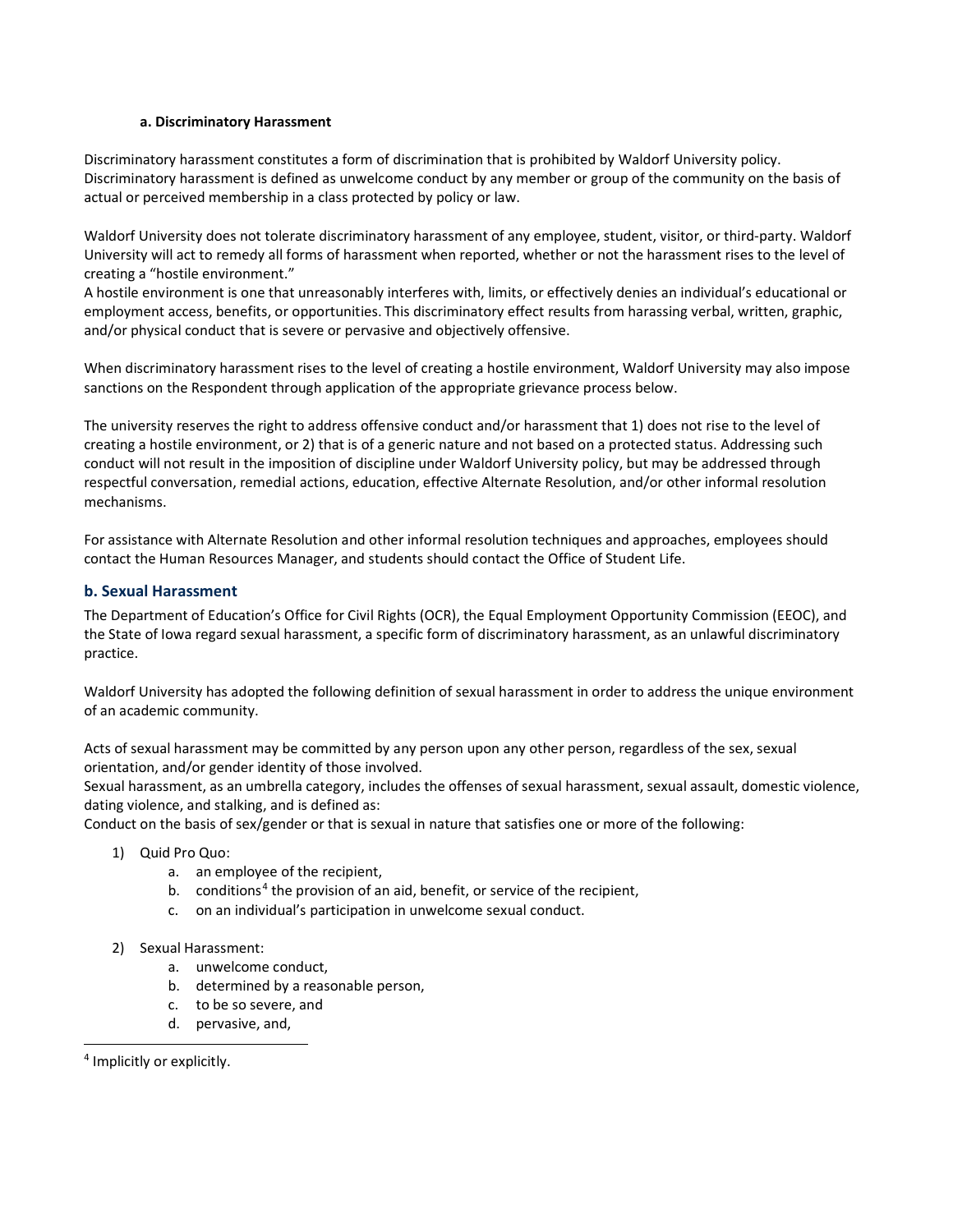#### a. Discriminatory Harassment

Discriminatory harassment constitutes a form of discrimination that is prohibited by Waldorf University policy. Discriminatory harassment is defined as unwelcome conduct by any member or group of the community on the basis of actual or perceived membership in a class protected by policy or law.

Waldorf University does not tolerate discriminatory harassment of any employee, student, visitor, or third-party. Waldorf University will act to remedy all forms of harassment when reported, whether or not the harassment rises to the level of creating a "hostile environment."

A hostile environment is one that unreasonably interferes with, limits, or effectively denies an individual's educational or employment access, benefits, or opportunities. This discriminatory effect results from harassing verbal, written, graphic, and/or physical conduct that is severe or pervasive and objectively offensive.

When discriminatory harassment rises to the level of creating a hostile environment, Waldorf University may also impose sanctions on the Respondent through application of the appropriate grievance process below.

The university reserves the right to address offensive conduct and/or harassment that 1) does not rise to the level of creating a hostile environment, or 2) that is of a generic nature and not based on a protected status. Addressing such conduct will not result in the imposition of discipline under Waldorf University policy, but may be addressed through respectful conversation, remedial actions, education, effective Alternate Resolution, and/or other informal resolution mechanisms.

For assistance with Alternate Resolution and other informal resolution techniques and approaches, employees should contact the Human Resources Manager, and students should contact the Office of Student Life.

### b. Sexual Harassment

The Department of Education's Office for Civil Rights (OCR), the Equal Employment Opportunity Commission (EEOC), and the State of Iowa regard sexual harassment, a specific form of discriminatory harassment, as an unlawful discriminatory practice.

Waldorf University has adopted the following definition of sexual harassment in order to address the unique environment of an academic community.

Acts of sexual harassment may be committed by any person upon any other person, regardless of the sex, sexual orientation, and/or gender identity of those involved.

Sexual harassment, as an umbrella category, includes the offenses of sexual harassment, sexual assault, domestic violence, dating violence, and stalking, and is defined as:

Conduct on the basis of sex/gender or that is sexual in nature that satisfies one or more of the following:

1) Quid Pro Quo:
   a. an employee of the recipient,
   b. conditions[4] the provision of an aid, benefit, or service of the recipient,
   c. on an individual's participation in unwelcome sexual conduct.

2) Sexual Harassment:
   a. unwelcome conduct,
   b. determined by a reasonable person,
   c. to be so severe, and
   d. pervasive, and,

[4] Implicitly or explicitly.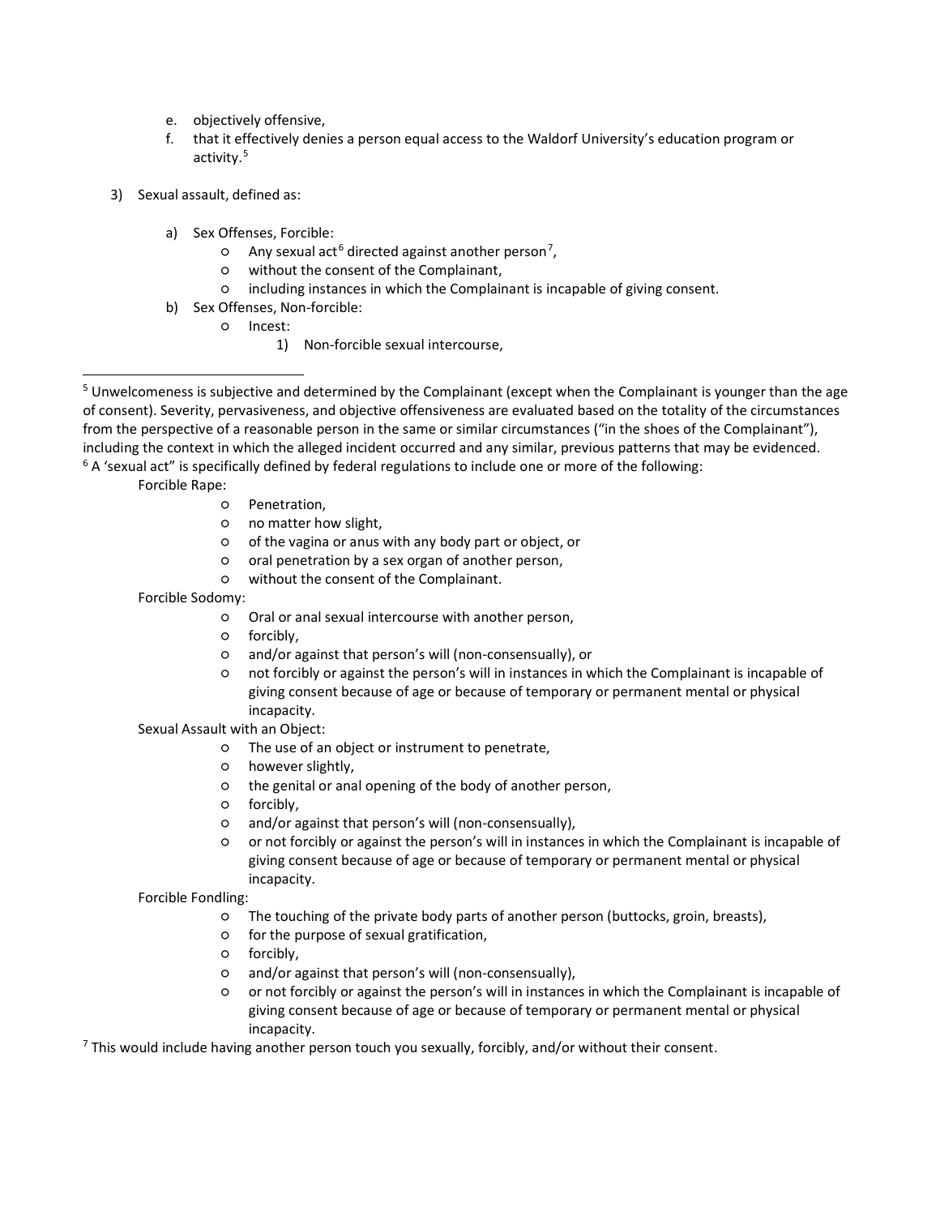e. objectively offensive,
f. that it effectively denies a person equal access to the Waldorf University's education program or activity.[5]

3) Sexual assault, defined as:

   a) Sex Offenses, Forcible:
      - Any sexual act[6] directed against another person[7],
      - without the consent of the Complainant,
      - including instances in which the Complainant is incapable of giving consent.

   b) Sex Offenses, Non-forcible:
      - Incest:
        1) Non-forcible sexual intercourse,

---

[5] Unwelcomeness is subjective and determined by the Complainant (except when the Complainant is younger than the age of consent). Severity, pervasiveness, and objective offensiveness are evaluated based on the totality of the circumstances from the perspective of a reasonable person in the same or similar circumstances ("in the shoes of the Complainant"), including the context in which the alleged incident occurred and any similar, previous patterns that may be evidenced.

[6] A 'sexual act' is specifically defined by federal regulations to include one or more of the following:

Forcible Rape:
- Penetration,
- no matter how slight,
- of the vagina or anus with any body part or object, or
- oral penetration by a sex organ of another person,
- without the consent of the Complainant.

Forcible Sodomy:
- Oral or anal sexual intercourse with another person,
- forcibly,
- and/or against that person's will (non-consensually), or
- not forcibly or against the person's will in instances in which the Complainant is incapable of giving consent because of age or because of temporary or permanent mental or physical incapacity.

Sexual Assault with an Object:
- The use of an object or instrument to penetrate,
- however slightly,
- the genital or anal opening of the body of another person,
- forcibly,
- and/or against that person's will (non-consensually),
- or not forcibly or against the person's will in instances in which the Complainant is incapable of giving consent because of age or because of temporary or permanent mental or physical incapacity.

Forcible Fondling:
- The touching of the private body parts of another person (buttocks, groin, breasts),
- for the purpose of sexual gratification,
- forcibly,
- and/or against that person's will (non-consensually),
- or not forcibly or against the person's will in instances in which the Complainant is incapable of giving consent because of age or because of temporary or permanent mental or physical incapacity.

[7] This would include having another person touch you sexually, forcibly, and/or without their consent.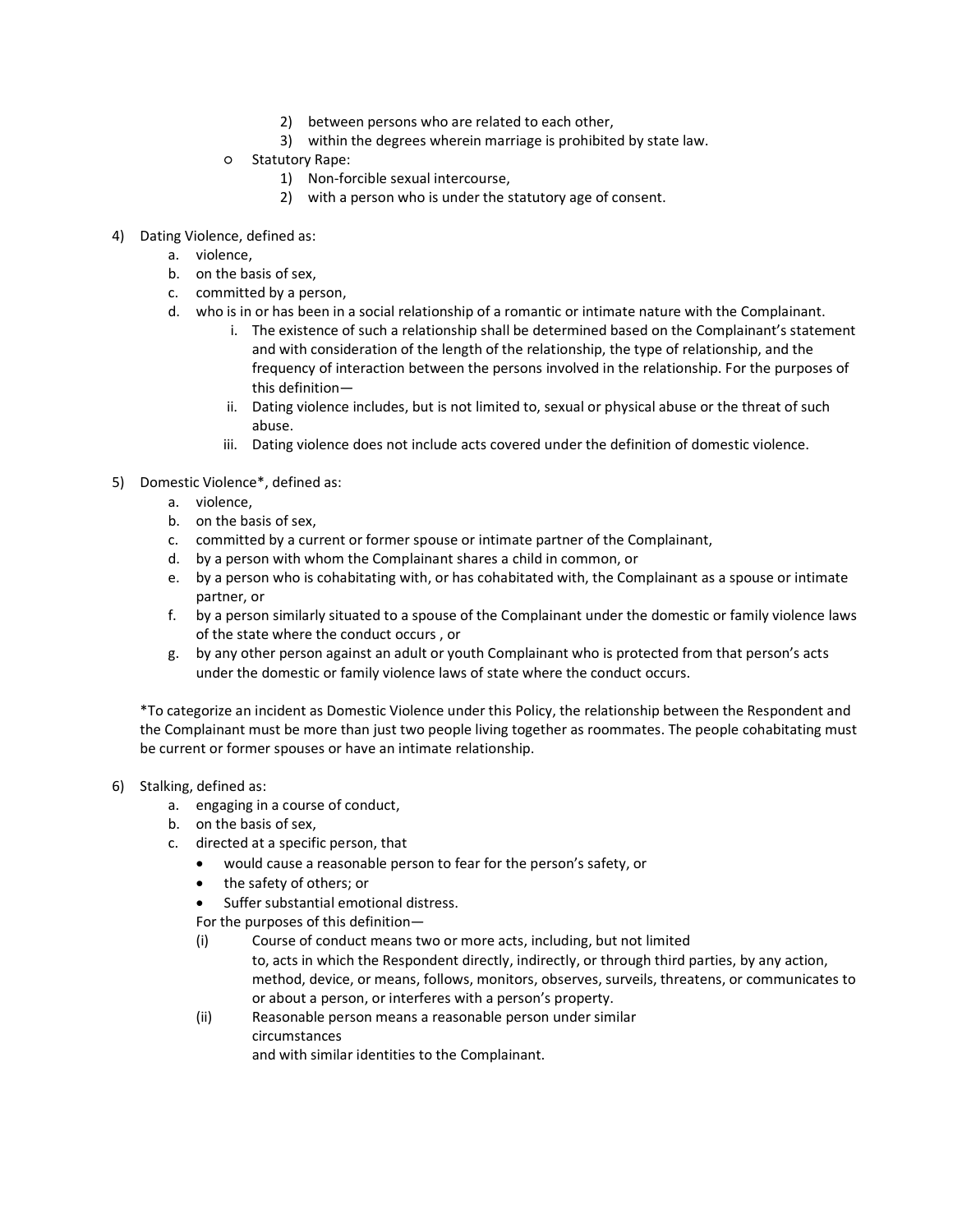2) between persons who are related to each other,
        3) within the degrees wherein marriage is prohibited by state law.
    - Statutory Rape:
        1) Non-forcible sexual intercourse,
        2) with a person who is under the statutory age of consent.

4) Dating Violence, defined as:
    a. violence,
    b. on the basis of sex,
    c. committed by a person,
    d. who is in or has been in a social relationship of a romantic or intimate nature with the Complainant.
        i. The existence of such a relationship shall be determined based on the Complainant's statement and with consideration of the length of the relationship, the type of relationship, and the frequency of interaction between the persons involved in the relationship. For the purposes of this definition—
        ii. Dating violence includes, but is not limited to, sexual or physical abuse or the threat of such abuse.
        iii. Dating violence does not include acts covered under the definition of domestic violence.

5) Domestic Violence*, defined as:
    a. violence,
    b. on the basis of sex,
    c. committed by a current or former spouse or intimate partner of the Complainant,
    d. by a person with whom the Complainant shares a child in common, or
    e. by a person who is cohabitating with, or has cohabitated with, the Complainant as a spouse or intimate partner, or
    f. by a person similarly situated to a spouse of the Complainant under the domestic or family violence laws of the state where the conduct occurs , or
    g. by any other person against an adult or youth Complainant who is protected from that person's acts under the domestic or family violence laws of state where the conduct occurs.

*To categorize an incident as Domestic Violence under this Policy, the relationship between the Respondent and the Complainant must be more than just two people living together as roommates. The people cohabitating must be current or former spouses or have an intimate relationship.

6) Stalking, defined as:
    a. engaging in a course of conduct,
    b. on the basis of sex,
    c. directed at a specific person, that
        - would cause a reasonable person to fear for the person's safety, or
        - the safety of others; or
        - Suffer substantial emotional distress.

    For the purposes of this definition—

    (i) Course of conduct means two or more acts, including, but not limited to, acts in which the Respondent directly, indirectly, or through third parties, by any action, method, device, or means, follows, monitors, observes, surveils, threatens, or communicates to or about a person, or interferes with a person's property.

    (ii) Reasonable person means a reasonable person under similar circumstances and with similar identities to the Complainant.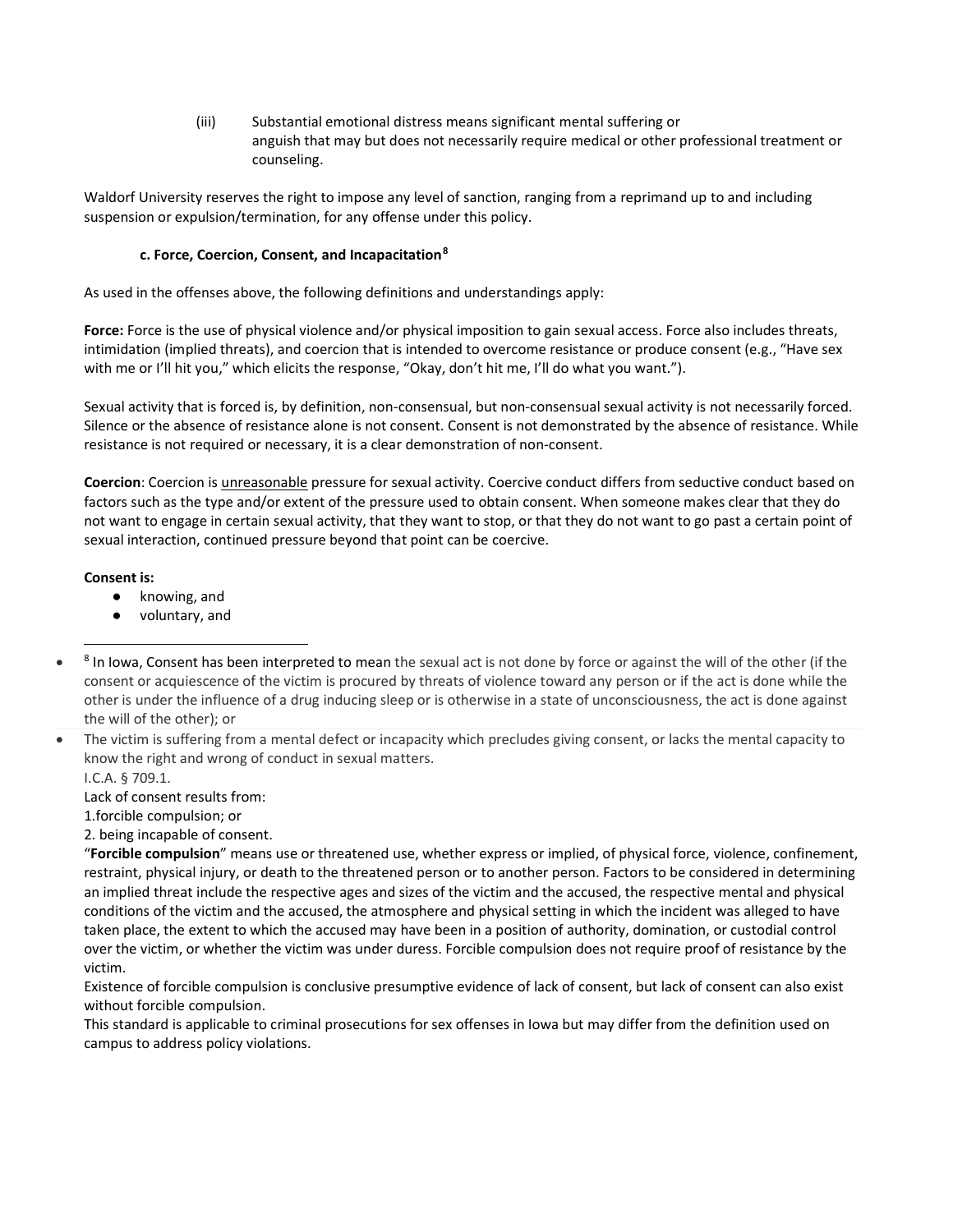(iii) Substantial emotional distress means significant mental suffering or anguish that may but does not necessarily require medical or other professional treatment or counseling.

Waldorf University reserves the right to impose any level of sanction, ranging from a reprimand up to and including suspension or expulsion/termination, for any offense under this policy.

### c. Force, Coercion, Consent, and Incapacitation[8]

As used in the offenses above, the following definitions and understandings apply:

**Force:** Force is the use of physical violence and/or physical imposition to gain sexual access. Force also includes threats, intimidation (implied threats), and coercion that is intended to overcome resistance or produce consent (e.g., "Have sex with me or I'll hit you," which elicits the response, "Okay, don't hit me, I'll do what you want.").

Sexual activity that is forced is, by definition, non-consensual, but non-consensual sexual activity is not necessarily forced. Silence or the absence of resistance alone is not consent. Consent is not demonstrated by the absence of resistance. While resistance is not required or necessary, it is a clear demonstration of non-consent.

**Coercion**: Coercion is unreasonable pressure for sexual activity. Coercive conduct differs from seductive conduct based on factors such as the type and/or extent of the pressure used to obtain consent. When someone makes clear that they do not want to engage in certain sexual activity, that they want to stop, or that they do not want to go past a certain point of sexual interaction, continued pressure beyond that point can be coercive.

**Consent is:**

- knowing, and
- voluntary, and

---

- [8] In Iowa, Consent has been interpreted to mean the sexual act is not done by force or against the will of the other (if the consent or acquiescence of the victim is procured by threats of violence toward any person or if the act is done while the other is under the influence of a drug inducing sleep or is otherwise in a state of unconsciousness, the act is done against the will of the other); or
- The victim is suffering from a mental defect or incapacity which precludes giving consent, or lacks the mental capacity to know the right and wrong of conduct in sexual matters.

  I.C.A. § 709.1.

  Lack of consent results from:

  1.forcible compulsion; or

  2. being incapable of consent.

  "**Forcible compulsion**" means use or threatened use, whether express or implied, of physical force, violence, confinement, restraint, physical injury, or death to the threatened person or to another person. Factors to be considered in determining an implied threat include the respective ages and sizes of the victim and the accused, the respective mental and physical conditions of the victim and the accused, the atmosphere and physical setting in which the incident was alleged to have taken place, the extent to which the accused may have been in a position of authority, domination, or custodial control over the victim, or whether the victim was under duress. Forcible compulsion does not require proof of resistance by the victim.

  Existence of forcible compulsion is conclusive presumptive evidence of lack of consent, but lack of consent can also exist without forcible compulsion.

  This standard is applicable to criminal prosecutions for sex offenses in Iowa but may differ from the definition used on campus to address policy violations.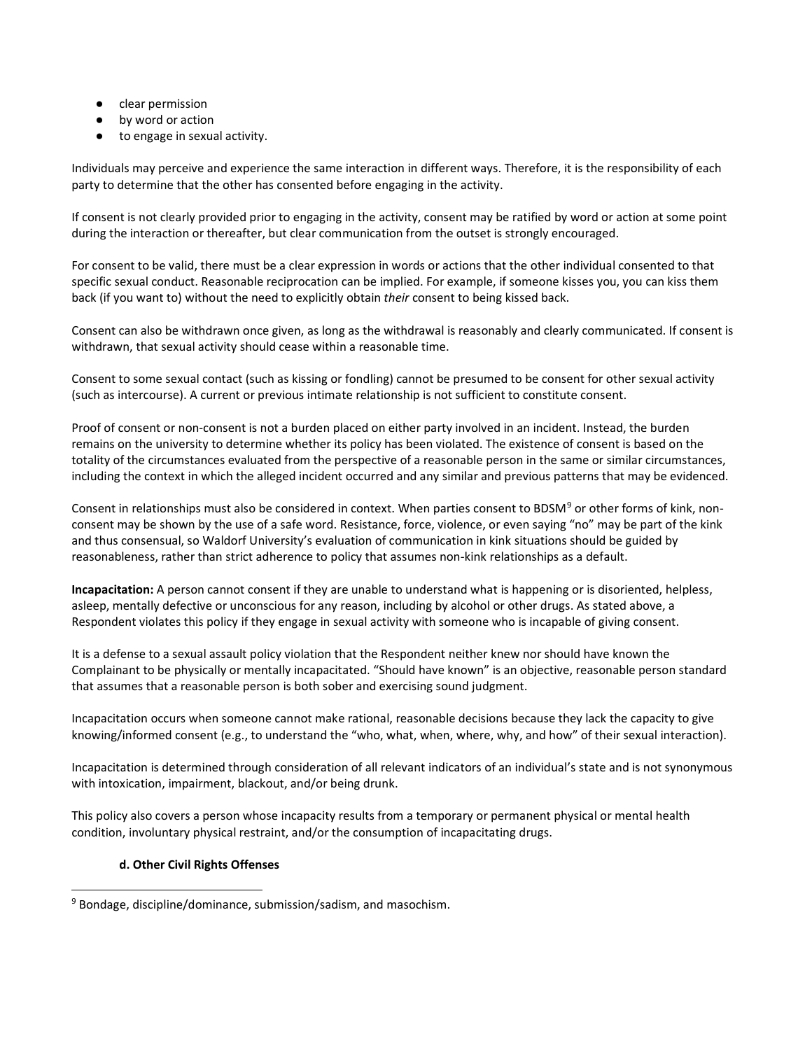- clear permission
- by word or action
- to engage in sexual activity.

Individuals may perceive and experience the same interaction in different ways. Therefore, it is the responsibility of each party to determine that the other has consented before engaging in the activity.

If consent is not clearly provided prior to engaging in the activity, consent may be ratified by word or action at some point during the interaction or thereafter, but clear communication from the outset is strongly encouraged.

For consent to be valid, there must be a clear expression in words or actions that the other individual consented to that specific sexual conduct. Reasonable reciprocation can be implied. For example, if someone kisses you, you can kiss them back (if you want to) without the need to explicitly obtain *their* consent to being kissed back.

Consent can also be withdrawn once given, as long as the withdrawal is reasonably and clearly communicated. If consent is withdrawn, that sexual activity should cease within a reasonable time.

Consent to some sexual contact (such as kissing or fondling) cannot be presumed to be consent for other sexual activity (such as intercourse). A current or previous intimate relationship is not sufficient to constitute consent.

Proof of consent or non-consent is not a burden placed on either party involved in an incident. Instead, the burden remains on the university to determine whether its policy has been violated. The existence of consent is based on the totality of the circumstances evaluated from the perspective of a reasonable person in the same or similar circumstances, including the context in which the alleged incident occurred and any similar and previous patterns that may be evidenced.

Consent in relationships must also be considered in context. When parties consent to BDSM[9] or other forms of kink, non-consent may be shown by the use of a safe word. Resistance, force, violence, or even saying "no" may be part of the kink and thus consensual, so Waldorf University's evaluation of communication in kink situations should be guided by reasonableness, rather than strict adherence to policy that assumes non-kink relationships as a default.

**Incapacitation:** A person cannot consent if they are unable to understand what is happening or is disoriented, helpless, asleep, mentally defective or unconscious for any reason, including by alcohol or other drugs. As stated above, a Respondent violates this policy if they engage in sexual activity with someone who is incapable of giving consent.

It is a defense to a sexual assault policy violation that the Respondent neither knew nor should have known the Complainant to be physically or mentally incapacitated. "Should have known" is an objective, reasonable person standard that assumes that a reasonable person is both sober and exercising sound judgment.

Incapacitation occurs when someone cannot make rational, reasonable decisions because they lack the capacity to give knowing/informed consent (e.g., to understand the "who, what, when, where, why, and how" of their sexual interaction).

Incapacitation is determined through consideration of all relevant indicators of an individual's state and is not synonymous with intoxication, impairment, blackout, and/or being drunk.

This policy also covers a person whose incapacity results from a temporary or permanent physical or mental health condition, involuntary physical restraint, and/or the consumption of incapacitating drugs.

#### d. Other Civil Rights Offenses

---

[9] Bondage, discipline/dominance, submission/sadism, and masochism.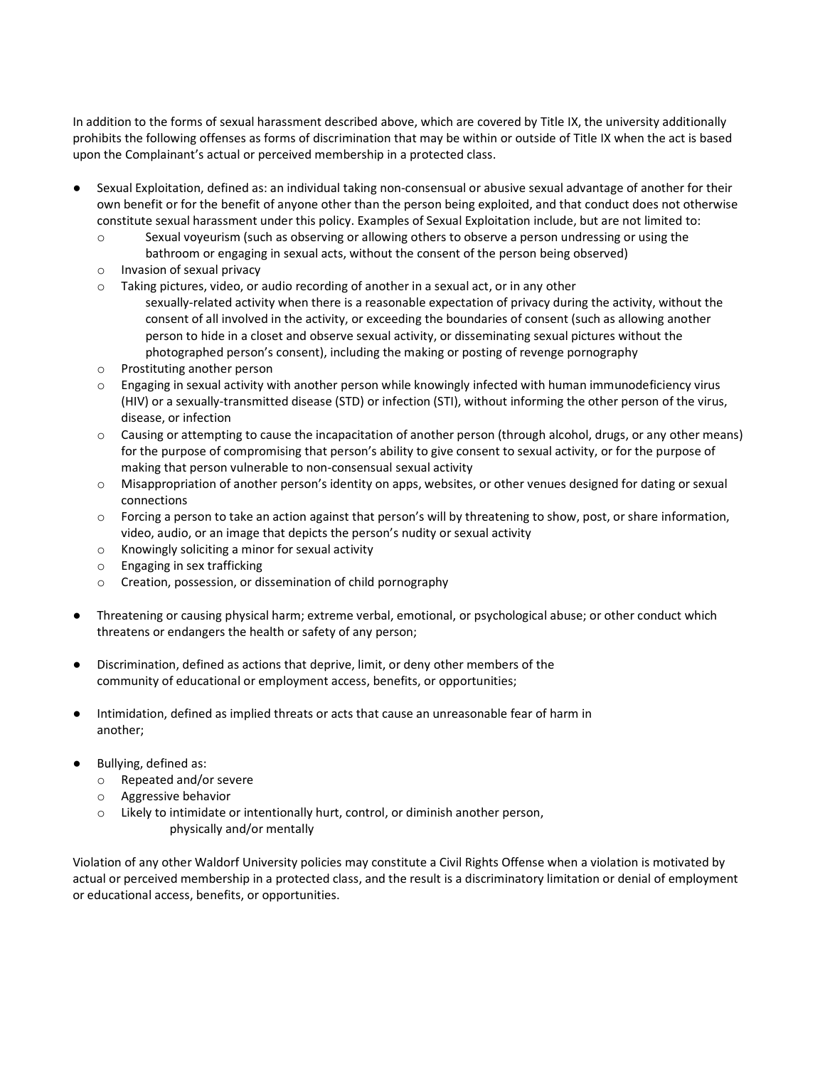In addition to the forms of sexual harassment described above, which are covered by Title IX, the university additionally prohibits the following offenses as forms of discrimination that may be within or outside of Title IX when the act is based upon the Complainant's actual or perceived membership in a protected class.

- Sexual Exploitation, defined as: an individual taking non-consensual or abusive sexual advantage of another for their own benefit or for the benefit of anyone other than the person being exploited, and that conduct does not otherwise constitute sexual harassment under this policy. Examples of Sexual Exploitation include, but are not limited to:
  - Sexual voyeurism (such as observing or allowing others to observe a person undressing or using the bathroom or engaging in sexual acts, without the consent of the person being observed)
  - Invasion of sexual privacy
  - Taking pictures, video, or audio recording of another in a sexual act, or in any other sexually-related activity when there is a reasonable expectation of privacy during the activity, without the consent of all involved in the activity, or exceeding the boundaries of consent (such as allowing another person to hide in a closet and observe sexual activity, or disseminating sexual pictures without the photographed person's consent), including the making or posting of revenge pornography
  - Prostituting another person
  - Engaging in sexual activity with another person while knowingly infected with human immunodeficiency virus (HIV) or a sexually-transmitted disease (STD) or infection (STI), without informing the other person of the virus, disease, or infection
  - Causing or attempting to cause the incapacitation of another person (through alcohol, drugs, or any other means) for the purpose of compromising that person's ability to give consent to sexual activity, or for the purpose of making that person vulnerable to non-consensual sexual activity
  - Misappropriation of another person's identity on apps, websites, or other venues designed for dating or sexual connections
  - Forcing a person to take an action against that person's will by threatening to show, post, or share information, video, audio, or an image that depicts the person's nudity or sexual activity
  - Knowingly soliciting a minor for sexual activity
  - Engaging in sex trafficking
  - Creation, possession, or dissemination of child pornography

- Threatening or causing physical harm; extreme verbal, emotional, or psychological abuse; or other conduct which threatens or endangers the health or safety of any person;

- Discrimination, defined as actions that deprive, limit, or deny other members of the community of educational or employment access, benefits, or opportunities;

- Intimidation, defined as implied threats or acts that cause an unreasonable fear of harm in another;

- Bullying, defined as:
  - Repeated and/or severe
  - Aggressive behavior
  - Likely to intimidate or intentionally hurt, control, or diminish another person, physically and/or mentally

Violation of any other Waldorf University policies may constitute a Civil Rights Offense when a violation is motivated by actual or perceived membership in a protected class, and the result is a discriminatory limitation or denial of employment or educational access, benefits, or opportunities.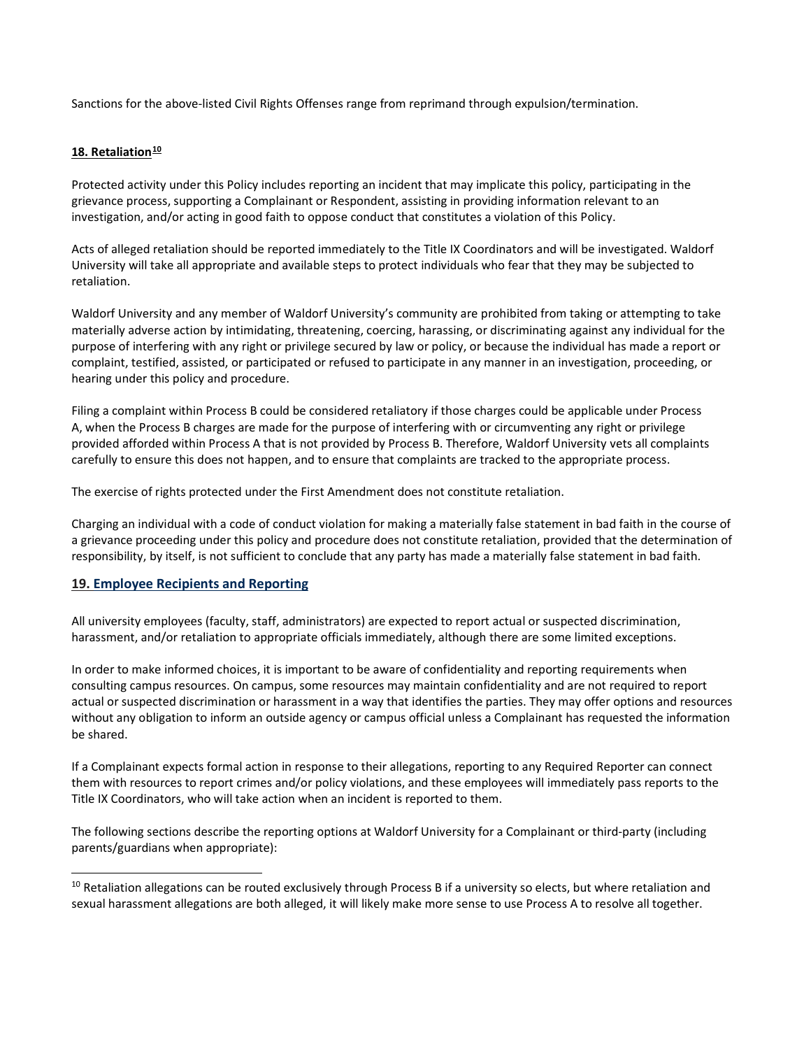Sanctions for the above-listed Civil Rights Offenses range from reprimand through expulsion/termination.

### 18. Retaliation[10]

Protected activity under this Policy includes reporting an incident that may implicate this policy, participating in the grievance process, supporting a Complainant or Respondent, assisting in providing information relevant to an investigation, and/or acting in good faith to oppose conduct that constitutes a violation of this Policy.

Acts of alleged retaliation should be reported immediately to the Title IX Coordinators and will be investigated. Waldorf University will take all appropriate and available steps to protect individuals who fear that they may be subjected to retaliation.

Waldorf University and any member of Waldorf University's community are prohibited from taking or attempting to take materially adverse action by intimidating, threatening, coercing, harassing, or discriminating against any individual for the purpose of interfering with any right or privilege secured by law or policy, or because the individual has made a report or complaint, testified, assisted, or participated or refused to participate in any manner in an investigation, proceeding, or hearing under this policy and procedure.

Filing a complaint within Process B could be considered retaliatory if those charges could be applicable under Process A, when the Process B charges are made for the purpose of interfering with or circumventing any right or privilege provided afforded within Process A that is not provided by Process B. Therefore, Waldorf University vets all complaints carefully to ensure this does not happen, and to ensure that complaints are tracked to the appropriate process.

The exercise of rights protected under the First Amendment does not constitute retaliation.

Charging an individual with a code of conduct violation for making a materially false statement in bad faith in the course of a grievance proceeding under this policy and procedure does not constitute retaliation, provided that the determination of responsibility, by itself, is not sufficient to conclude that any party has made a materially false statement in bad faith.

### 19. Employee Recipients and Reporting

All university employees (faculty, staff, administrators) are expected to report actual or suspected discrimination, harassment, and/or retaliation to appropriate officials immediately, although there are some limited exceptions.

In order to make informed choices, it is important to be aware of confidentiality and reporting requirements when consulting campus resources. On campus, some resources may maintain confidentiality and are not required to report actual or suspected discrimination or harassment in a way that identifies the parties. They may offer options and resources without any obligation to inform an outside agency or campus official unless a Complainant has requested the information be shared.

If a Complainant expects formal action in response to their allegations, reporting to any Required Reporter can connect them with resources to report crimes and/or policy violations, and these employees will immediately pass reports to the Title IX Coordinators, who will take action when an incident is reported to them.

The following sections describe the reporting options at Waldorf University for a Complainant or third-party (including parents/guardians when appropriate):

---

[10] Retaliation allegations can be routed exclusively through Process B if a university so elects, but where retaliation and sexual harassment allegations are both alleged, it will likely make more sense to use Process A to resolve all together.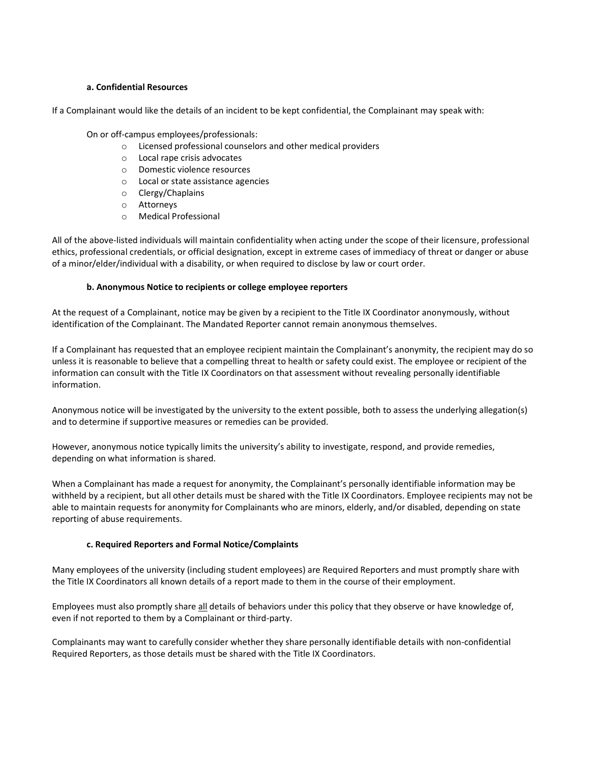#### a. Confidential Resources

If a Complainant would like the details of an incident to be kept confidential, the Complainant may speak with:

On or off-campus employees/professionals:

- Licensed professional counselors and other medical providers
- Local rape crisis advocates
- Domestic violence resources
- Local or state assistance agencies
- Clergy/Chaplains
- Attorneys
- Medical Professional

All of the above-listed individuals will maintain confidentiality when acting under the scope of their licensure, professional ethics, professional credentials, or official designation, except in extreme cases of immediacy of threat or danger or abuse of a minor/elder/individual with a disability, or when required to disclose by law or court order.

#### b. Anonymous Notice to recipients or college employee reporters

At the request of a Complainant, notice may be given by a recipient to the Title IX Coordinator anonymously, without identification of the Complainant. The Mandated Reporter cannot remain anonymous themselves.

If a Complainant has requested that an employee recipient maintain the Complainant's anonymity, the recipient may do so unless it is reasonable to believe that a compelling threat to health or safety could exist. The employee or recipient of the information can consult with the Title IX Coordinators on that assessment without revealing personally identifiable information.

Anonymous notice will be investigated by the university to the extent possible, both to assess the underlying allegation(s) and to determine if supportive measures or remedies can be provided.

However, anonymous notice typically limits the university's ability to investigate, respond, and provide remedies, depending on what information is shared.

When a Complainant has made a request for anonymity, the Complainant's personally identifiable information may be withheld by a recipient, but all other details must be shared with the Title IX Coordinators. Employee recipients may not be able to maintain requests for anonymity for Complainants who are minors, elderly, and/or disabled, depending on state reporting of abuse requirements.

#### c. Required Reporters and Formal Notice/Complaints

Many employees of the university (including student employees) are Required Reporters and must promptly share with the Title IX Coordinators all known details of a report made to them in the course of their employment.

Employees must also promptly share all details of behaviors under this policy that they observe or have knowledge of, even if not reported to them by a Complainant or third-party.

Complainants may want to carefully consider whether they share personally identifiable details with non-confidential Required Reporters, as those details must be shared with the Title IX Coordinators.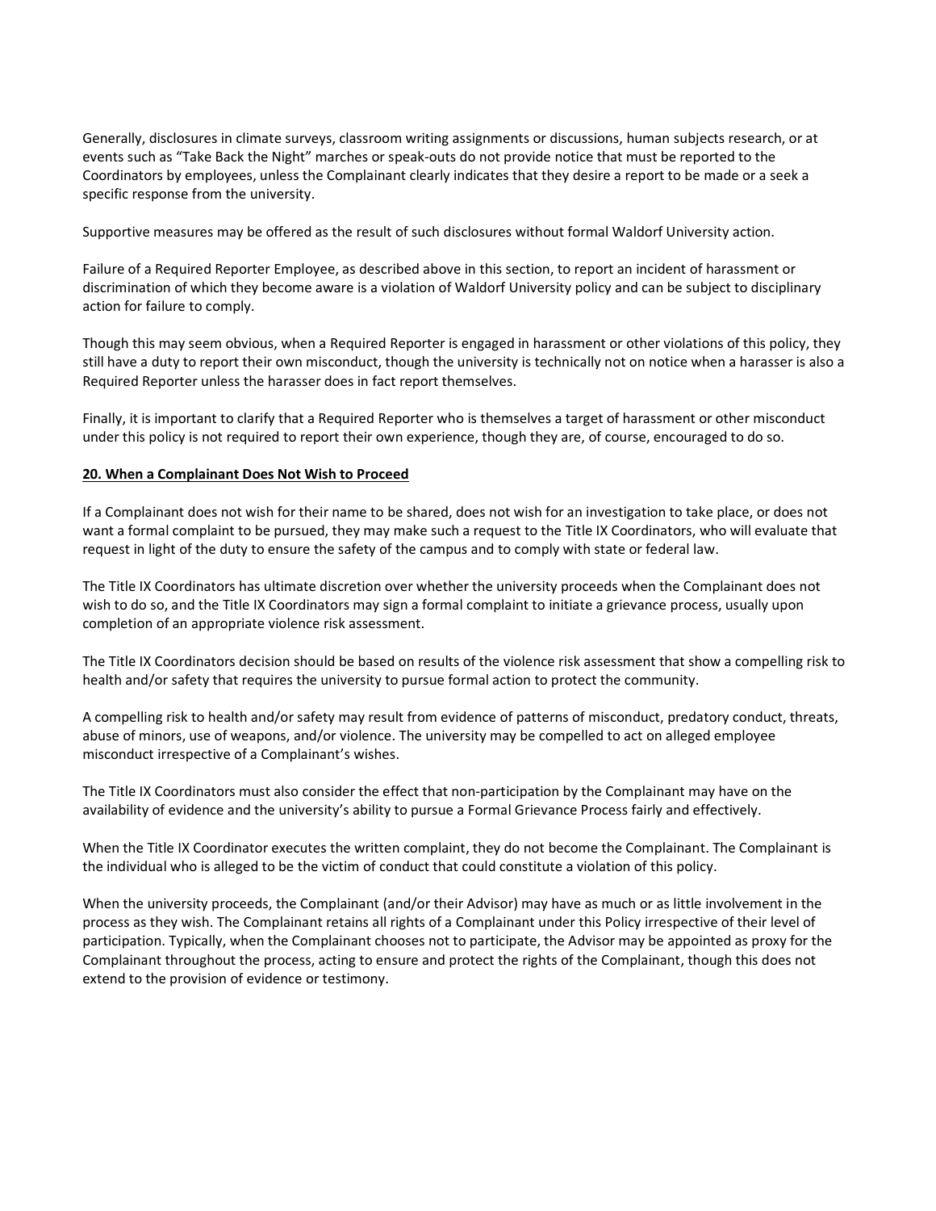Generally, disclosures in climate surveys, classroom writing assignments or discussions, human subjects research, or at events such as "Take Back the Night" marches or speak-outs do not provide notice that must be reported to the Coordinators by employees, unless the Complainant clearly indicates that they desire a report to be made or a seek a specific response from the university.

Supportive measures may be offered as the result of such disclosures without formal Waldorf University action.

Failure of a Required Reporter Employee, as described above in this section, to report an incident of harassment or discrimination of which they become aware is a violation of Waldorf University policy and can be subject to disciplinary action for failure to comply.

Though this may seem obvious, when a Required Reporter is engaged in harassment or other violations of this policy, they still have a duty to report their own misconduct, though the university is technically not on notice when a harasser is also a Required Reporter unless the harasser does in fact report themselves.

Finally, it is important to clarify that a Required Reporter who is themselves a target of harassment or other misconduct under this policy is not required to report their own experience, though they are, of course, encouraged to do so.

## 20. When a Complainant Does Not Wish to Proceed

If a Complainant does not wish for their name to be shared, does not wish for an investigation to take place, or does not want a formal complaint to be pursued, they may make such a request to the Title IX Coordinators, who will evaluate that request in light of the duty to ensure the safety of the campus and to comply with state or federal law.

The Title IX Coordinators has ultimate discretion over whether the university proceeds when the Complainant does not wish to do so, and the Title IX Coordinators may sign a formal complaint to initiate a grievance process, usually upon completion of an appropriate violence risk assessment.

The Title IX Coordinators decision should be based on results of the violence risk assessment that show a compelling risk to health and/or safety that requires the university to pursue formal action to protect the community.

A compelling risk to health and/or safety may result from evidence of patterns of misconduct, predatory conduct, threats, abuse of minors, use of weapons, and/or violence. The university may be compelled to act on alleged employee misconduct irrespective of a Complainant's wishes.

The Title IX Coordinators must also consider the effect that non-participation by the Complainant may have on the availability of evidence and the university's ability to pursue a Formal Grievance Process fairly and effectively.

When the Title IX Coordinator executes the written complaint, they do not become the Complainant. The Complainant is the individual who is alleged to be the victim of conduct that could constitute a violation of this policy.

When the university proceeds, the Complainant (and/or their Advisor) may have as much or as little involvement in the process as they wish. The Complainant retains all rights of a Complainant under this Policy irrespective of their level of participation. Typically, when the Complainant chooses not to participate, the Advisor may be appointed as proxy for the Complainant throughout the process, acting to ensure and protect the rights of the Complainant, though this does not extend to the provision of evidence or testimony.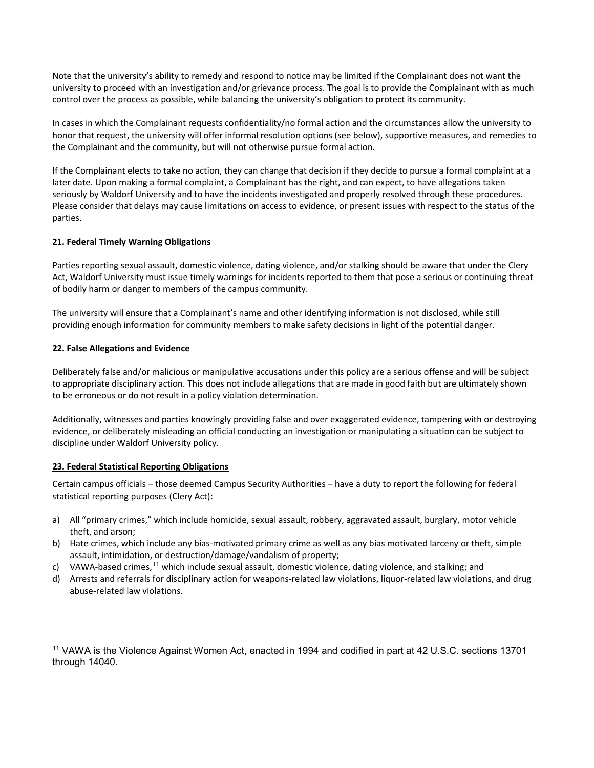Note that the university's ability to remedy and respond to notice may be limited if the Complainant does not want the university to proceed with an investigation and/or grievance process. The goal is to provide the Complainant with as much control over the process as possible, while balancing the university's obligation to protect its community.

In cases in which the Complainant requests confidentiality/no formal action and the circumstances allow the university to honor that request, the university will offer informal resolution options (see below), supportive measures, and remedies to the Complainant and the community, but will not otherwise pursue formal action.

If the Complainant elects to take no action, they can change that decision if they decide to pursue a formal complaint at a later date. Upon making a formal complaint, a Complainant has the right, and can expect, to have allegations taken seriously by Waldorf University and to have the incidents investigated and properly resolved through these procedures. Please consider that delays may cause limitations on access to evidence, or present issues with respect to the status of the parties.

## 21. Federal Timely Warning Obligations

Parties reporting sexual assault, domestic violence, dating violence, and/or stalking should be aware that under the Clery Act, Waldorf University must issue timely warnings for incidents reported to them that pose a serious or continuing threat of bodily harm or danger to members of the campus community.

The university will ensure that a Complainant's name and other identifying information is not disclosed, while still providing enough information for community members to make safety decisions in light of the potential danger.

## 22. False Allegations and Evidence

Deliberately false and/or malicious or manipulative accusations under this policy are a serious offense and will be subject to appropriate disciplinary action. This does not include allegations that are made in good faith but are ultimately shown to be erroneous or do not result in a policy violation determination.

Additionally, witnesses and parties knowingly providing false and over exaggerated evidence, tampering with or destroying evidence, or deliberately misleading an official conducting an investigation or manipulating a situation can be subject to discipline under Waldorf University policy.

## 23. Federal Statistical Reporting Obligations

Certain campus officials – those deemed Campus Security Authorities – have a duty to report the following for federal statistical reporting purposes (Clery Act):

a) All "primary crimes," which include homicide, sexual assault, robbery, aggravated assault, burglary, motor vehicle theft, and arson;
b) Hate crimes, which include any bias-motivated primary crime as well as any bias motivated larceny or theft, simple assault, intimidation, or destruction/damage/vandalism of property;
c) VAWA-based crimes,[11] which include sexual assault, domestic violence, dating violence, and stalking; and
d) Arrests and referrals for disciplinary action for weapons-related law violations, liquor-related law violations, and drug abuse-related law violations.

---

[11] VAWA is the Violence Against Women Act, enacted in 1994 and codified in part at 42 U.S.C. sections 13701 through 14040.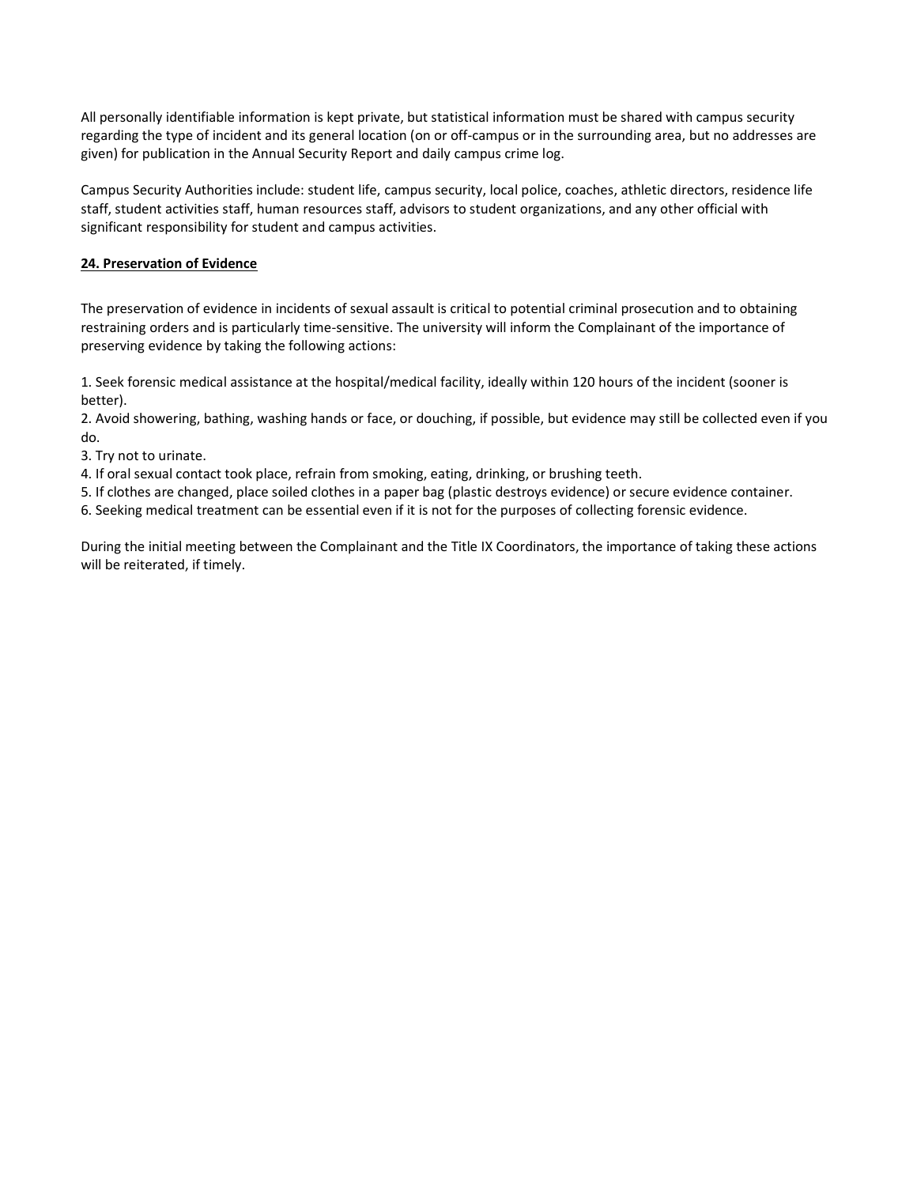All personally identifiable information is kept private, but statistical information must be shared with campus security regarding the type of incident and its general location (on or off-campus or in the surrounding area, but no addresses are given) for publication in the Annual Security Report and daily campus crime log.

Campus Security Authorities include: student life, campus security, local police, coaches, athletic directors, residence life staff, student activities staff, human resources staff, advisors to student organizations, and any other official with significant responsibility for student and campus activities.

## 24. Preservation of Evidence

The preservation of evidence in incidents of sexual assault is critical to potential criminal prosecution and to obtaining restraining orders and is particularly time-sensitive. The university will inform the Complainant of the importance of preserving evidence by taking the following actions:

1. Seek forensic medical assistance at the hospital/medical facility, ideally within 120 hours of the incident (sooner is better).
2. Avoid showering, bathing, washing hands or face, or douching, if possible, but evidence may still be collected even if you do.
3. Try not to urinate.
4. If oral sexual contact took place, refrain from smoking, eating, drinking, or brushing teeth.
5. If clothes are changed, place soiled clothes in a paper bag (plastic destroys evidence) or secure evidence container.
6. Seeking medical treatment can be essential even if it is not for the purposes of collecting forensic evidence.

During the initial meeting between the Complainant and the Title IX Coordinators, the importance of taking these actions will be reiterated, if timely.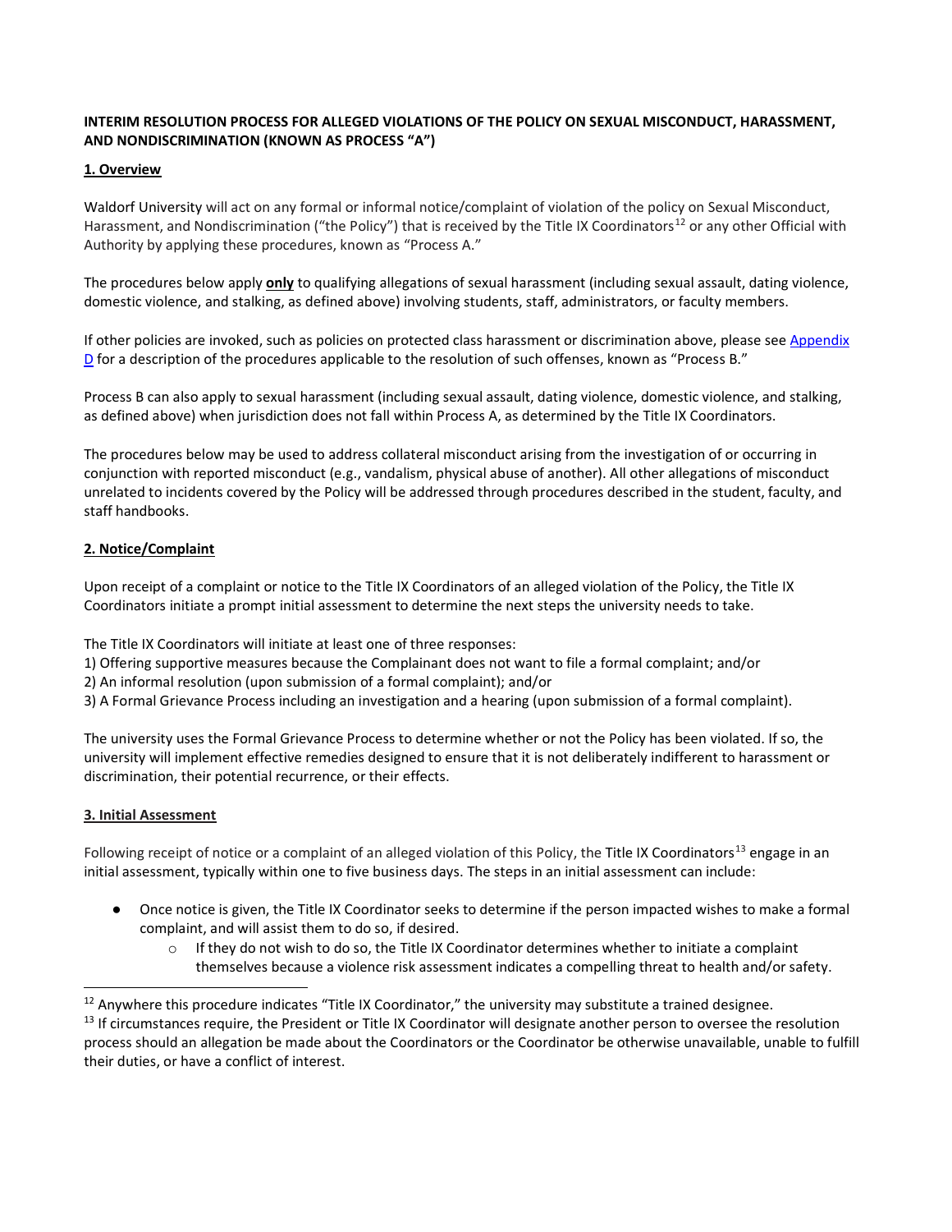**INTERIM RESOLUTION PROCESS FOR ALLEGED VIOLATIONS OF THE POLICY ON SEXUAL MISCONDUCT, HARASSMENT, AND NONDISCRIMINATION (KNOWN AS PROCESS "A")**

**1. Overview**

Waldorf University will act on any formal or informal notice/complaint of violation of the policy on Sexual Misconduct, Harassment, and Nondiscrimination ("the Policy") that is received by the Title IX Coordinators[12] or any other Official with Authority by applying these procedures, known as "Process A."

The procedures below apply **only** to qualifying allegations of sexual harassment (including sexual assault, dating violence, domestic violence, and stalking, as defined above) involving students, staff, administrators, or faculty members.

If other policies are invoked, such as policies on protected class harassment or discrimination above, please see Appendix D for a description of the procedures applicable to the resolution of such offenses, known as "Process B."

Process B can also apply to sexual harassment (including sexual assault, dating violence, domestic violence, and stalking, as defined above) when jurisdiction does not fall within Process A, as determined by the Title IX Coordinators.

The procedures below may be used to address collateral misconduct arising from the investigation of or occurring in conjunction with reported misconduct (e.g., vandalism, physical abuse of another). All other allegations of misconduct unrelated to incidents covered by the Policy will be addressed through procedures described in the student, faculty, and staff handbooks.

**2. Notice/Complaint**

Upon receipt of a complaint or notice to the Title IX Coordinators of an alleged violation of the Policy, the Title IX Coordinators initiate a prompt initial assessment to determine the next steps the university needs to take.

The Title IX Coordinators will initiate at least one of three responses:
1) Offering supportive measures because the Complainant does not want to file a formal complaint; and/or
2) An informal resolution (upon submission of a formal complaint); and/or
3) A Formal Grievance Process including an investigation and a hearing (upon submission of a formal complaint).

The university uses the Formal Grievance Process to determine whether or not the Policy has been violated. If so, the university will implement effective remedies designed to ensure that it is not deliberately indifferent to harassment or discrimination, their potential recurrence, or their effects.

**3. Initial Assessment**

Following receipt of notice or a complaint of an alleged violation of this Policy, the Title IX Coordinators[13] engage in an initial assessment, typically within one to five business days. The steps in an initial assessment can include:

- Once notice is given, the Title IX Coordinator seeks to determine if the person impacted wishes to make a formal complaint, and will assist them to do so, if desired.
  - If they do not wish to do so, the Title IX Coordinator determines whether to initiate a complaint themselves because a violence risk assessment indicates a compelling threat to health and/or safety.

[12] Anywhere this procedure indicates "Title IX Coordinator," the university may substitute a trained designee.

[13] If circumstances require, the President or Title IX Coordinator will designate another person to oversee the resolution process should an allegation be made about the Coordinators or the Coordinator be otherwise unavailable, unable to fulfill their duties, or have a conflict of interest.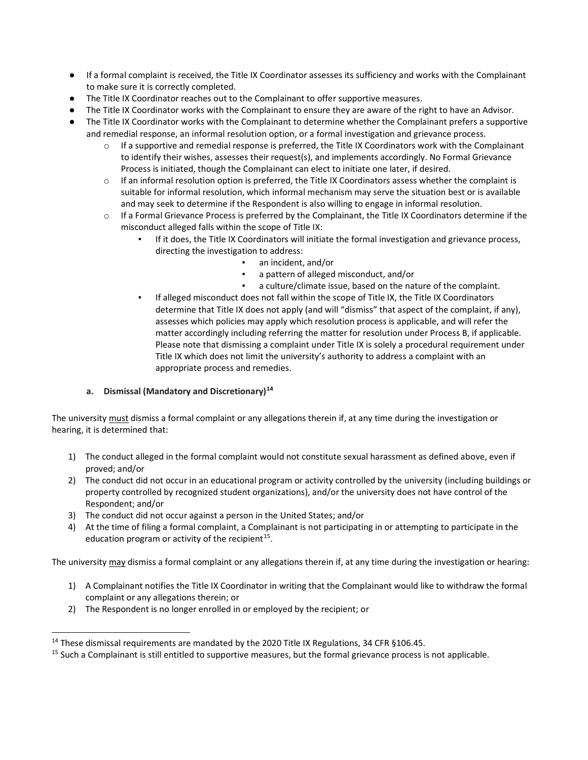- If a formal complaint is received, the Title IX Coordinator assesses its sufficiency and works with the Complainant to make sure it is correctly completed.
- The Title IX Coordinator reaches out to the Complainant to offer supportive measures.
- The Title IX Coordinator works with the Complainant to ensure they are aware of the right to have an Advisor.
- The Title IX Coordinator works with the Complainant to determine whether the Complainant prefers a supportive and remedial response, an informal resolution option, or a formal investigation and grievance process.
  - If a supportive and remedial response is preferred, the Title IX Coordinators work with the Complainant to identify their wishes, assesses their request(s), and implements accordingly. No Formal Grievance Process is initiated, though the Complainant can elect to initiate one later, if desired.
  - If an informal resolution option is preferred, the Title IX Coordinators assess whether the complaint is suitable for informal resolution, which informal mechanism may serve the situation best or is available and may seek to determine if the Respondent is also willing to engage in informal resolution.
  - If a Formal Grievance Process is preferred by the Complainant, the Title IX Coordinators determine if the misconduct alleged falls within the scope of Title IX:
    - If it does, the Title IX Coordinators will initiate the formal investigation and grievance process, directing the investigation to address:
      - an incident, and/or
      - a pattern of alleged misconduct, and/or
      - a culture/climate issue, based on the nature of the complaint.
    - If alleged misconduct does not fall within the scope of Title IX, the Title IX Coordinators determine that Title IX does not apply (and will "dismiss" that aspect of the complaint, if any), assesses which policies may apply which resolution process is applicable, and will refer the matter accordingly including referring the matter for resolution under Process B, if applicable. Please note that dismissing a complaint under Title IX is solely a procedural requirement under Title IX which does not limit the university's authority to address a complaint with an appropriate process and remedies.

#### a. Dismissal (Mandatory and Discretionary)[14]

The university must dismiss a formal complaint or any allegations therein if, at any time during the investigation or hearing, it is determined that:

1) The conduct alleged in the formal complaint would not constitute sexual harassment as defined above, even if proved; and/or
2) The conduct did not occur in an educational program or activity controlled by the university (including buildings or property controlled by recognized student organizations), and/or the university does not have control of the Respondent; and/or
3) The conduct did not occur against a person in the United States; and/or
4) At the time of filing a formal complaint, a Complainant is not participating in or attempting to participate in the education program or activity of the recipient[15].

The university may dismiss a formal complaint or any allegations therein if, at any time during the investigation or hearing:

1) A Complainant notifies the Title IX Coordinator in writing that the Complainant would like to withdraw the formal complaint or any allegations therein; or
2) The Respondent is no longer enrolled in or employed by the recipient; or

---

[14] These dismissal requirements are mandated by the 2020 Title IX Regulations, 34 CFR §106.45.

[15] Such a Complainant is still entitled to supportive measures, but the formal grievance process is not applicable.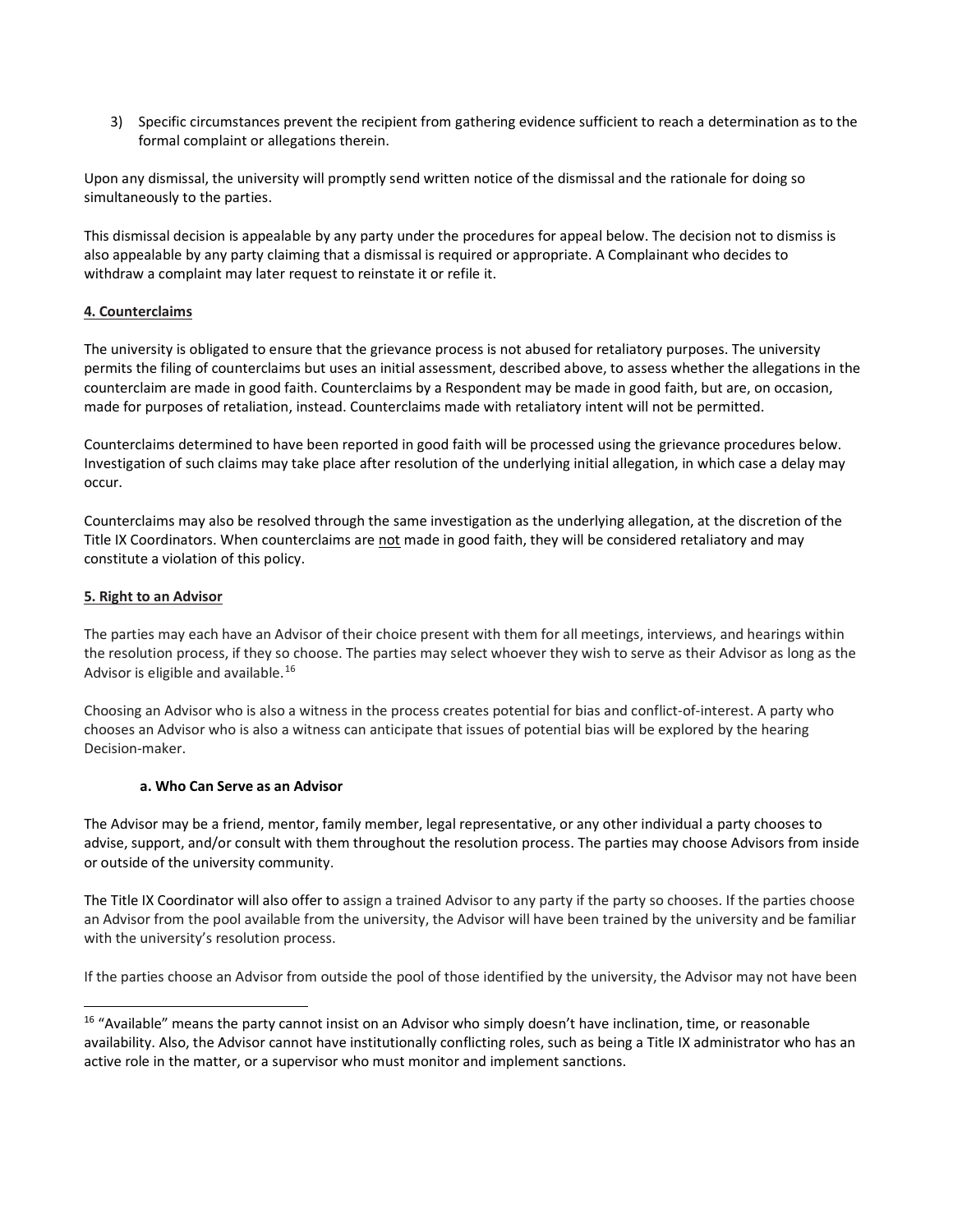3) Specific circumstances prevent the recipient from gathering evidence sufficient to reach a determination as to the formal complaint or allegations therein.

Upon any dismissal, the university will promptly send written notice of the dismissal and the rationale for doing so simultaneously to the parties.

This dismissal decision is appealable by any party under the procedures for appeal below. The decision not to dismiss is also appealable by any party claiming that a dismissal is required or appropriate. A Complainant who decides to withdraw a complaint may later request to reinstate it or refile it.

**4. Counterclaims**

The university is obligated to ensure that the grievance process is not abused for retaliatory purposes. The university permits the filing of counterclaims but uses an initial assessment, described above, to assess whether the allegations in the counterclaim are made in good faith. Counterclaims by a Respondent may be made in good faith, but are, on occasion, made for purposes of retaliation, instead. Counterclaims made with retaliatory intent will not be permitted.

Counterclaims determined to have been reported in good faith will be processed using the grievance procedures below. Investigation of such claims may take place after resolution of the underlying initial allegation, in which case a delay may occur.

Counterclaims may also be resolved through the same investigation as the underlying allegation, at the discretion of the Title IX Coordinators. When counterclaims are not made in good faith, they will be considered retaliatory and may constitute a violation of this policy.

**5. Right to an Advisor**

The parties may each have an Advisor of their choice present with them for all meetings, interviews, and hearings within the resolution process, if they so choose. The parties may select whoever they wish to serve as their Advisor as long as the Advisor is eligible and available.[16]

Choosing an Advisor who is also a witness in the process creates potential for bias and conflict-of-interest. A party who chooses an Advisor who is also a witness can anticipate that issues of potential bias will be explored by the hearing Decision-maker.

**a. Who Can Serve as an Advisor**

The Advisor may be a friend, mentor, family member, legal representative, or any other individual a party chooses to advise, support, and/or consult with them throughout the resolution process. The parties may choose Advisors from inside or outside of the university community.

The Title IX Coordinator will also offer to assign a trained Advisor to any party if the party so chooses. If the parties choose an Advisor from the pool available from the university, the Advisor will have been trained by the university and be familiar with the university's resolution process.

If the parties choose an Advisor from outside the pool of those identified by the university, the Advisor may not have been

[16] "Available" means the party cannot insist on an Advisor who simply doesn't have inclination, time, or reasonable availability. Also, the Advisor cannot have institutionally conflicting roles, such as being a Title IX administrator who has an active role in the matter, or a supervisor who must monitor and implement sanctions.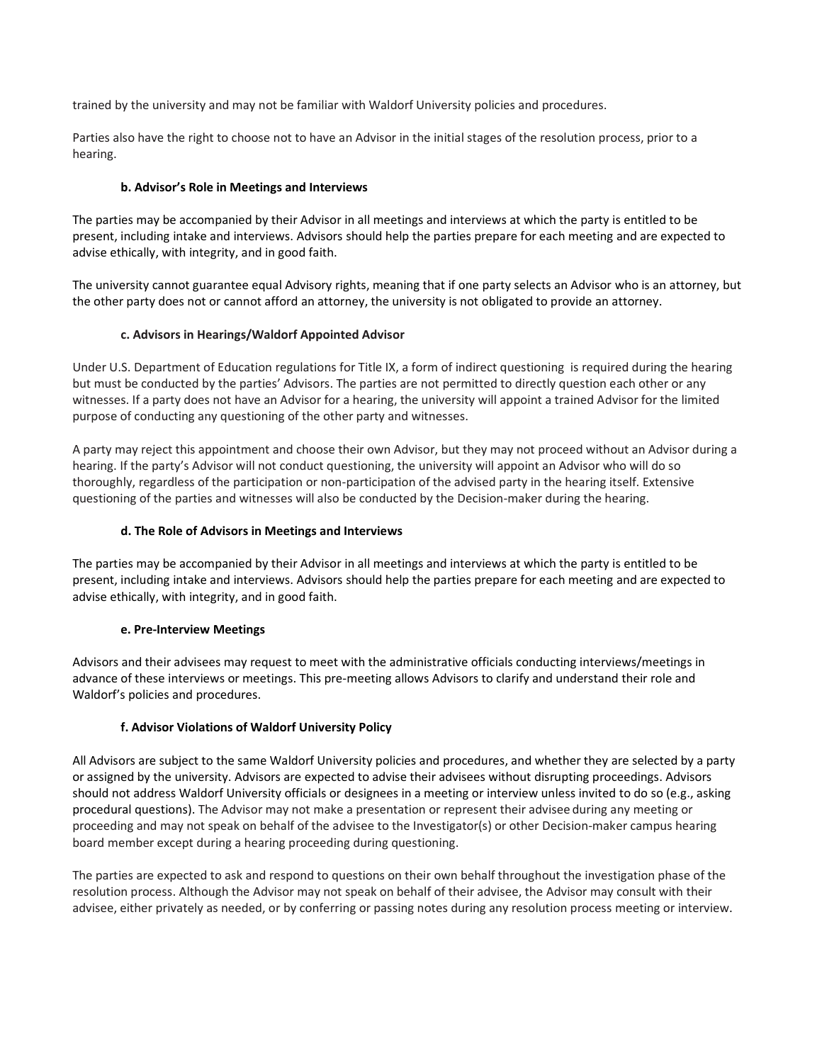trained by the university and may not be familiar with Waldorf University policies and procedures.

Parties also have the right to choose not to have an Advisor in the initial stages of the resolution process, prior to a hearing.

#### b. Advisor's Role in Meetings and Interviews

The parties may be accompanied by their Advisor in all meetings and interviews at which the party is entitled to be present, including intake and interviews. Advisors should help the parties prepare for each meeting and are expected to advise ethically, with integrity, and in good faith.

The university cannot guarantee equal Advisory rights, meaning that if one party selects an Advisor who is an attorney, but the other party does not or cannot afford an attorney, the university is not obligated to provide an attorney.

#### c. Advisors in Hearings/Waldorf Appointed Advisor

Under U.S. Department of Education regulations for Title IX, a form of indirect questioning is required during the hearing but must be conducted by the parties' Advisors. The parties are not permitted to directly question each other or any witnesses. If a party does not have an Advisor for a hearing, the university will appoint a trained Advisor for the limited purpose of conducting any questioning of the other party and witnesses.

A party may reject this appointment and choose their own Advisor, but they may not proceed without an Advisor during a hearing. If the party's Advisor will not conduct questioning, the university will appoint an Advisor who will do so thoroughly, regardless of the participation or non-participation of the advised party in the hearing itself. Extensive questioning of the parties and witnesses will also be conducted by the Decision-maker during the hearing.

#### d. The Role of Advisors in Meetings and Interviews

The parties may be accompanied by their Advisor in all meetings and interviews at which the party is entitled to be present, including intake and interviews. Advisors should help the parties prepare for each meeting and are expected to advise ethically, with integrity, and in good faith.

#### e. Pre-Interview Meetings

Advisors and their advisees may request to meet with the administrative officials conducting interviews/meetings in advance of these interviews or meetings. This pre-meeting allows Advisors to clarify and understand their role and Waldorf's policies and procedures.

#### f. Advisor Violations of Waldorf University Policy

All Advisors are subject to the same Waldorf University policies and procedures, and whether they are selected by a party or assigned by the university. Advisors are expected to advise their advisees without disrupting proceedings. Advisors should not address Waldorf University officials or designees in a meeting or interview unless invited to do so (e.g., asking procedural questions). The Advisor may not make a presentation or represent their advisee during any meeting or proceeding and may not speak on behalf of the advisee to the Investigator(s) or other Decision-maker campus hearing board member except during a hearing proceeding during questioning.

The parties are expected to ask and respond to questions on their own behalf throughout the investigation phase of the resolution process. Although the Advisor may not speak on behalf of their advisee, the Advisor may consult with their advisee, either privately as needed, or by conferring or passing notes during any resolution process meeting or interview.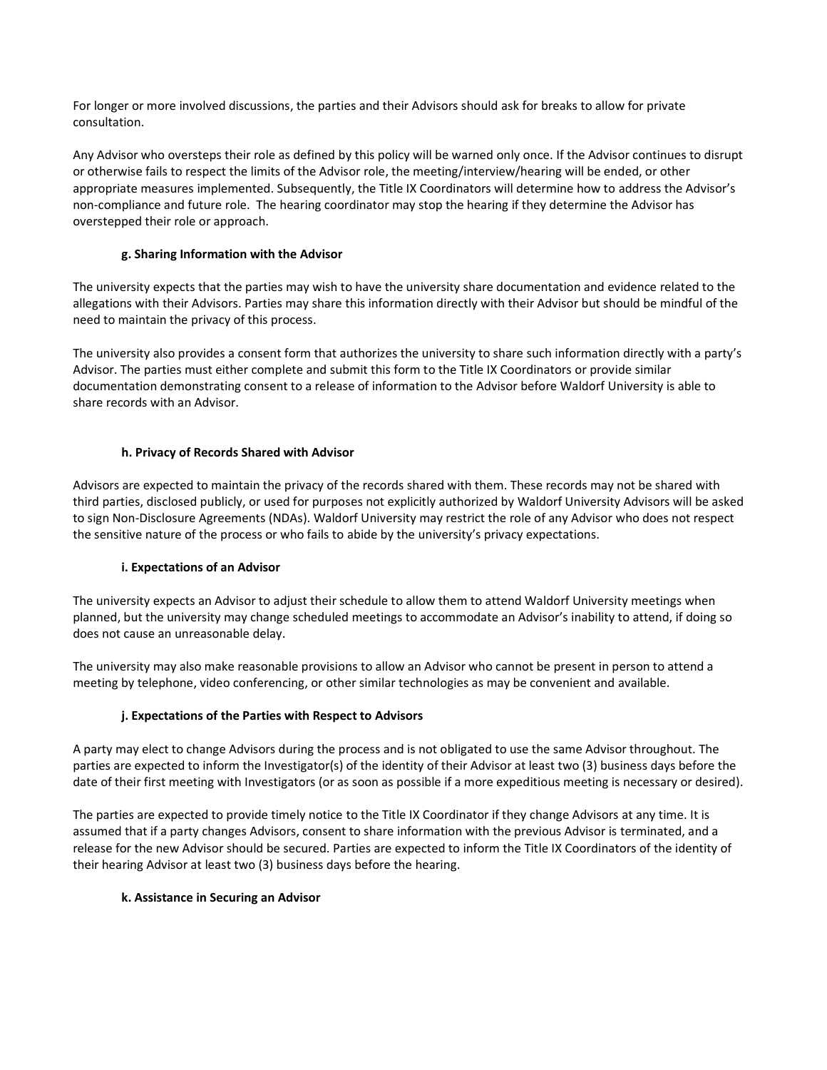For longer or more involved discussions, the parties and their Advisors should ask for breaks to allow for private consultation.

Any Advisor who oversteps their role as defined by this policy will be warned only once. If the Advisor continues to disrupt or otherwise fails to respect the limits of the Advisor role, the meeting/interview/hearing will be ended, or other appropriate measures implemented. Subsequently, the Title IX Coordinators will determine how to address the Advisor's non-compliance and future role. The hearing coordinator may stop the hearing if they determine the Advisor has overstepped their role or approach.

#### g. Sharing Information with the Advisor

The university expects that the parties may wish to have the university share documentation and evidence related to the allegations with their Advisors. Parties may share this information directly with their Advisor but should be mindful of the need to maintain the privacy of this process.

The university also provides a consent form that authorizes the university to share such information directly with a party's Advisor. The parties must either complete and submit this form to the Title IX Coordinators or provide similar documentation demonstrating consent to a release of information to the Advisor before Waldorf University is able to share records with an Advisor.

#### h. Privacy of Records Shared with Advisor

Advisors are expected to maintain the privacy of the records shared with them. These records may not be shared with third parties, disclosed publicly, or used for purposes not explicitly authorized by Waldorf University Advisors will be asked to sign Non-Disclosure Agreements (NDAs). Waldorf University may restrict the role of any Advisor who does not respect the sensitive nature of the process or who fails to abide by the university's privacy expectations.

#### i. Expectations of an Advisor

The university expects an Advisor to adjust their schedule to allow them to attend Waldorf University meetings when planned, but the university may change scheduled meetings to accommodate an Advisor's inability to attend, if doing so does not cause an unreasonable delay.

The university may also make reasonable provisions to allow an Advisor who cannot be present in person to attend a meeting by telephone, video conferencing, or other similar technologies as may be convenient and available.

#### j. Expectations of the Parties with Respect to Advisors

A party may elect to change Advisors during the process and is not obligated to use the same Advisor throughout. The parties are expected to inform the Investigator(s) of the identity of their Advisor at least two (3) business days before the date of their first meeting with Investigators (or as soon as possible if a more expeditious meeting is necessary or desired).

The parties are expected to provide timely notice to the Title IX Coordinator if they change Advisors at any time. It is assumed that if a party changes Advisors, consent to share information with the previous Advisor is terminated, and a release for the new Advisor should be secured. Parties are expected to inform the Title IX Coordinators of the identity of their hearing Advisor at least two (3) business days before the hearing.

#### k. Assistance in Securing an Advisor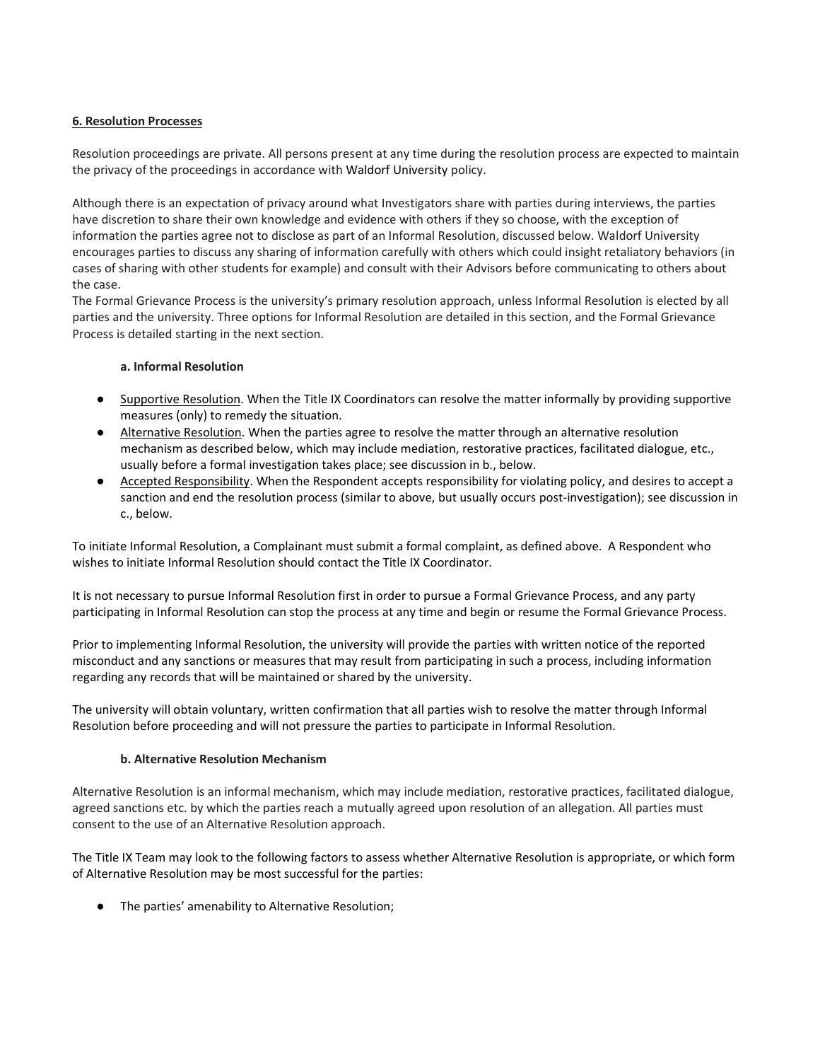**6. Resolution Processes**

Resolution proceedings are private. All persons present at any time during the resolution process are expected to maintain the privacy of the proceedings in accordance with Waldorf University policy.

Although there is an expectation of privacy around what Investigators share with parties during interviews, the parties have discretion to share their own knowledge and evidence with others if they so choose, with the exception of information the parties agree not to disclose as part of an Informal Resolution, discussed below. Waldorf University encourages parties to discuss any sharing of information carefully with others which could insight retaliatory behaviors (in cases of sharing with other students for example) and consult with their Advisors before communicating to others about the case.

The Formal Grievance Process is the university's primary resolution approach, unless Informal Resolution is elected by all parties and the university. Three options for Informal Resolution are detailed in this section, and the Formal Grievance Process is detailed starting in the next section.

**a. Informal Resolution**

- Supportive Resolution. When the Title IX Coordinators can resolve the matter informally by providing supportive measures (only) to remedy the situation.
- Alternative Resolution. When the parties agree to resolve the matter through an alternative resolution mechanism as described below, which may include mediation, restorative practices, facilitated dialogue, etc., usually before a formal investigation takes place; see discussion in b., below.
- Accepted Responsibility. When the Respondent accepts responsibility for violating policy, and desires to accept a sanction and end the resolution process (similar to above, but usually occurs post-investigation); see discussion in c., below.

To initiate Informal Resolution, a Complainant must submit a formal complaint, as defined above. A Respondent who wishes to initiate Informal Resolution should contact the Title IX Coordinator.

It is not necessary to pursue Informal Resolution first in order to pursue a Formal Grievance Process, and any party participating in Informal Resolution can stop the process at any time and begin or resume the Formal Grievance Process.

Prior to implementing Informal Resolution, the university will provide the parties with written notice of the reported misconduct and any sanctions or measures that may result from participating in such a process, including information regarding any records that will be maintained or shared by the university.

The university will obtain voluntary, written confirmation that all parties wish to resolve the matter through Informal Resolution before proceeding and will not pressure the parties to participate in Informal Resolution.

**b. Alternative Resolution Mechanism**

Alternative Resolution is an informal mechanism, which may include mediation, restorative practices, facilitated dialogue, agreed sanctions etc. by which the parties reach a mutually agreed upon resolution of an allegation. All parties must consent to the use of an Alternative Resolution approach.

The Title IX Team may look to the following factors to assess whether Alternative Resolution is appropriate, or which form of Alternative Resolution may be most successful for the parties:

- The parties' amenability to Alternative Resolution;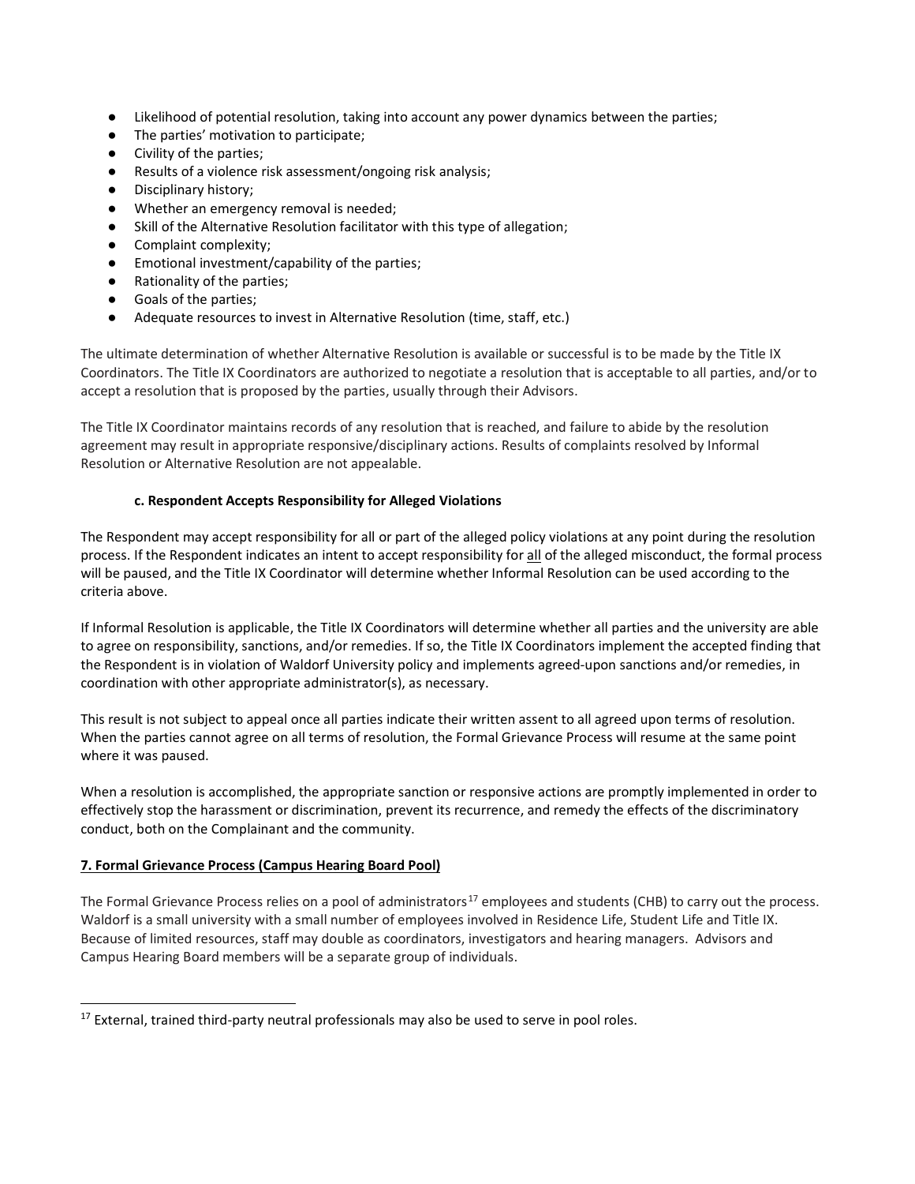- Likelihood of potential resolution, taking into account any power dynamics between the parties;
- The parties' motivation to participate;
- Civility of the parties;
- Results of a violence risk assessment/ongoing risk analysis;
- Disciplinary history;
- Whether an emergency removal is needed;
- Skill of the Alternative Resolution facilitator with this type of allegation;
- Complaint complexity;
- Emotional investment/capability of the parties;
- Rationality of the parties;
- Goals of the parties;
- Adequate resources to invest in Alternative Resolution (time, staff, etc.)

The ultimate determination of whether Alternative Resolution is available or successful is to be made by the Title IX Coordinators. The Title IX Coordinators are authorized to negotiate a resolution that is acceptable to all parties, and/or to accept a resolution that is proposed by the parties, usually through their Advisors.

The Title IX Coordinator maintains records of any resolution that is reached, and failure to abide by the resolution agreement may result in appropriate responsive/disciplinary actions. Results of complaints resolved by Informal Resolution or Alternative Resolution are not appealable.

#### c. Respondent Accepts Responsibility for Alleged Violations

The Respondent may accept responsibility for all or part of the alleged policy violations at any point during the resolution process. If the Respondent indicates an intent to accept responsibility for <u>all</u> of the alleged misconduct, the formal process will be paused, and the Title IX Coordinator will determine whether Informal Resolution can be used according to the criteria above.

If Informal Resolution is applicable, the Title IX Coordinators will determine whether all parties and the university are able to agree on responsibility, sanctions, and/or remedies. If so, the Title IX Coordinators implement the accepted finding that the Respondent is in violation of Waldorf University policy and implements agreed-upon sanctions and/or remedies, in coordination with other appropriate administrator(s), as necessary.

This result is not subject to appeal once all parties indicate their written assent to all agreed upon terms of resolution. When the parties cannot agree on all terms of resolution, the Formal Grievance Process will resume at the same point where it was paused.

When a resolution is accomplished, the appropriate sanction or responsive actions are promptly implemented in order to effectively stop the harassment or discrimination, prevent its recurrence, and remedy the effects of the discriminatory conduct, both on the Complainant and the community.

### 7. Formal Grievance Process (Campus Hearing Board Pool)

The Formal Grievance Process relies on a pool of administrators[17] employees and students (CHB) to carry out the process. Waldorf is a small university with a small number of employees involved in Residence Life, Student Life and Title IX. Because of limited resources, staff may double as coordinators, investigators and hearing managers. Advisors and Campus Hearing Board members will be a separate group of individuals.

[17] External, trained third-party neutral professionals may also be used to serve in pool roles.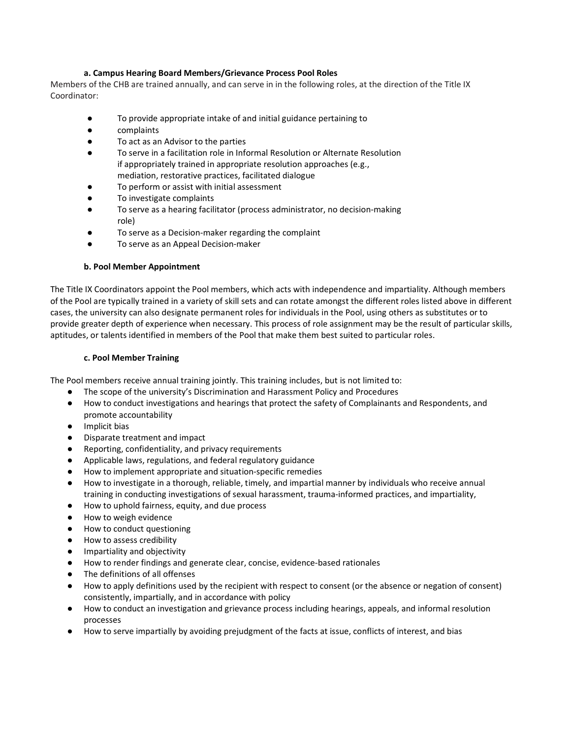#### a. Campus Hearing Board Members/Grievance Process Pool Roles

Members of the CHB are trained annually, and can serve in in the following roles, at the direction of the Title IX Coordinator:

- To provide appropriate intake of and initial guidance pertaining to
- complaints
- To act as an Advisor to the parties
- To serve in a facilitation role in Informal Resolution or Alternate Resolution if appropriately trained in appropriate resolution approaches (e.g., mediation, restorative practices, facilitated dialogue
- To perform or assist with initial assessment
- To investigate complaints
- To serve as a hearing facilitator (process administrator, no decision-making role)
- To serve as a Decision-maker regarding the complaint
- To serve as an Appeal Decision-maker

#### b. Pool Member Appointment

The Title IX Coordinators appoint the Pool members, which acts with independence and impartiality. Although members of the Pool are typically trained in a variety of skill sets and can rotate amongst the different roles listed above in different cases, the university can also designate permanent roles for individuals in the Pool, using others as substitutes or to provide greater depth of experience when necessary. This process of role assignment may be the result of particular skills, aptitudes, or talents identified in members of the Pool that make them best suited to particular roles.

#### c. Pool Member Training

The Pool members receive annual training jointly. This training includes, but is not limited to:

- The scope of the university's Discrimination and Harassment Policy and Procedures
- How to conduct investigations and hearings that protect the safety of Complainants and Respondents, and promote accountability
- Implicit bias
- Disparate treatment and impact
- Reporting, confidentiality, and privacy requirements
- Applicable laws, regulations, and federal regulatory guidance
- How to implement appropriate and situation-specific remedies
- How to investigate in a thorough, reliable, timely, and impartial manner by individuals who receive annual training in conducting investigations of sexual harassment, trauma-informed practices, and impartiality,
- How to uphold fairness, equity, and due process
- How to weigh evidence
- How to conduct questioning
- How to assess credibility
- Impartiality and objectivity
- How to render findings and generate clear, concise, evidence-based rationales
- The definitions of all offenses
- How to apply definitions used by the recipient with respect to consent (or the absence or negation of consent) consistently, impartially, and in accordance with policy
- How to conduct an investigation and grievance process including hearings, appeals, and informal resolution processes
- How to serve impartially by avoiding prejudgment of the facts at issue, conflicts of interest, and bias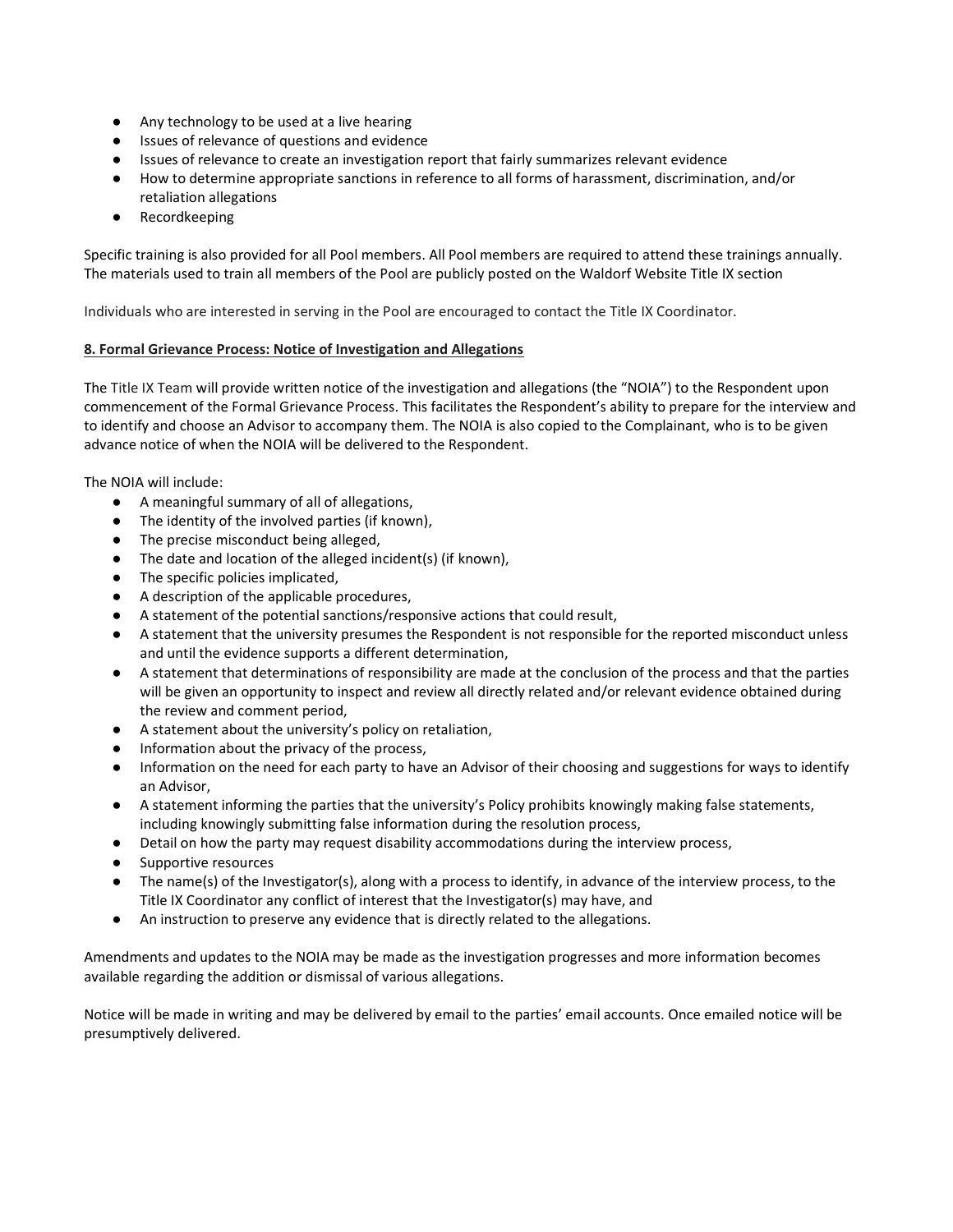- Any technology to be used at a live hearing
- Issues of relevance of questions and evidence
- Issues of relevance to create an investigation report that fairly summarizes relevant evidence
- How to determine appropriate sanctions in reference to all forms of harassment, discrimination, and/or retaliation allegations
- Recordkeeping

Specific training is also provided for all Pool members. All Pool members are required to attend these trainings annually. The materials used to train all members of the Pool are publicly posted on the Waldorf Website Title IX section

Individuals who are interested in serving in the Pool are encouraged to contact the Title IX Coordinator.

## 8. Formal Grievance Process: Notice of Investigation and Allegations

The Title IX Team will provide written notice of the investigation and allegations (the "NOIA") to the Respondent upon commencement of the Formal Grievance Process. This facilitates the Respondent's ability to prepare for the interview and to identify and choose an Advisor to accompany them. The NOIA is also copied to the Complainant, who is to be given advance notice of when the NOIA will be delivered to the Respondent.

The NOIA will include:

- A meaningful summary of all of allegations,
- The identity of the involved parties (if known),
- The precise misconduct being alleged,
- The date and location of the alleged incident(s) (if known),
- The specific policies implicated,
- A description of the applicable procedures,
- A statement of the potential sanctions/responsive actions that could result,
- A statement that the university presumes the Respondent is not responsible for the reported misconduct unless and until the evidence supports a different determination,
- A statement that determinations of responsibility are made at the conclusion of the process and that the parties will be given an opportunity to inspect and review all directly related and/or relevant evidence obtained during the review and comment period,
- A statement about the university's policy on retaliation,
- Information about the privacy of the process,
- Information on the need for each party to have an Advisor of their choosing and suggestions for ways to identify an Advisor,
- A statement informing the parties that the university's Policy prohibits knowingly making false statements, including knowingly submitting false information during the resolution process,
- Detail on how the party may request disability accommodations during the interview process,
- Supportive resources
- The name(s) of the Investigator(s), along with a process to identify, in advance of the interview process, to the Title IX Coordinator any conflict of interest that the Investigator(s) may have, and
- An instruction to preserve any evidence that is directly related to the allegations.

Amendments and updates to the NOIA may be made as the investigation progresses and more information becomes available regarding the addition or dismissal of various allegations.

Notice will be made in writing and may be delivered by email to the parties' email accounts. Once emailed notice will be presumptively delivered.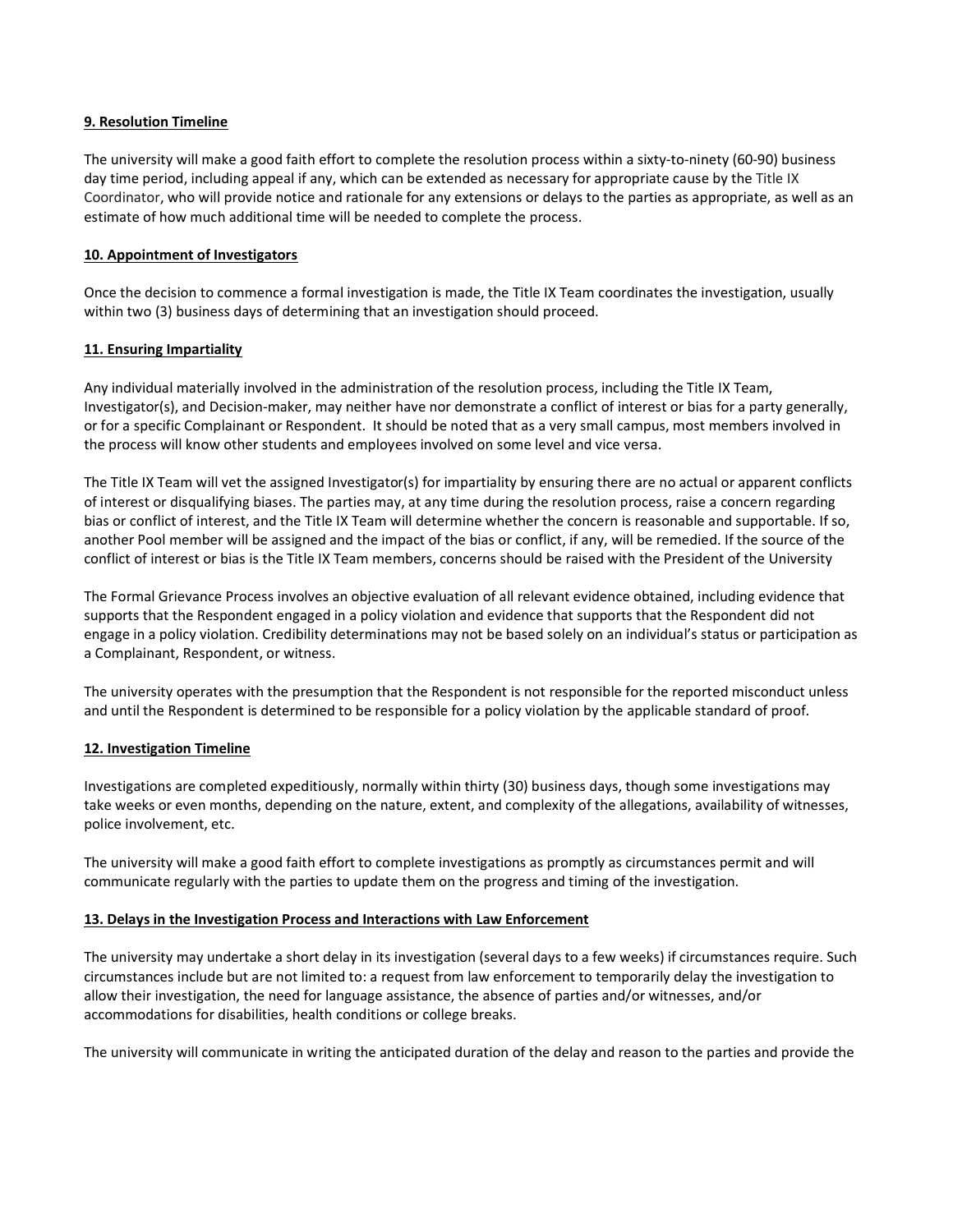**9. Resolution Timeline**

The university will make a good faith effort to complete the resolution process within a sixty-to-ninety (60-90) business day time period, including appeal if any, which can be extended as necessary for appropriate cause by the Title IX Coordinator, who will provide notice and rationale for any extensions or delays to the parties as appropriate, as well as an estimate of how much additional time will be needed to complete the process.

**10. Appointment of Investigators**

Once the decision to commence a formal investigation is made, the Title IX Team coordinates the investigation, usually within two (3) business days of determining that an investigation should proceed.

**11. Ensuring Impartiality**

Any individual materially involved in the administration of the resolution process, including the Title IX Team, Investigator(s), and Decision-maker, may neither have nor demonstrate a conflict of interest or bias for a party generally, or for a specific Complainant or Respondent. It should be noted that as a very small campus, most members involved in the process will know other students and employees involved on some level and vice versa.

The Title IX Team will vet the assigned Investigator(s) for impartiality by ensuring there are no actual or apparent conflicts of interest or disqualifying biases. The parties may, at any time during the resolution process, raise a concern regarding bias or conflict of interest, and the Title IX Team will determine whether the concern is reasonable and supportable. If so, another Pool member will be assigned and the impact of the bias or conflict, if any, will be remedied. If the source of the conflict of interest or bias is the Title IX Team members, concerns should be raised with the President of the University

The Formal Grievance Process involves an objective evaluation of all relevant evidence obtained, including evidence that supports that the Respondent engaged in a policy violation and evidence that supports that the Respondent did not engage in a policy violation. Credibility determinations may not be based solely on an individual's status or participation as a Complainant, Respondent, or witness.

The university operates with the presumption that the Respondent is not responsible for the reported misconduct unless and until the Respondent is determined to be responsible for a policy violation by the applicable standard of proof.

**12. Investigation Timeline**

Investigations are completed expeditiously, normally within thirty (30) business days, though some investigations may take weeks or even months, depending on the nature, extent, and complexity of the allegations, availability of witnesses, police involvement, etc.

The university will make a good faith effort to complete investigations as promptly as circumstances permit and will communicate regularly with the parties to update them on the progress and timing of the investigation.

**13. Delays in the Investigation Process and Interactions with Law Enforcement**

The university may undertake a short delay in its investigation (several days to a few weeks) if circumstances require. Such circumstances include but are not limited to: a request from law enforcement to temporarily delay the investigation to allow their investigation, the need for language assistance, the absence of parties and/or witnesses, and/or accommodations for disabilities, health conditions or college breaks.

The university will communicate in writing the anticipated duration of the delay and reason to the parties and provide the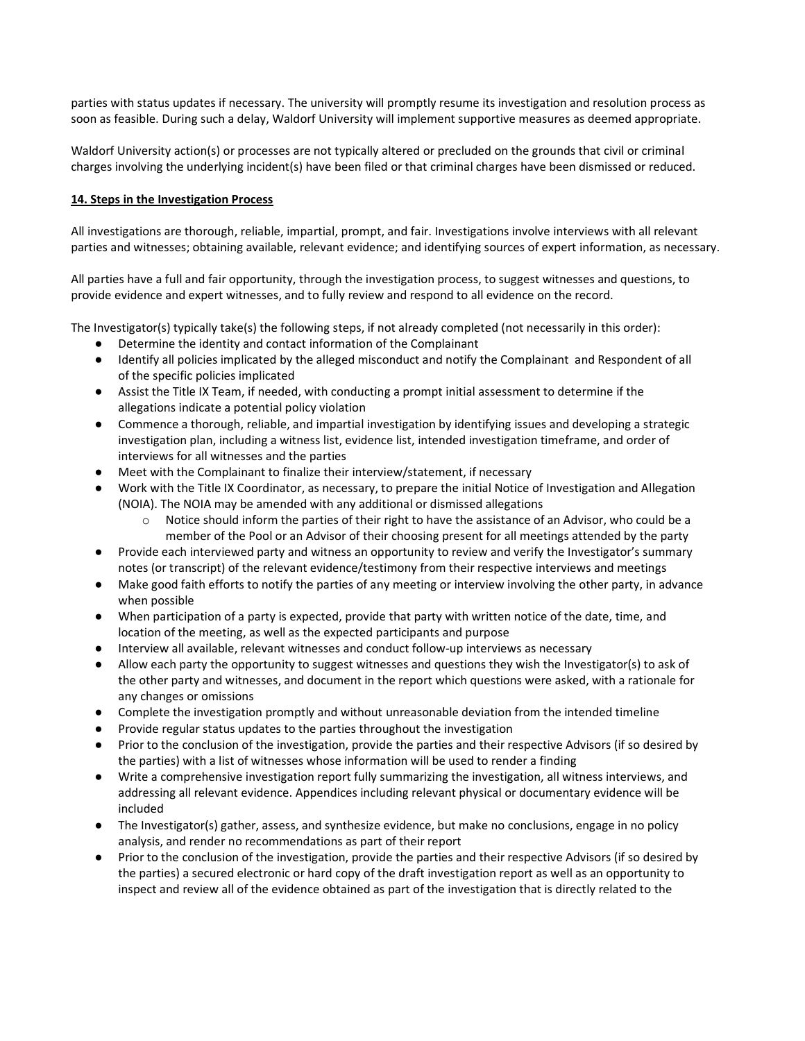parties with status updates if necessary. The university will promptly resume its investigation and resolution process as soon as feasible. During such a delay, Waldorf University will implement supportive measures as deemed appropriate.

Waldorf University action(s) or processes are not typically altered or precluded on the grounds that civil or criminal charges involving the underlying incident(s) have been filed or that criminal charges have been dismissed or reduced.

**14. Steps in the Investigation Process**

All investigations are thorough, reliable, impartial, prompt, and fair. Investigations involve interviews with all relevant parties and witnesses; obtaining available, relevant evidence; and identifying sources of expert information, as necessary.

All parties have a full and fair opportunity, through the investigation process, to suggest witnesses and questions, to provide evidence and expert witnesses, and to fully review and respond to all evidence on the record.

The Investigator(s) typically take(s) the following steps, if not already completed (not necessarily in this order):

- Determine the identity and contact information of the Complainant
- Identify all policies implicated by the alleged misconduct and notify the Complainant and Respondent of all of the specific policies implicated
- Assist the Title IX Team, if needed, with conducting a prompt initial assessment to determine if the allegations indicate a potential policy violation
- Commence a thorough, reliable, and impartial investigation by identifying issues and developing a strategic investigation plan, including a witness list, evidence list, intended investigation timeframe, and order of interviews for all witnesses and the parties
- Meet with the Complainant to finalize their interview/statement, if necessary
- Work with the Title IX Coordinator, as necessary, to prepare the initial Notice of Investigation and Allegation (NOIA). The NOIA may be amended with any additional or dismissed allegations
    - Notice should inform the parties of their right to have the assistance of an Advisor, who could be a member of the Pool or an Advisor of their choosing present for all meetings attended by the party
- Provide each interviewed party and witness an opportunity to review and verify the Investigator's summary notes (or transcript) of the relevant evidence/testimony from their respective interviews and meetings
- Make good faith efforts to notify the parties of any meeting or interview involving the other party, in advance when possible
- When participation of a party is expected, provide that party with written notice of the date, time, and location of the meeting, as well as the expected participants and purpose
- Interview all available, relevant witnesses and conduct follow-up interviews as necessary
- Allow each party the opportunity to suggest witnesses and questions they wish the Investigator(s) to ask of the other party and witnesses, and document in the report which questions were asked, with a rationale for any changes or omissions
- Complete the investigation promptly and without unreasonable deviation from the intended timeline
- Provide regular status updates to the parties throughout the investigation
- Prior to the conclusion of the investigation, provide the parties and their respective Advisors (if so desired by the parties) with a list of witnesses whose information will be used to render a finding
- Write a comprehensive investigation report fully summarizing the investigation, all witness interviews, and addressing all relevant evidence. Appendices including relevant physical or documentary evidence will be included
- The Investigator(s) gather, assess, and synthesize evidence, but make no conclusions, engage in no policy analysis, and render no recommendations as part of their report
- Prior to the conclusion of the investigation, provide the parties and their respective Advisors (if so desired by the parties) a secured electronic or hard copy of the draft investigation report as well as an opportunity to inspect and review all of the evidence obtained as part of the investigation that is directly related to the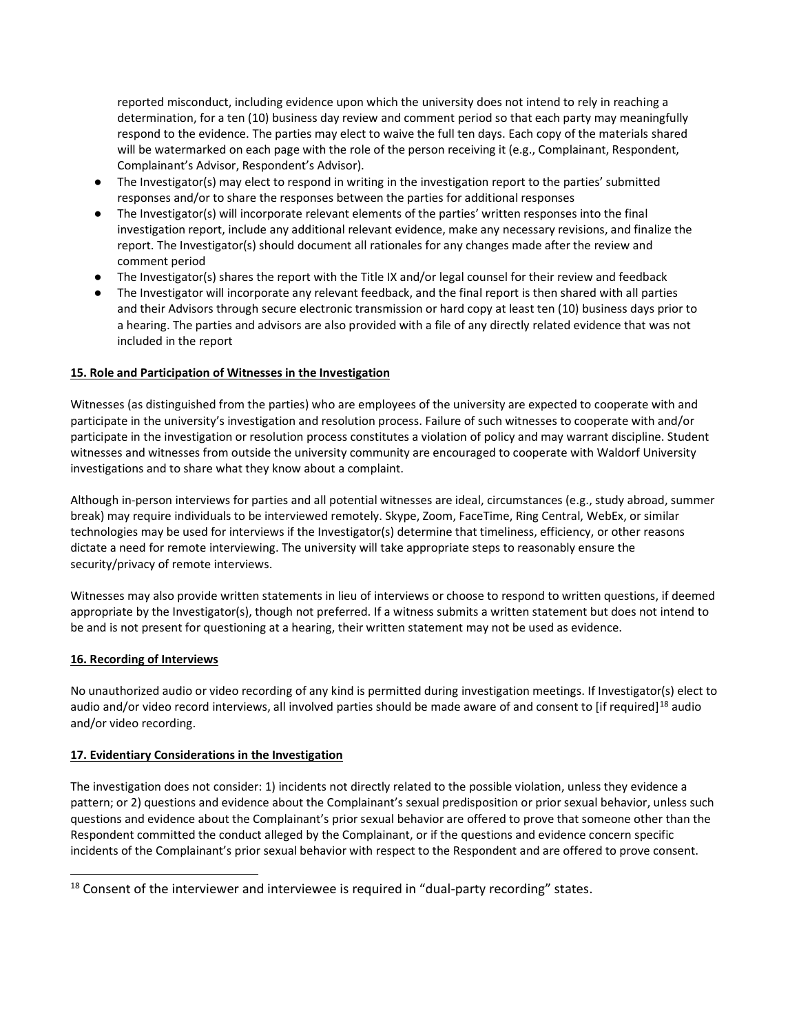reported misconduct, including evidence upon which the university does not intend to rely in reaching a determination, for a ten (10) business day review and comment period so that each party may meaningfully respond to the evidence. The parties may elect to waive the full ten days. Each copy of the materials shared will be watermarked on each page with the role of the person receiving it (e.g., Complainant, Respondent, Complainant's Advisor, Respondent's Advisor).

- The Investigator(s) may elect to respond in writing in the investigation report to the parties' submitted responses and/or to share the responses between the parties for additional responses
- The Investigator(s) will incorporate relevant elements of the parties' written responses into the final investigation report, include any additional relevant evidence, make any necessary revisions, and finalize the report. The Investigator(s) should document all rationales for any changes made after the review and comment period
- The Investigator(s) shares the report with the Title IX and/or legal counsel for their review and feedback
- The Investigator will incorporate any relevant feedback, and the final report is then shared with all parties and their Advisors through secure electronic transmission or hard copy at least ten (10) business days prior to a hearing. The parties and advisors are also provided with a file of any directly related evidence that was not included in the report

**15. Role and Participation of Witnesses in the Investigation**

Witnesses (as distinguished from the parties) who are employees of the university are expected to cooperate with and participate in the university's investigation and resolution process. Failure of such witnesses to cooperate with and/or participate in the investigation or resolution process constitutes a violation of policy and may warrant discipline. Student witnesses and witnesses from outside the university community are encouraged to cooperate with Waldorf University investigations and to share what they know about a complaint.

Although in-person interviews for parties and all potential witnesses are ideal, circumstances (e.g., study abroad, summer break) may require individuals to be interviewed remotely. Skype, Zoom, FaceTime, Ring Central, WebEx, or similar technologies may be used for interviews if the Investigator(s) determine that timeliness, efficiency, or other reasons dictate a need for remote interviewing. The university will take appropriate steps to reasonably ensure the security/privacy of remote interviews.

Witnesses may also provide written statements in lieu of interviews or choose to respond to written questions, if deemed appropriate by the Investigator(s), though not preferred. If a witness submits a written statement but does not intend to be and is not present for questioning at a hearing, their written statement may not be used as evidence.

**16. Recording of Interviews**

No unauthorized audio or video recording of any kind is permitted during investigation meetings. If Investigator(s) elect to audio and/or video record interviews, all involved parties should be made aware of and consent to [if required][18] audio and/or video recording.

**17. Evidentiary Considerations in the Investigation**

The investigation does not consider: 1) incidents not directly related to the possible violation, unless they evidence a pattern; or 2) questions and evidence about the Complainant's sexual predisposition or prior sexual behavior, unless such questions and evidence about the Complainant's prior sexual behavior are offered to prove that someone other than the Respondent committed the conduct alleged by the Complainant, or if the questions and evidence concern specific incidents of the Complainant's prior sexual behavior with respect to the Respondent and are offered to prove consent.

[18] Consent of the interviewer and interviewee is required in "dual-party recording" states.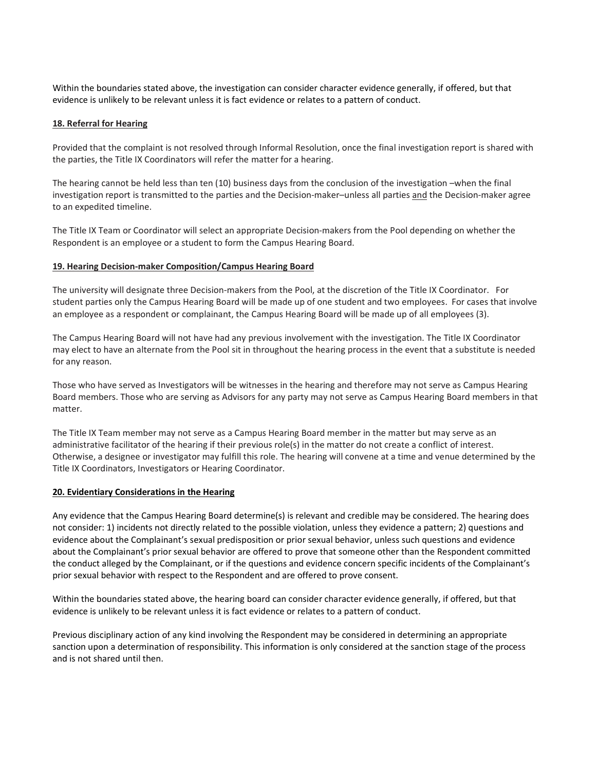Within the boundaries stated above, the investigation can consider character evidence generally, if offered, but that evidence is unlikely to be relevant unless it is fact evidence or relates to a pattern of conduct.

### 18. Referral for Hearing

Provided that the complaint is not resolved through Informal Resolution, once the final investigation report is shared with the parties, the Title IX Coordinators will refer the matter for a hearing.

The hearing cannot be held less than ten (10) business days from the conclusion of the investigation –when the final investigation report is transmitted to the parties and the Decision-maker–unless all parties and the Decision-maker agree to an expedited timeline.

The Title IX Team or Coordinator will select an appropriate Decision-makers from the Pool depending on whether the Respondent is an employee or a student to form the Campus Hearing Board.

### 19. Hearing Decision-maker Composition/Campus Hearing Board

The university will designate three Decision-makers from the Pool, at the discretion of the Title IX Coordinator. For student parties only the Campus Hearing Board will be made up of one student and two employees. For cases that involve an employee as a respondent or complainant, the Campus Hearing Board will be made up of all employees (3).

The Campus Hearing Board will not have had any previous involvement with the investigation. The Title IX Coordinator may elect to have an alternate from the Pool sit in throughout the hearing process in the event that a substitute is needed for any reason.

Those who have served as Investigators will be witnesses in the hearing and therefore may not serve as Campus Hearing Board members. Those who are serving as Advisors for any party may not serve as Campus Hearing Board members in that matter.

The Title IX Team member may not serve as a Campus Hearing Board member in the matter but may serve as an administrative facilitator of the hearing if their previous role(s) in the matter do not create a conflict of interest. Otherwise, a designee or investigator may fulfill this role. The hearing will convene at a time and venue determined by the Title IX Coordinators, Investigators or Hearing Coordinator.

### 20. Evidentiary Considerations in the Hearing

Any evidence that the Campus Hearing Board determine(s) is relevant and credible may be considered. The hearing does not consider: 1) incidents not directly related to the possible violation, unless they evidence a pattern; 2) questions and evidence about the Complainant's sexual predisposition or prior sexual behavior, unless such questions and evidence about the Complainant's prior sexual behavior are offered to prove that someone other than the Respondent committed the conduct alleged by the Complainant, or if the questions and evidence concern specific incidents of the Complainant's prior sexual behavior with respect to the Respondent and are offered to prove consent.

Within the boundaries stated above, the hearing board can consider character evidence generally, if offered, but that evidence is unlikely to be relevant unless it is fact evidence or relates to a pattern of conduct.

Previous disciplinary action of any kind involving the Respondent may be considered in determining an appropriate sanction upon a determination of responsibility. This information is only considered at the sanction stage of the process and is not shared until then.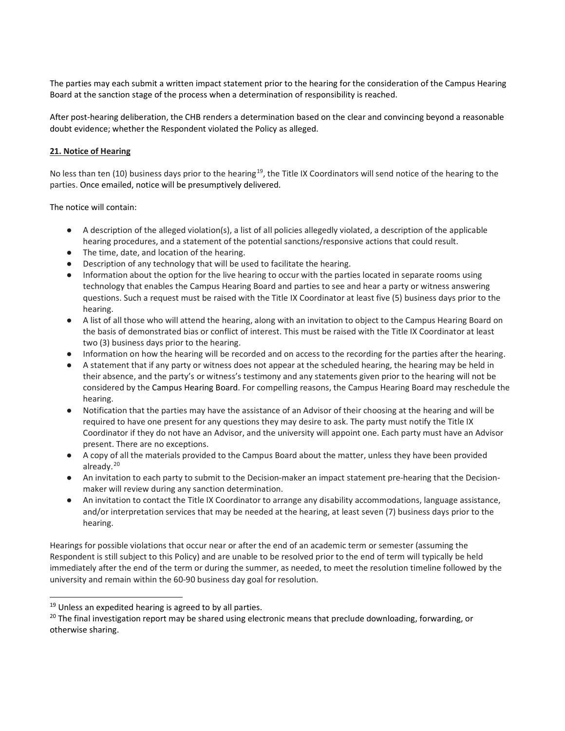The parties may each submit a written impact statement prior to the hearing for the consideration of the Campus Hearing Board at the sanction stage of the process when a determination of responsibility is reached.

After post-hearing deliberation, the CHB renders a determination based on the clear and convincing beyond a reasonable doubt evidence; whether the Respondent violated the Policy as alleged.

**21. Notice of Hearing**

No less than ten (10) business days prior to the hearing[19], the Title IX Coordinators will send notice of the hearing to the parties. Once emailed, notice will be presumptively delivered.

The notice will contain:

- A description of the alleged violation(s), a list of all policies allegedly violated, a description of the applicable hearing procedures, and a statement of the potential sanctions/responsive actions that could result.
- The time, date, and location of the hearing.
- Description of any technology that will be used to facilitate the hearing.
- Information about the option for the live hearing to occur with the parties located in separate rooms using technology that enables the Campus Hearing Board and parties to see and hear a party or witness answering questions. Such a request must be raised with the Title IX Coordinator at least five (5) business days prior to the hearing.
- A list of all those who will attend the hearing, along with an invitation to object to the Campus Hearing Board on the basis of demonstrated bias or conflict of interest. This must be raised with the Title IX Coordinator at least two (3) business days prior to the hearing.
- Information on how the hearing will be recorded and on access to the recording for the parties after the hearing.
- A statement that if any party or witness does not appear at the scheduled hearing, the hearing may be held in their absence, and the party's or witness's testimony and any statements given prior to the hearing will not be considered by the Campus Hearing Board. For compelling reasons, the Campus Hearing Board may reschedule the hearing.
- Notification that the parties may have the assistance of an Advisor of their choosing at the hearing and will be required to have one present for any questions they may desire to ask. The party must notify the Title IX Coordinator if they do not have an Advisor, and the university will appoint one. Each party must have an Advisor present. There are no exceptions.
- A copy of all the materials provided to the Campus Board about the matter, unless they have been provided already.[20]
- An invitation to each party to submit to the Decision-maker an impact statement pre-hearing that the Decision-maker will review during any sanction determination.
- An invitation to contact the Title IX Coordinator to arrange any disability accommodations, language assistance, and/or interpretation services that may be needed at the hearing, at least seven (7) business days prior to the hearing.

Hearings for possible violations that occur near or after the end of an academic term or semester (assuming the Respondent is still subject to this Policy) and are unable to be resolved prior to the end of term will typically be held immediately after the end of the term or during the summer, as needed, to meet the resolution timeline followed by the university and remain within the 60-90 business day goal for resolution.

---

[19] Unless an expedited hearing is agreed to by all parties.

[20] The final investigation report may be shared using electronic means that preclude downloading, forwarding, or otherwise sharing.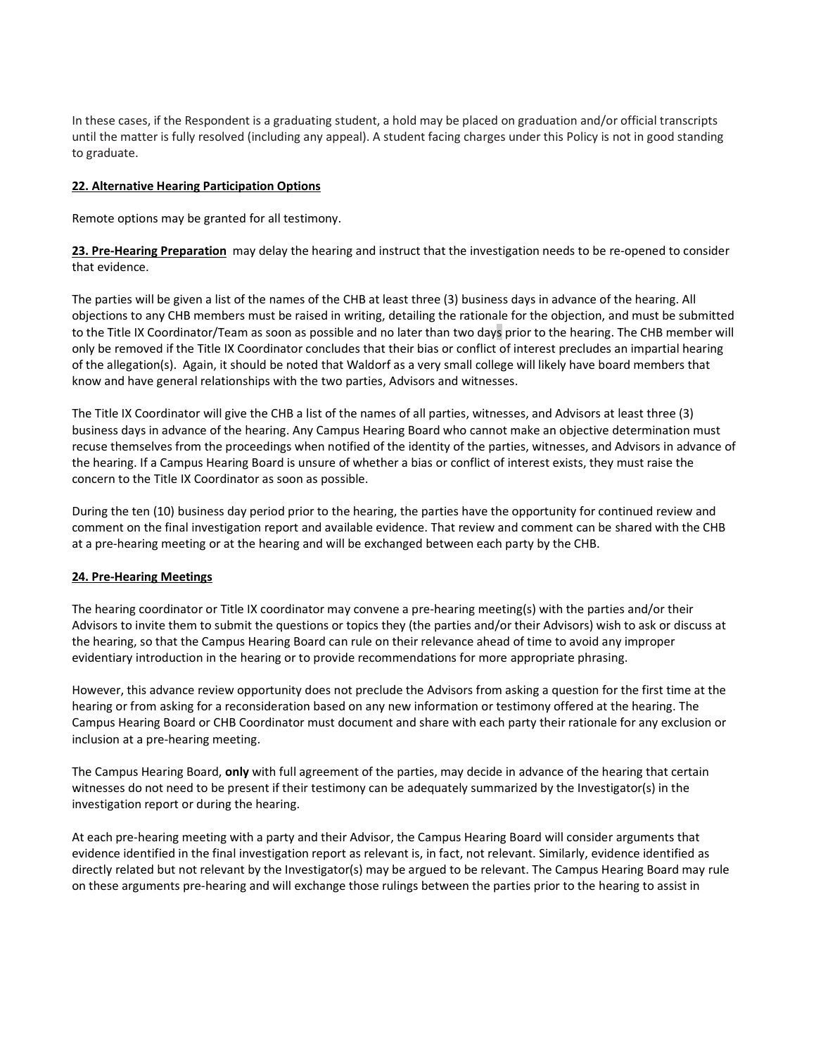In these cases, if the Respondent is a graduating student, a hold may be placed on graduation and/or official transcripts until the matter is fully resolved (including any appeal). A student facing charges under this Policy is not in good standing to graduate.

**22. Alternative Hearing Participation Options**

Remote options may be granted for all testimony.

**23. Pre-Hearing Preparation** may delay the hearing and instruct that the investigation needs to be re-opened to consider that evidence.

The parties will be given a list of the names of the CHB at least three (3) business days in advance of the hearing. All objections to any CHB members must be raised in writing, detailing the rationale for the objection, and must be submitted to the Title IX Coordinator/Team as soon as possible and no later than two days prior to the hearing. The CHB member will only be removed if the Title IX Coordinator concludes that their bias or conflict of interest precludes an impartial hearing of the allegation(s). Again, it should be noted that Waldorf as a very small college will likely have board members that know and have general relationships with the two parties, Advisors and witnesses.

The Title IX Coordinator will give the CHB a list of the names of all parties, witnesses, and Advisors at least three (3) business days in advance of the hearing. Any Campus Hearing Board who cannot make an objective determination must recuse themselves from the proceedings when notified of the identity of the parties, witnesses, and Advisors in advance of the hearing. If a Campus Hearing Board is unsure of whether a bias or conflict of interest exists, they must raise the concern to the Title IX Coordinator as soon as possible.

During the ten (10) business day period prior to the hearing, the parties have the opportunity for continued review and comment on the final investigation report and available evidence. That review and comment can be shared with the CHB at a pre-hearing meeting or at the hearing and will be exchanged between each party by the CHB.

**24. Pre-Hearing Meetings**

The hearing coordinator or Title IX coordinator may convene a pre-hearing meeting(s) with the parties and/or their Advisors to invite them to submit the questions or topics they (the parties and/or their Advisors) wish to ask or discuss at the hearing, so that the Campus Hearing Board can rule on their relevance ahead of time to avoid any improper evidentiary introduction in the hearing or to provide recommendations for more appropriate phrasing.

However, this advance review opportunity does not preclude the Advisors from asking a question for the first time at the hearing or from asking for a reconsideration based on any new information or testimony offered at the hearing. The Campus Hearing Board or CHB Coordinator must document and share with each party their rationale for any exclusion or inclusion at a pre-hearing meeting.

The Campus Hearing Board, **only** with full agreement of the parties, may decide in advance of the hearing that certain witnesses do not need to be present if their testimony can be adequately summarized by the Investigator(s) in the investigation report or during the hearing.

At each pre-hearing meeting with a party and their Advisor, the Campus Hearing Board will consider arguments that evidence identified in the final investigation report as relevant is, in fact, not relevant. Similarly, evidence identified as directly related but not relevant by the Investigator(s) may be argued to be relevant. The Campus Hearing Board may rule on these arguments pre-hearing and will exchange those rulings between the parties prior to the hearing to assist in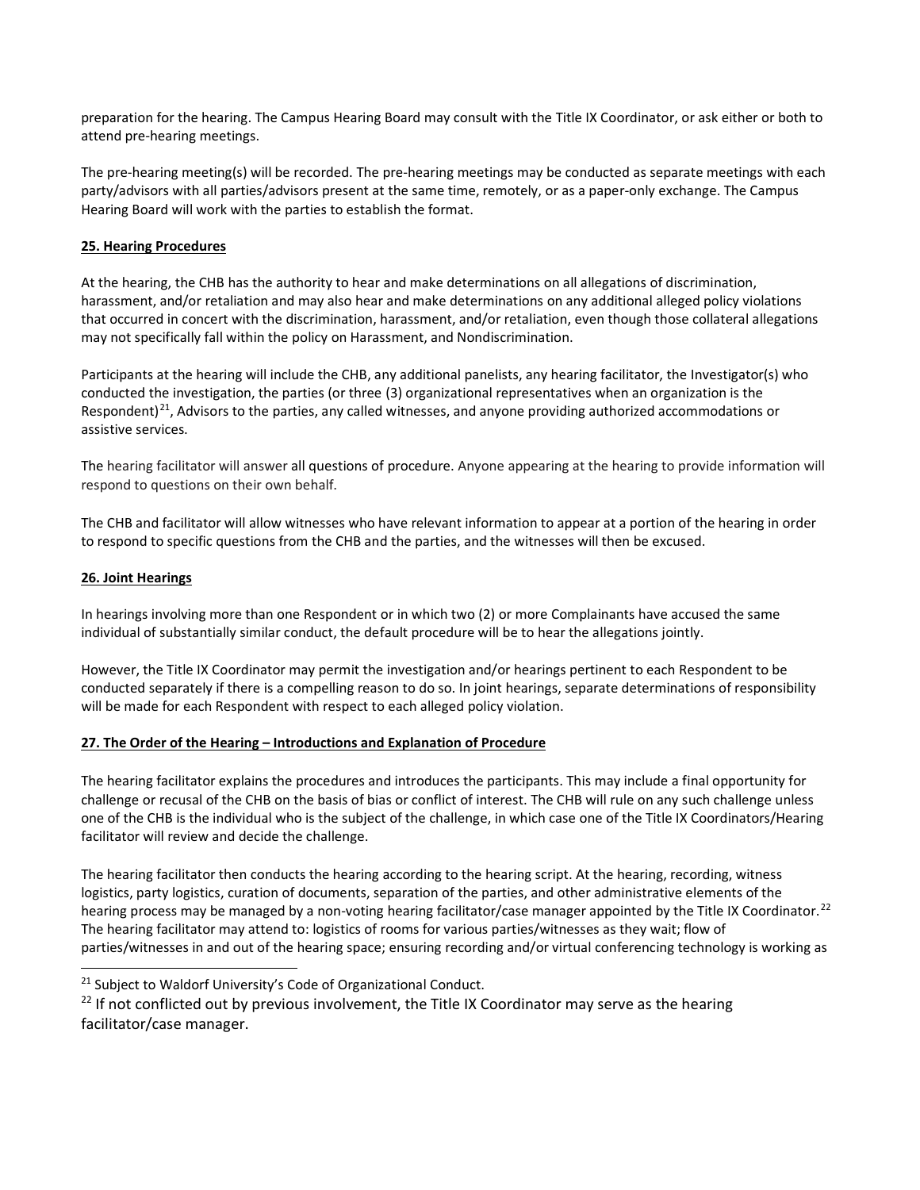preparation for the hearing. The Campus Hearing Board may consult with the Title IX Coordinator, or ask either or both to attend pre-hearing meetings.

The pre-hearing meeting(s) will be recorded. The pre-hearing meetings may be conducted as separate meetings with each party/advisors with all parties/advisors present at the same time, remotely, or as a paper-only exchange. The Campus Hearing Board will work with the parties to establish the format.

**25. Hearing Procedures**

At the hearing, the CHB has the authority to hear and make determinations on all allegations of discrimination, harassment, and/or retaliation and may also hear and make determinations on any additional alleged policy violations that occurred in concert with the discrimination, harassment, and/or retaliation, even though those collateral allegations may not specifically fall within the policy on Harassment, and Nondiscrimination.

Participants at the hearing will include the CHB, any additional panelists, any hearing facilitator, the Investigator(s) who conducted the investigation, the parties (or three (3) organizational representatives when an organization is the Respondent)[21], Advisors to the parties, any called witnesses, and anyone providing authorized accommodations or assistive services.

The hearing facilitator will answer all questions of procedure. Anyone appearing at the hearing to provide information will respond to questions on their own behalf.

The CHB and facilitator will allow witnesses who have relevant information to appear at a portion of the hearing in order to respond to specific questions from the CHB and the parties, and the witnesses will then be excused.

**26. Joint Hearings**

In hearings involving more than one Respondent or in which two (2) or more Complainants have accused the same individual of substantially similar conduct, the default procedure will be to hear the allegations jointly.

However, the Title IX Coordinator may permit the investigation and/or hearings pertinent to each Respondent to be conducted separately if there is a compelling reason to do so. In joint hearings, separate determinations of responsibility will be made for each Respondent with respect to each alleged policy violation.

**27. The Order of the Hearing – Introductions and Explanation of Procedure**

The hearing facilitator explains the procedures and introduces the participants. This may include a final opportunity for challenge or recusal of the CHB on the basis of bias or conflict of interest. The CHB will rule on any such challenge unless one of the CHB is the individual who is the subject of the challenge, in which case one of the Title IX Coordinators/Hearing facilitator will review and decide the challenge.

The hearing facilitator then conducts the hearing according to the hearing script. At the hearing, recording, witness logistics, party logistics, curation of documents, separation of the parties, and other administrative elements of the hearing process may be managed by a non-voting hearing facilitator/case manager appointed by the Title IX Coordinator.[22] The hearing facilitator may attend to: logistics of rooms for various parties/witnesses as they wait; flow of parties/witnesses in and out of the hearing space; ensuring recording and/or virtual conferencing technology is working as

[21] Subject to Waldorf University's Code of Organizational Conduct.

[22] If not conflicted out by previous involvement, the Title IX Coordinator may serve as the hearing facilitator/case manager.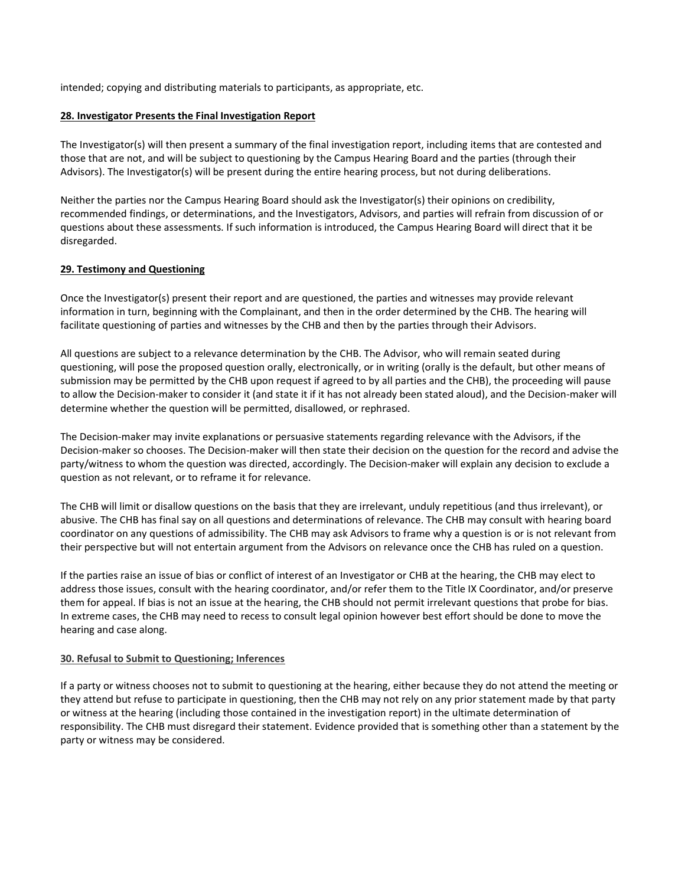intended; copying and distributing materials to participants, as appropriate, etc.

**28. Investigator Presents the Final Investigation Report**

The Investigator(s) will then present a summary of the final investigation report, including items that are contested and those that are not, and will be subject to questioning by the Campus Hearing Board and the parties (through their Advisors). The Investigator(s) will be present during the entire hearing process, but not during deliberations.

Neither the parties nor the Campus Hearing Board should ask the Investigator(s) their opinions on credibility, recommended findings, or determinations, and the Investigators, Advisors, and parties will refrain from discussion of or questions about these assessments. If such information is introduced, the Campus Hearing Board will direct that it be disregarded.

**29. Testimony and Questioning**

Once the Investigator(s) present their report and are questioned, the parties and witnesses may provide relevant information in turn, beginning with the Complainant, and then in the order determined by the CHB. The hearing will facilitate questioning of parties and witnesses by the CHB and then by the parties through their Advisors.

All questions are subject to a relevance determination by the CHB. The Advisor, who will remain seated during questioning, will pose the proposed question orally, electronically, or in writing (orally is the default, but other means of submission may be permitted by the CHB upon request if agreed to by all parties and the CHB), the proceeding will pause to allow the Decision-maker to consider it (and state it if it has not already been stated aloud), and the Decision-maker will determine whether the question will be permitted, disallowed, or rephrased.

The Decision-maker may invite explanations or persuasive statements regarding relevance with the Advisors, if the Decision-maker so chooses. The Decision-maker will then state their decision on the question for the record and advise the party/witness to whom the question was directed, accordingly. The Decision-maker will explain any decision to exclude a question as not relevant, or to reframe it for relevance.

The CHB will limit or disallow questions on the basis that they are irrelevant, unduly repetitious (and thus irrelevant), or abusive. The CHB has final say on all questions and determinations of relevance. The CHB may consult with hearing board coordinator on any questions of admissibility. The CHB may ask Advisors to frame why a question is or is not relevant from their perspective but will not entertain argument from the Advisors on relevance once the CHB has ruled on a question.

If the parties raise an issue of bias or conflict of interest of an Investigator or CHB at the hearing, the CHB may elect to address those issues, consult with the hearing coordinator, and/or refer them to the Title IX Coordinator, and/or preserve them for appeal. If bias is not an issue at the hearing, the CHB should not permit irrelevant questions that probe for bias. In extreme cases, the CHB may need to recess to consult legal opinion however best effort should be done to move the hearing and case along.

**30. Refusal to Submit to Questioning; Inferences**

If a party or witness chooses not to submit to questioning at the hearing, either because they do not attend the meeting or they attend but refuse to participate in questioning, then the CHB may not rely on any prior statement made by that party or witness at the hearing (including those contained in the investigation report) in the ultimate determination of responsibility. The CHB must disregard their statement. Evidence provided that is something other than a statement by the party or witness may be considered.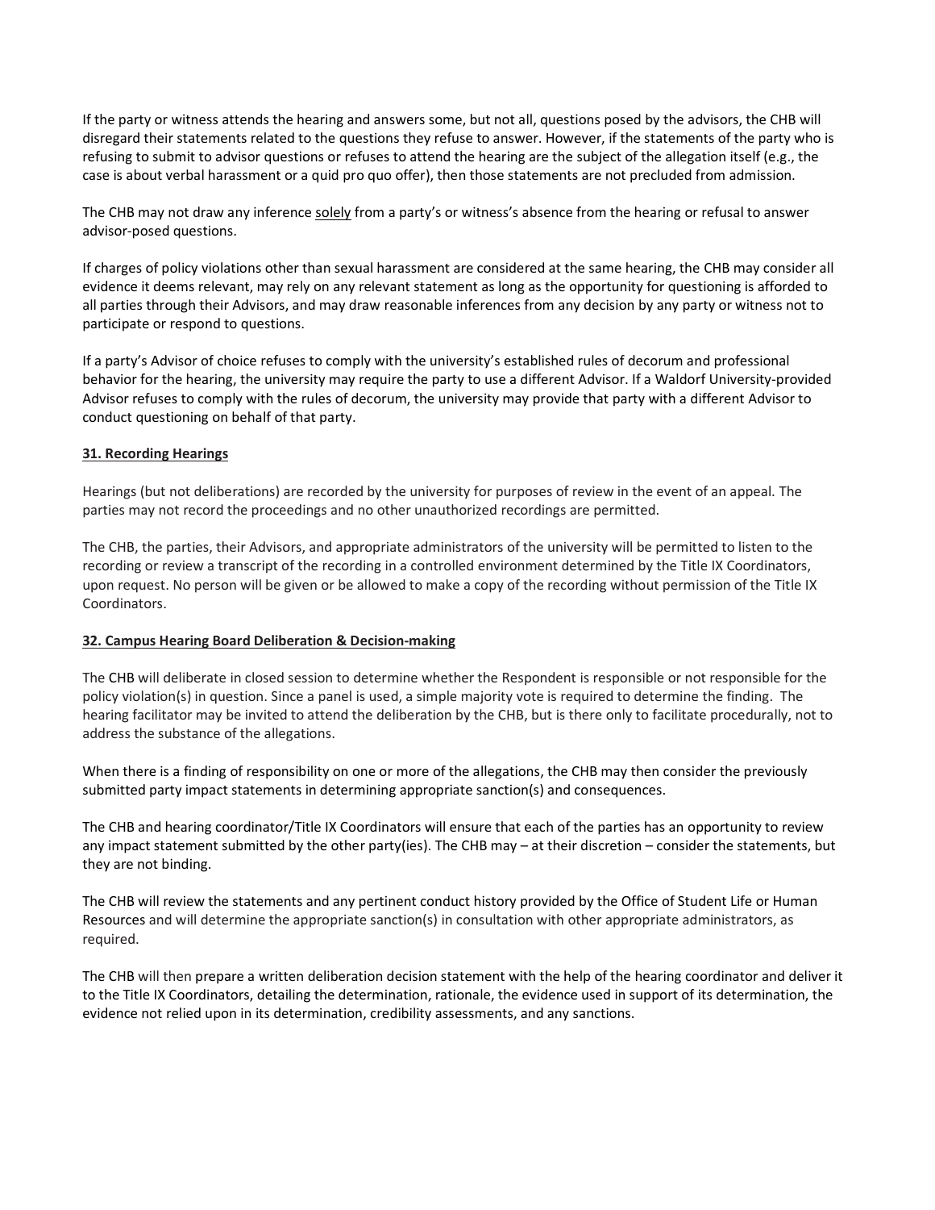If the party or witness attends the hearing and answers some, but not all, questions posed by the advisors, the CHB will disregard their statements related to the questions they refuse to answer. However, if the statements of the party who is refusing to submit to advisor questions or refuses to attend the hearing are the subject of the allegation itself (e.g., the case is about verbal harassment or a quid pro quo offer), then those statements are not precluded from admission.

The CHB may not draw any inference solely from a party's or witness's absence from the hearing or refusal to answer advisor-posed questions.

If charges of policy violations other than sexual harassment are considered at the same hearing, the CHB may consider all evidence it deems relevant, may rely on any relevant statement as long as the opportunity for questioning is afforded to all parties through their Advisors, and may draw reasonable inferences from any decision by any party or witness not to participate or respond to questions.

If a party's Advisor of choice refuses to comply with the university's established rules of decorum and professional behavior for the hearing, the university may require the party to use a different Advisor. If a Waldorf University-provided Advisor refuses to comply with the rules of decorum, the university may provide that party with a different Advisor to conduct questioning on behalf of that party.

**31. Recording Hearings**

Hearings (but not deliberations) are recorded by the university for purposes of review in the event of an appeal. The parties may not record the proceedings and no other unauthorized recordings are permitted.

The CHB, the parties, their Advisors, and appropriate administrators of the university will be permitted to listen to the recording or review a transcript of the recording in a controlled environment determined by the Title IX Coordinators, upon request. No person will be given or be allowed to make a copy of the recording without permission of the Title IX Coordinators.

**32. Campus Hearing Board Deliberation & Decision-making**

The CHB will deliberate in closed session to determine whether the Respondent is responsible or not responsible for the policy violation(s) in question. Since a panel is used, a simple majority vote is required to determine the finding. The hearing facilitator may be invited to attend the deliberation by the CHB, but is there only to facilitate procedurally, not to address the substance of the allegations.

When there is a finding of responsibility on one or more of the allegations, the CHB may then consider the previously submitted party impact statements in determining appropriate sanction(s) and consequences.

The CHB and hearing coordinator/Title IX Coordinators will ensure that each of the parties has an opportunity to review any impact statement submitted by the other party(ies). The CHB may – at their discretion – consider the statements, but they are not binding.

The CHB will review the statements and any pertinent conduct history provided by the Office of Student Life or Human Resources and will determine the appropriate sanction(s) in consultation with other appropriate administrators, as required.

The CHB will then prepare a written deliberation decision statement with the help of the hearing coordinator and deliver it to the Title IX Coordinators, detailing the determination, rationale, the evidence used in support of its determination, the evidence not relied upon in its determination, credibility assessments, and any sanctions.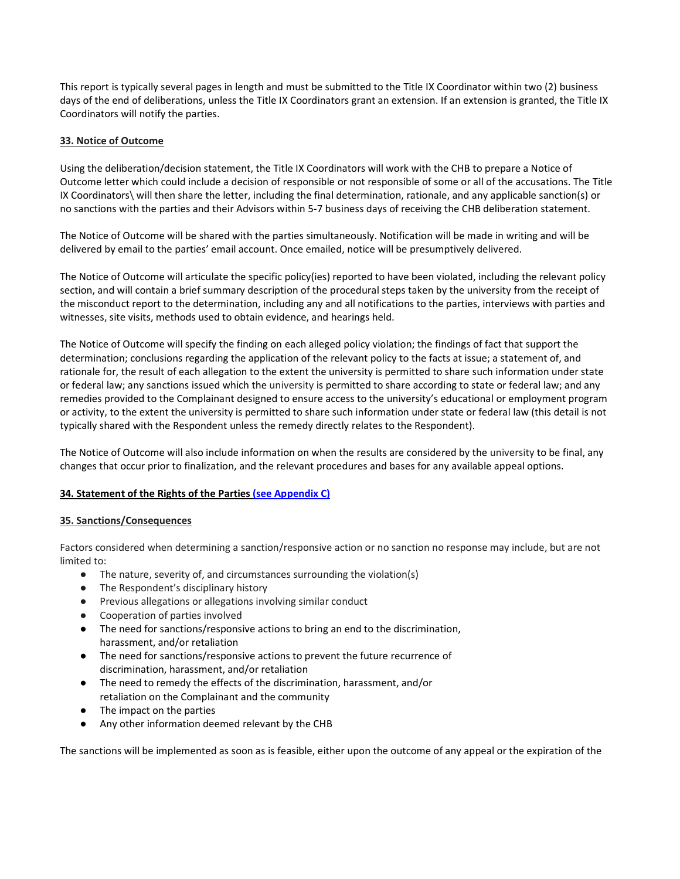This report is typically several pages in length and must be submitted to the Title IX Coordinator within two (2) business days of the end of deliberations, unless the Title IX Coordinators grant an extension. If an extension is granted, the Title IX Coordinators will notify the parties.

**33. Notice of Outcome**

Using the deliberation/decision statement, the Title IX Coordinators will work with the CHB to prepare a Notice of Outcome letter which could include a decision of responsible or not responsible of some or all of the accusations. The Title IX Coordinators\ will then share the letter, including the final determination, rationale, and any applicable sanction(s) or no sanctions with the parties and their Advisors within 5-7 business days of receiving the CHB deliberation statement.

The Notice of Outcome will be shared with the parties simultaneously. Notification will be made in writing and will be delivered by email to the parties' email account. Once emailed, notice will be presumptively delivered.

The Notice of Outcome will articulate the specific policy(ies) reported to have been violated, including the relevant policy section, and will contain a brief summary description of the procedural steps taken by the university from the receipt of the misconduct report to the determination, including any and all notifications to the parties, interviews with parties and witnesses, site visits, methods used to obtain evidence, and hearings held.

The Notice of Outcome will specify the finding on each alleged policy violation; the findings of fact that support the determination; conclusions regarding the application of the relevant policy to the facts at issue; a statement of, and rationale for, the result of each allegation to the extent the university is permitted to share such information under state or federal law; any sanctions issued which the university is permitted to share according to state or federal law; and any remedies provided to the Complainant designed to ensure access to the university's educational or employment program or activity, to the extent the university is permitted to share such information under state or federal law (this detail is not typically shared with the Respondent unless the remedy directly relates to the Respondent).

The Notice of Outcome will also include information on when the results are considered by the university to be final, any changes that occur prior to finalization, and the relevant procedures and bases for any available appeal options.

**34. Statement of the Rights of the Parties (see Appendix C)**

**35. Sanctions/Consequences**

Factors considered when determining a sanction/responsive action or no sanction no response may include, but are not limited to:

- The nature, severity of, and circumstances surrounding the violation(s)
- The Respondent's disciplinary history
- Previous allegations or allegations involving similar conduct
- Cooperation of parties involved
- The need for sanctions/responsive actions to bring an end to the discrimination, harassment, and/or retaliation
- The need for sanctions/responsive actions to prevent the future recurrence of discrimination, harassment, and/or retaliation
- The need to remedy the effects of the discrimination, harassment, and/or retaliation on the Complainant and the community
- The impact on the parties
- Any other information deemed relevant by the CHB

The sanctions will be implemented as soon as is feasible, either upon the outcome of any appeal or the expiration of the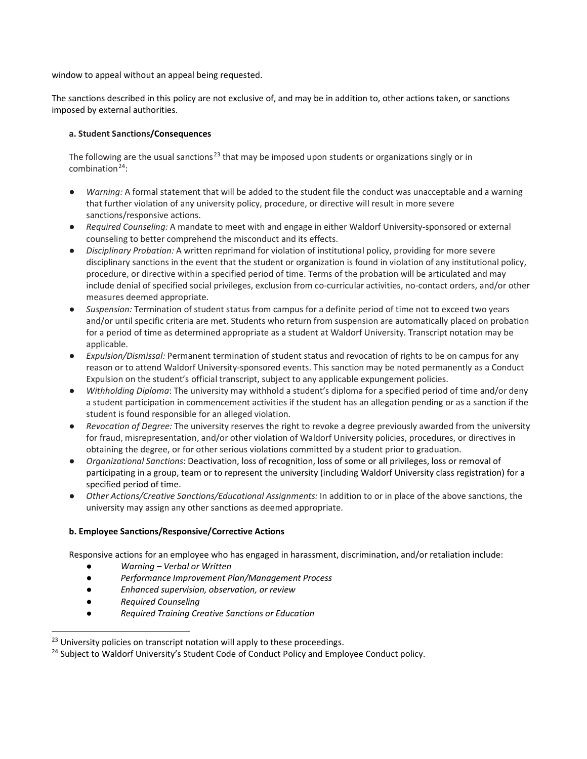window to appeal without an appeal being requested.

The sanctions described in this policy are not exclusive of, and may be in addition to, other actions taken, or sanctions imposed by external authorities.

### a. Student Sanctions/Consequences

The following are the usual sanctions[23] that may be imposed upon students or organizations singly or in combination[24]:

- *Warning:* A formal statement that will be added to the student file the conduct was unacceptable and a warning that further violation of any university policy, procedure, or directive will result in more severe sanctions/responsive actions.
- *Required Counseling:* A mandate to meet with and engage in either Waldorf University-sponsored or external counseling to better comprehend the misconduct and its effects.
- *Disciplinary Probation:* A written reprimand for violation of institutional policy, providing for more severe disciplinary sanctions in the event that the student or organization is found in violation of any institutional policy, procedure, or directive within a specified period of time. Terms of the probation will be articulated and may include denial of specified social privileges, exclusion from co-curricular activities, no-contact orders, and/or other measures deemed appropriate.
- *Suspension:* Termination of student status from campus for a definite period of time not to exceed two years and/or until specific criteria are met. Students who return from suspension are automatically placed on probation for a period of time as determined appropriate as a student at Waldorf University. Transcript notation may be applicable.
- *Expulsion/Dismissal:* Permanent termination of student status and revocation of rights to be on campus for any reason or to attend Waldorf University-sponsored events. This sanction may be noted permanently as a Conduct Expulsion on the student's official transcript, subject to any applicable expungement policies.
- *Withholding Diploma*: The university may withhold a student's diploma for a specified period of time and/or deny a student participation in commencement activities if the student has an allegation pending or as a sanction if the student is found responsible for an alleged violation.
- *Revocation of Degree:* The university reserves the right to revoke a degree previously awarded from the university for fraud, misrepresentation, and/or other violation of Waldorf University policies, procedures, or directives in obtaining the degree, or for other serious violations committed by a student prior to graduation.
- *Organizational Sanctions*: Deactivation, loss of recognition, loss of some or all privileges, loss or removal of participating in a group, team or to represent the university (including Waldorf University class registration) for a specified period of time.
- *Other Actions/Creative Sanctions/Educational Assignments:* In addition to or in place of the above sanctions, the university may assign any other sanctions as deemed appropriate.

### b. Employee Sanctions/Responsive/Corrective Actions

Responsive actions for an employee who has engaged in harassment, discrimination, and/or retaliation include:

- *Warning – Verbal or Written*
- *Performance Improvement Plan/Management Process*
- *Enhanced supervision, observation, or review*
- *Required Counseling*
- *Required Training Creative Sanctions or Education*

---

[23] University policies on transcript notation will apply to these proceedings.

[24] Subject to Waldorf University's Student Code of Conduct Policy and Employee Conduct policy.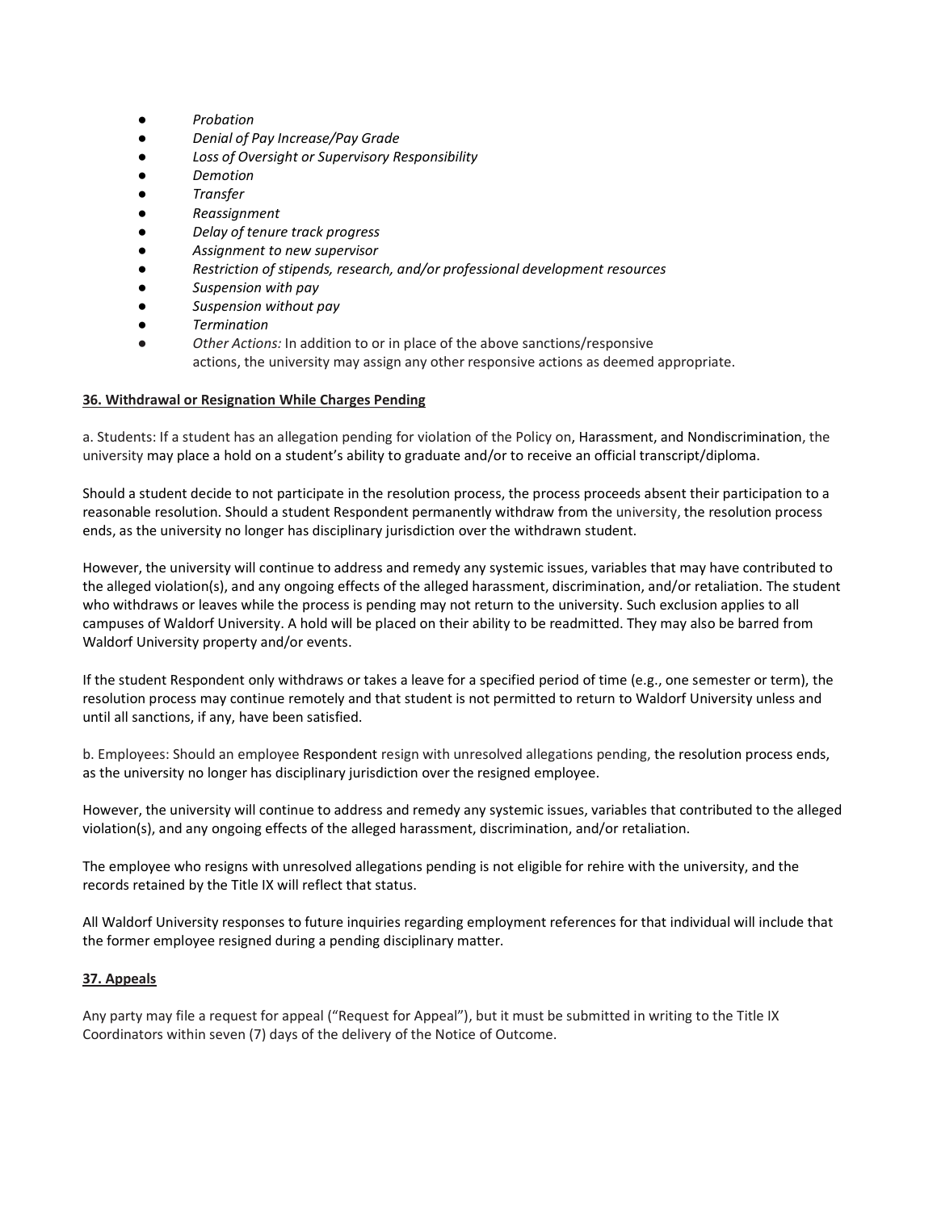- *Probation*
- *Denial of Pay Increase/Pay Grade*
- *Loss of Oversight or Supervisory Responsibility*
- *Demotion*
- *Transfer*
- *Reassignment*
- *Delay of tenure track progress*
- *Assignment to new supervisor*
- *Restriction of stipends, research, and/or professional development resources*
- *Suspension with pay*
- *Suspension without pay*
- *Termination*
- *Other Actions:* In addition to or in place of the above sanctions/responsive actions, the university may assign any other responsive actions as deemed appropriate.

**36. Withdrawal or Resignation While Charges Pending**

a. Students: If a student has an allegation pending for violation of the Policy on, Harassment, and Nondiscrimination, the university may place a hold on a student's ability to graduate and/or to receive an official transcript/diploma.

Should a student decide to not participate in the resolution process, the process proceeds absent their participation to a reasonable resolution. Should a student Respondent permanently withdraw from the university, the resolution process ends, as the university no longer has disciplinary jurisdiction over the withdrawn student.

However, the university will continue to address and remedy any systemic issues, variables that may have contributed to the alleged violation(s), and any ongoing effects of the alleged harassment, discrimination, and/or retaliation. The student who withdraws or leaves while the process is pending may not return to the university. Such exclusion applies to all campuses of Waldorf University. A hold will be placed on their ability to be readmitted. They may also be barred from Waldorf University property and/or events.

If the student Respondent only withdraws or takes a leave for a specified period of time (e.g., one semester or term), the resolution process may continue remotely and that student is not permitted to return to Waldorf University unless and until all sanctions, if any, have been satisfied.

b. Employees: Should an employee Respondent resign with unresolved allegations pending, the resolution process ends, as the university no longer has disciplinary jurisdiction over the resigned employee.

However, the university will continue to address and remedy any systemic issues, variables that contributed to the alleged violation(s), and any ongoing effects of the alleged harassment, discrimination, and/or retaliation.

The employee who resigns with unresolved allegations pending is not eligible for rehire with the university, and the records retained by the Title IX will reflect that status.

All Waldorf University responses to future inquiries regarding employment references for that individual will include that the former employee resigned during a pending disciplinary matter.

**37. Appeals**

Any party may file a request for appeal ("Request for Appeal"), but it must be submitted in writing to the Title IX Coordinators within seven (7) days of the delivery of the Notice of Outcome.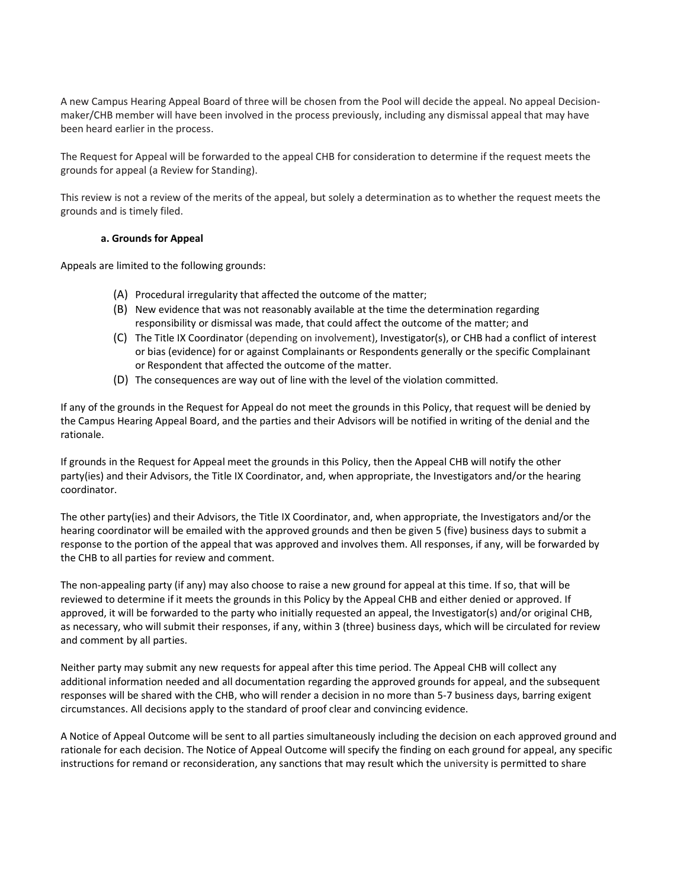A new Campus Hearing Appeal Board of three will be chosen from the Pool will decide the appeal. No appeal Decision-maker/CHB member will have been involved in the process previously, including any dismissal appeal that may have been heard earlier in the process.

The Request for Appeal will be forwarded to the appeal CHB for consideration to determine if the request meets the grounds for appeal (a Review for Standing).

This review is not a review of the merits of the appeal, but solely a determination as to whether the request meets the grounds and is timely filed.

#### a. Grounds for Appeal

Appeals are limited to the following grounds:

(A) Procedural irregularity that affected the outcome of the matter;
(B) New evidence that was not reasonably available at the time the determination regarding responsibility or dismissal was made, that could affect the outcome of the matter; and
(C) The Title IX Coordinator (depending on involvement), Investigator(s), or CHB had a conflict of interest or bias (evidence) for or against Complainants or Respondents generally or the specific Complainant or Respondent that affected the outcome of the matter.
(D) The consequences are way out of line with the level of the violation committed.

If any of the grounds in the Request for Appeal do not meet the grounds in this Policy, that request will be denied by the Campus Hearing Appeal Board, and the parties and their Advisors will be notified in writing of the denial and the rationale.

If grounds in the Request for Appeal meet the grounds in this Policy, then the Appeal CHB will notify the other party(ies) and their Advisors, the Title IX Coordinator, and, when appropriate, the Investigators and/or the hearing coordinator.

The other party(ies) and their Advisors, the Title IX Coordinator, and, when appropriate, the Investigators and/or the hearing coordinator will be emailed with the approved grounds and then be given 5 (five) business days to submit a response to the portion of the appeal that was approved and involves them. All responses, if any, will be forwarded by the CHB to all parties for review and comment.

The non-appealing party (if any) may also choose to raise a new ground for appeal at this time. If so, that will be reviewed to determine if it meets the grounds in this Policy by the Appeal CHB and either denied or approved. If approved, it will be forwarded to the party who initially requested an appeal, the Investigator(s) and/or original CHB, as necessary, who will submit their responses, if any, within 3 (three) business days, which will be circulated for review and comment by all parties.

Neither party may submit any new requests for appeal after this time period. The Appeal CHB will collect any additional information needed and all documentation regarding the approved grounds for appeal, and the subsequent responses will be shared with the CHB, who will render a decision in no more than 5-7 business days, barring exigent circumstances. All decisions apply to the standard of proof clear and convincing evidence.

A Notice of Appeal Outcome will be sent to all parties simultaneously including the decision on each approved ground and rationale for each decision. The Notice of Appeal Outcome will specify the finding on each ground for appeal, any specific instructions for remand or reconsideration, any sanctions that may result which the university is permitted to share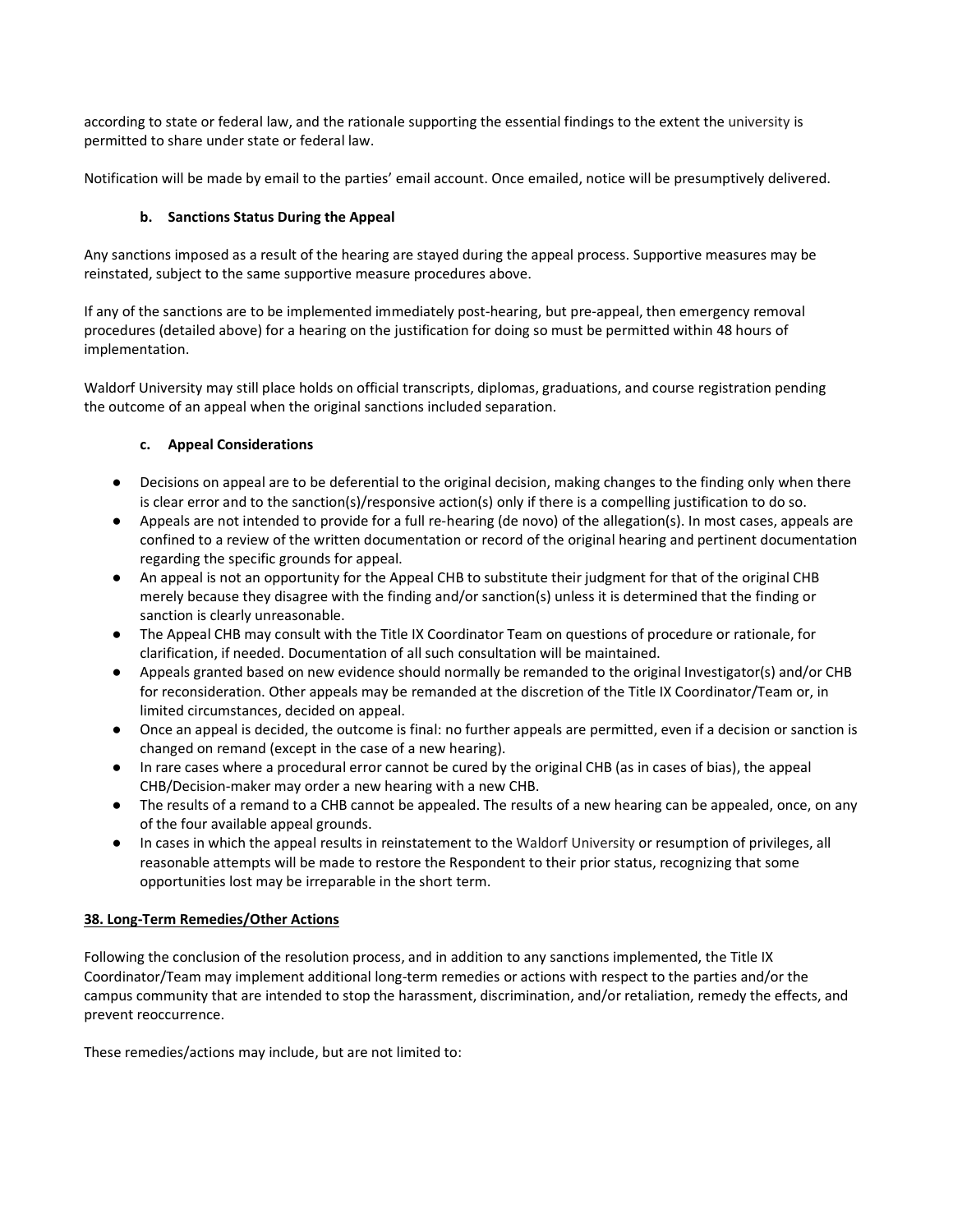according to state or federal law, and the rationale supporting the essential findings to the extent the university is permitted to share under state or federal law.

Notification will be made by email to the parties' email account. Once emailed, notice will be presumptively delivered.

#### b. Sanctions Status During the Appeal

Any sanctions imposed as a result of the hearing are stayed during the appeal process. Supportive measures may be reinstated, subject to the same supportive measure procedures above.

If any of the sanctions are to be implemented immediately post-hearing, but pre-appeal, then emergency removal procedures (detailed above) for a hearing on the justification for doing so must be permitted within 48 hours of implementation.

Waldorf University may still place holds on official transcripts, diplomas, graduations, and course registration pending the outcome of an appeal when the original sanctions included separation.

#### c. Appeal Considerations

- Decisions on appeal are to be deferential to the original decision, making changes to the finding only when there is clear error and to the sanction(s)/responsive action(s) only if there is a compelling justification to do so.
- Appeals are not intended to provide for a full re-hearing (de novo) of the allegation(s). In most cases, appeals are confined to a review of the written documentation or record of the original hearing and pertinent documentation regarding the specific grounds for appeal.
- An appeal is not an opportunity for the Appeal CHB to substitute their judgment for that of the original CHB merely because they disagree with the finding and/or sanction(s) unless it is determined that the finding or sanction is clearly unreasonable.
- The Appeal CHB may consult with the Title IX Coordinator Team on questions of procedure or rationale, for clarification, if needed. Documentation of all such consultation will be maintained.
- Appeals granted based on new evidence should normally be remanded to the original Investigator(s) and/or CHB for reconsideration. Other appeals may be remanded at the discretion of the Title IX Coordinator/Team or, in limited circumstances, decided on appeal.
- Once an appeal is decided, the outcome is final: no further appeals are permitted, even if a decision or sanction is changed on remand (except in the case of a new hearing).
- In rare cases where a procedural error cannot be cured by the original CHB (as in cases of bias), the appeal CHB/Decision-maker may order a new hearing with a new CHB.
- The results of a remand to a CHB cannot be appealed. The results of a new hearing can be appealed, once, on any of the four available appeal grounds.
- In cases in which the appeal results in reinstatement to the Waldorf University or resumption of privileges, all reasonable attempts will be made to restore the Respondent to their prior status, recognizing that some opportunities lost may be irreparable in the short term.

### 38. Long-Term Remedies/Other Actions

Following the conclusion of the resolution process, and in addition to any sanctions implemented, the Title IX Coordinator/Team may implement additional long-term remedies or actions with respect to the parties and/or the campus community that are intended to stop the harassment, discrimination, and/or retaliation, remedy the effects, and prevent reoccurrence.

These remedies/actions may include, but are not limited to: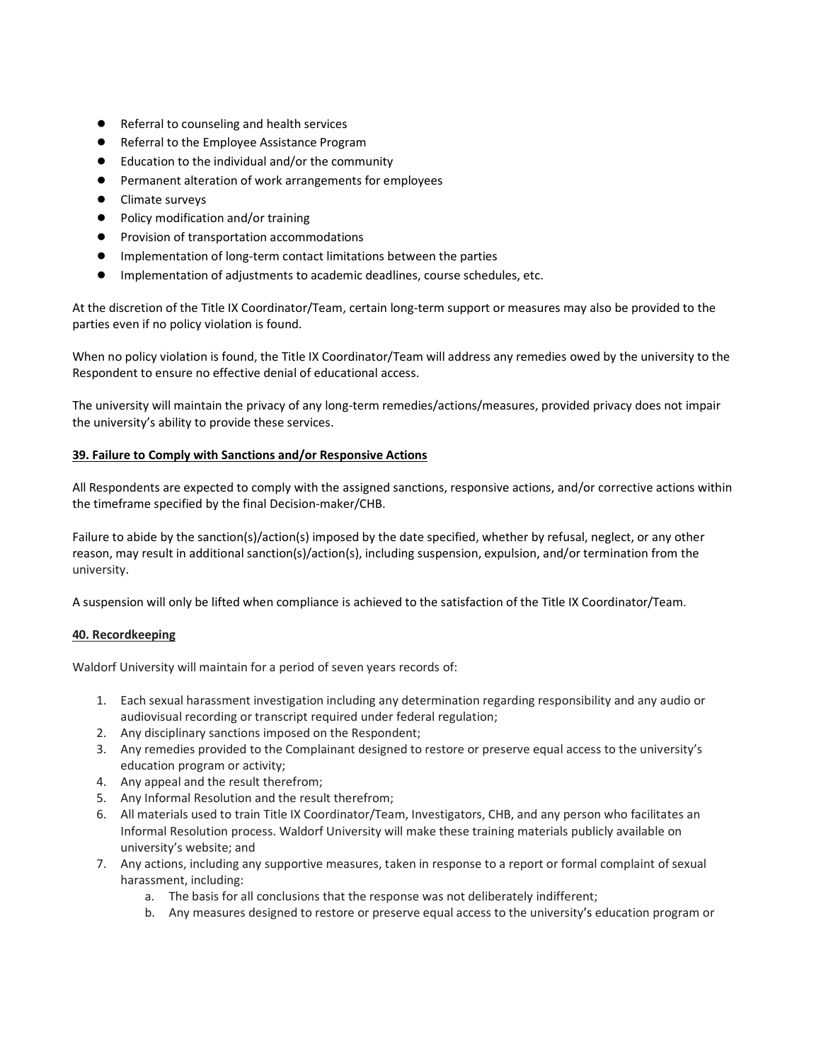- Referral to counseling and health services
- Referral to the Employee Assistance Program
- Education to the individual and/or the community
- Permanent alteration of work arrangements for employees
- Climate surveys
- Policy modification and/or training
- Provision of transportation accommodations
- Implementation of long-term contact limitations between the parties
- Implementation of adjustments to academic deadlines, course schedules, etc.

At the discretion of the Title IX Coordinator/Team, certain long-term support or measures may also be provided to the parties even if no policy violation is found.

When no policy violation is found, the Title IX Coordinator/Team will address any remedies owed by the university to the Respondent to ensure no effective denial of educational access.

The university will maintain the privacy of any long-term remedies/actions/measures, provided privacy does not impair the university's ability to provide these services.

## 39. Failure to Comply with Sanctions and/or Responsive Actions

All Respondents are expected to comply with the assigned sanctions, responsive actions, and/or corrective actions within the timeframe specified by the final Decision-maker/CHB.

Failure to abide by the sanction(s)/action(s) imposed by the date specified, whether by refusal, neglect, or any other reason, may result in additional sanction(s)/action(s), including suspension, expulsion, and/or termination from the university.

A suspension will only be lifted when compliance is achieved to the satisfaction of the Title IX Coordinator/Team.

## 40. Recordkeeping

Waldorf University will maintain for a period of seven years records of:

1. Each sexual harassment investigation including any determination regarding responsibility and any audio or audiovisual recording or transcript required under federal regulation;
2. Any disciplinary sanctions imposed on the Respondent;
3. Any remedies provided to the Complainant designed to restore or preserve equal access to the university's education program or activity;
4. Any appeal and the result therefrom;
5. Any Informal Resolution and the result therefrom;
6. All materials used to train Title IX Coordinator/Team, Investigators, CHB, and any person who facilitates an Informal Resolution process. Waldorf University will make these training materials publicly available on university's website; and
7. Any actions, including any supportive measures, taken in response to a report or formal complaint of sexual harassment, including:
    a. The basis for all conclusions that the response was not deliberately indifferent;
    b. Any measures designed to restore or preserve equal access to the university's education program or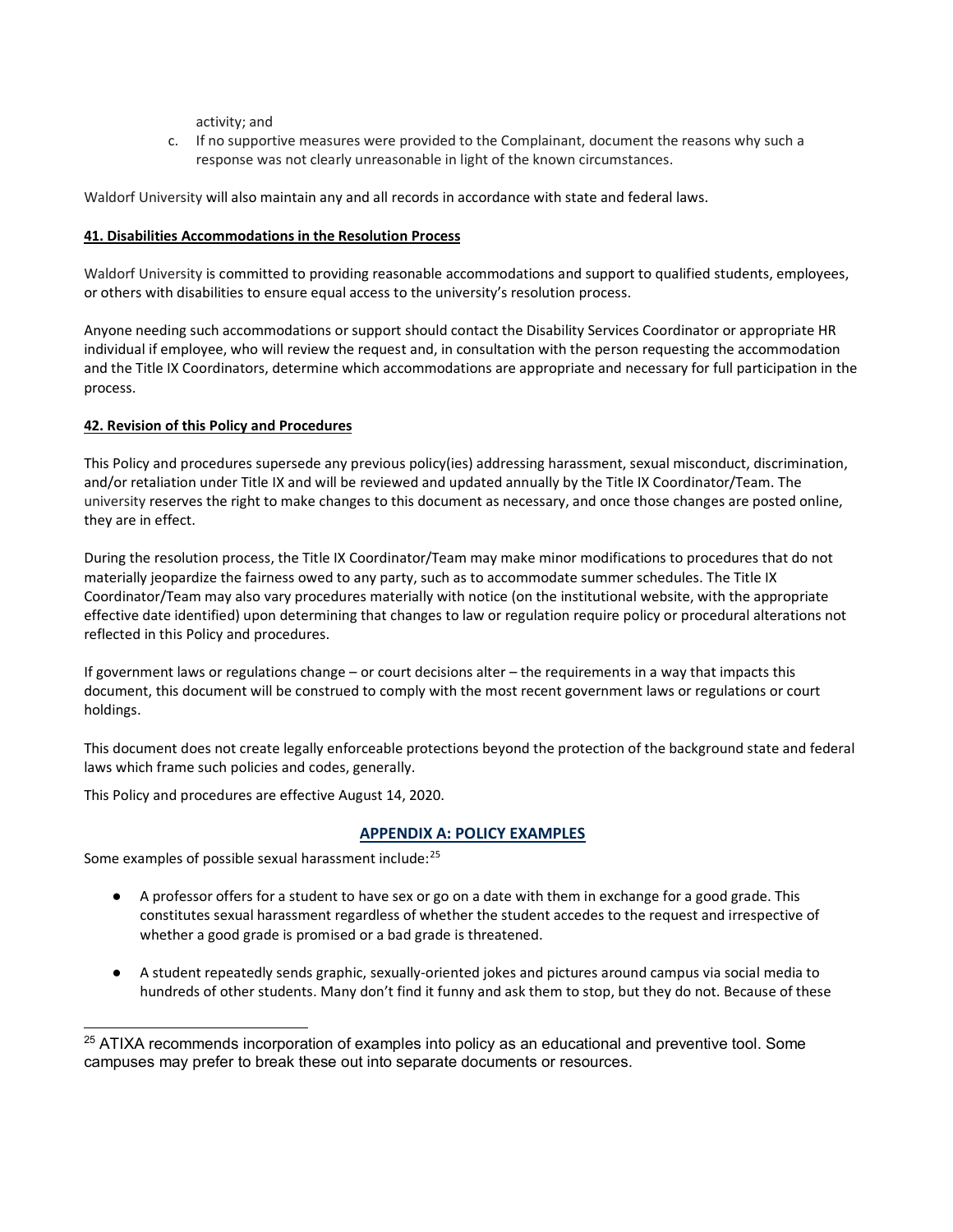activity; and

c. If no supportive measures were provided to the Complainant, document the reasons why such a response was not clearly unreasonable in light of the known circumstances.

Waldorf University will also maintain any and all records in accordance with state and federal laws.

**41. Disabilities Accommodations in the Resolution Process**

Waldorf University is committed to providing reasonable accommodations and support to qualified students, employees, or others with disabilities to ensure equal access to the university's resolution process.

Anyone needing such accommodations or support should contact the Disability Services Coordinator or appropriate HR individual if employee, who will review the request and, in consultation with the person requesting the accommodation and the Title IX Coordinators, determine which accommodations are appropriate and necessary for full participation in the process.

**42. Revision of this Policy and Procedures**

This Policy and procedures supersede any previous policy(ies) addressing harassment, sexual misconduct, discrimination, and/or retaliation under Title IX and will be reviewed and updated annually by the Title IX Coordinator/Team. The university reserves the right to make changes to this document as necessary, and once those changes are posted online, they are in effect.

During the resolution process, the Title IX Coordinator/Team may make minor modifications to procedures that do not materially jeopardize the fairness owed to any party, such as to accommodate summer schedules. The Title IX Coordinator/Team may also vary procedures materially with notice (on the institutional website, with the appropriate effective date identified) upon determining that changes to law or regulation require policy or procedural alterations not reflected in this Policy and procedures.

If government laws or regulations change – or court decisions alter – the requirements in a way that impacts this document, this document will be construed to comply with the most recent government laws or regulations or court holdings.

This document does not create legally enforceable protections beyond the protection of the background state and federal laws which frame such policies and codes, generally.

This Policy and procedures are effective August 14, 2020.

## APPENDIX A: POLICY EXAMPLES

Some examples of possible sexual harassment include:[25]

- A professor offers for a student to have sex or go on a date with them in exchange for a good grade. This constitutes sexual harassment regardless of whether the student accedes to the request and irrespective of whether a good grade is promised or a bad grade is threatened.
- A student repeatedly sends graphic, sexually-oriented jokes and pictures around campus via social media to hundreds of other students. Many don't find it funny and ask them to stop, but they do not. Because of these

[25] ATIXA recommends incorporation of examples into policy as an educational and preventive tool. Some campuses may prefer to break these out into separate documents or resources.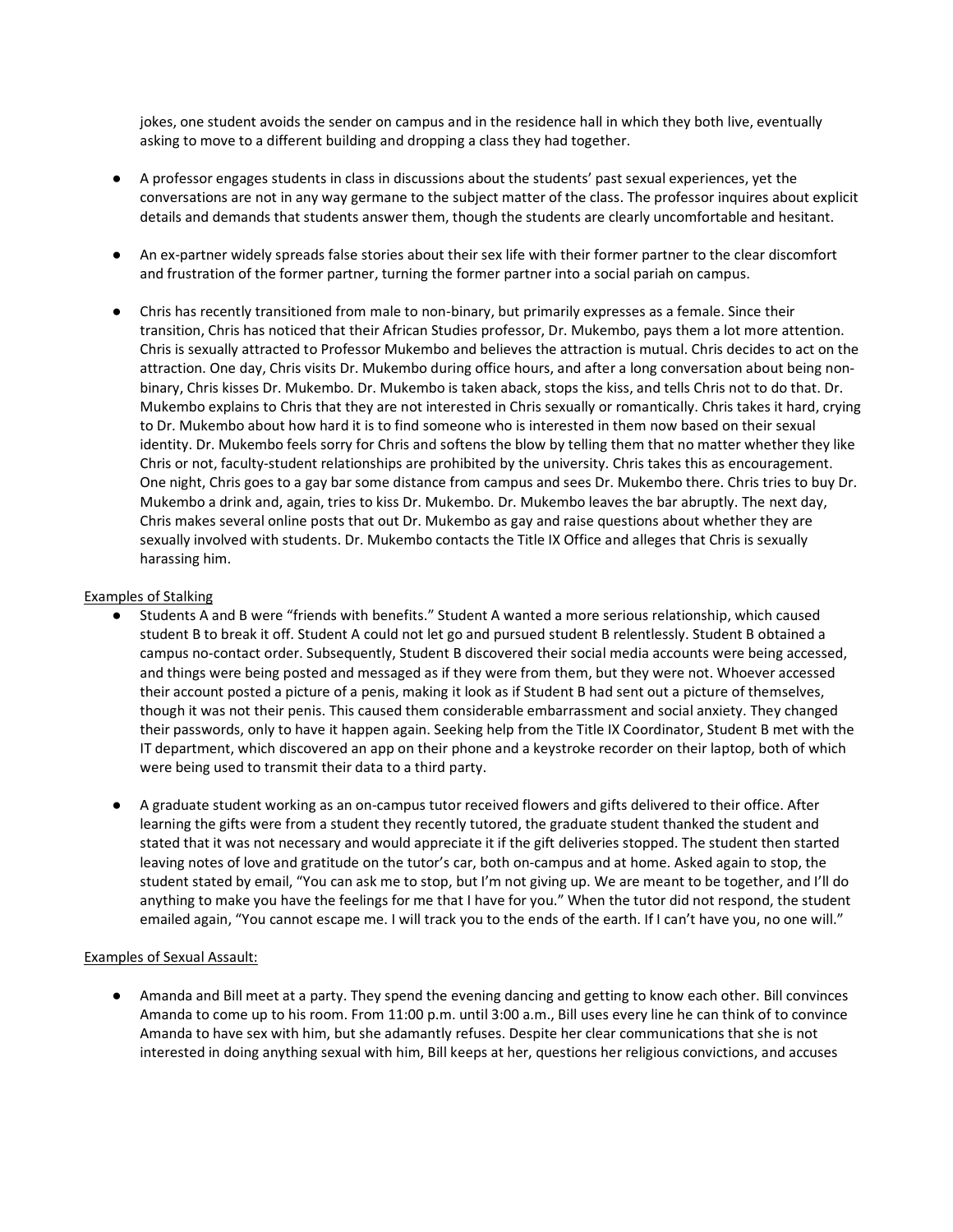jokes, one student avoids the sender on campus and in the residence hall in which they both live, eventually asking to move to a different building and dropping a class they had together.

- A professor engages students in class in discussions about the students' past sexual experiences, yet the conversations are not in any way germane to the subject matter of the class. The professor inquires about explicit details and demands that students answer them, though the students are clearly uncomfortable and hesitant.

- An ex-partner widely spreads false stories about their sex life with their former partner to the clear discomfort and frustration of the former partner, turning the former partner into a social pariah on campus.

- Chris has recently transitioned from male to non-binary, but primarily expresses as a female. Since their transition, Chris has noticed that their African Studies professor, Dr. Mukembo, pays them a lot more attention. Chris is sexually attracted to Professor Mukembo and believes the attraction is mutual. Chris decides to act on the attraction. One day, Chris visits Dr. Mukembo during office hours, and after a long conversation about being non-binary, Chris kisses Dr. Mukembo. Dr. Mukembo is taken aback, stops the kiss, and tells Chris not to do that. Dr. Mukembo explains to Chris that they are not interested in Chris sexually or romantically. Chris takes it hard, crying to Dr. Mukembo about how hard it is to find someone who is interested in them now based on their sexual identity. Dr. Mukembo feels sorry for Chris and softens the blow by telling them that no matter whether they like Chris or not, faculty-student relationships are prohibited by the university. Chris takes this as encouragement. One night, Chris goes to a gay bar some distance from campus and sees Dr. Mukembo there. Chris tries to buy Dr. Mukembo a drink and, again, tries to kiss Dr. Mukembo. Dr. Mukembo leaves the bar abruptly. The next day, Chris makes several online posts that out Dr. Mukembo as gay and raise questions about whether they are sexually involved with students. Dr. Mukembo contacts the Title IX Office and alleges that Chris is sexually harassing him.

<u>Examples of Stalking</u>

- Students A and B were "friends with benefits." Student A wanted a more serious relationship, which caused student B to break it off. Student A could not let go and pursued student B relentlessly. Student B obtained a campus no-contact order. Subsequently, Student B discovered their social media accounts were being accessed, and things were being posted and messaged as if they were from them, but they were not. Whoever accessed their account posted a picture of a penis, making it look as if Student B had sent out a picture of themselves, though it was not their penis. This caused them considerable embarrassment and social anxiety. They changed their passwords, only to have it happen again. Seeking help from the Title IX Coordinator, Student B met with the IT department, which discovered an app on their phone and a keystroke recorder on their laptop, both of which were being used to transmit their data to a third party.

- A graduate student working as an on-campus tutor received flowers and gifts delivered to their office. After learning the gifts were from a student they recently tutored, the graduate student thanked the student and stated that it was not necessary and would appreciate it if the gift deliveries stopped. The student then started leaving notes of love and gratitude on the tutor's car, both on-campus and at home. Asked again to stop, the student stated by email, "You can ask me to stop, but I'm not giving up. We are meant to be together, and I'll do anything to make you have the feelings for me that I have for you." When the tutor did not respond, the student emailed again, "You cannot escape me. I will track you to the ends of the earth. If I can't have you, no one will."

<u>Examples of Sexual Assault:</u>

- Amanda and Bill meet at a party. They spend the evening dancing and getting to know each other. Bill convinces Amanda to come up to his room. From 11:00 p.m. until 3:00 a.m., Bill uses every line he can think of to convince Amanda to have sex with him, but she adamantly refuses. Despite her clear communications that she is not interested in doing anything sexual with him, Bill keeps at her, questions her religious convictions, and accuses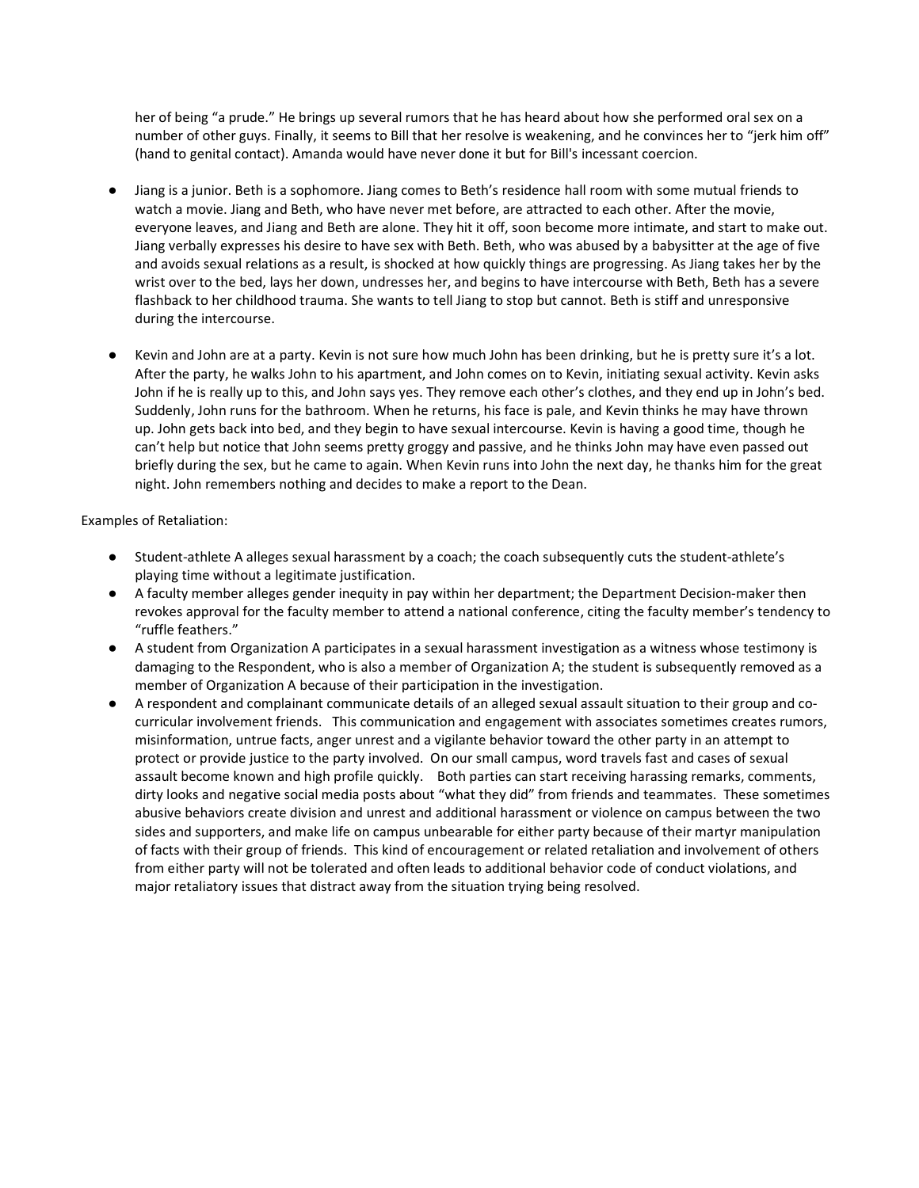her of being "a prude." He brings up several rumors that he has heard about how she performed oral sex on a number of other guys. Finally, it seems to Bill that her resolve is weakening, and he convinces her to "jerk him off" (hand to genital contact). Amanda would have never done it but for Bill's incessant coercion.

- Jiang is a junior. Beth is a sophomore. Jiang comes to Beth's residence hall room with some mutual friends to watch a movie. Jiang and Beth, who have never met before, are attracted to each other. After the movie, everyone leaves, and Jiang and Beth are alone. They hit it off, soon become more intimate, and start to make out. Jiang verbally expresses his desire to have sex with Beth. Beth, who was abused by a babysitter at the age of five and avoids sexual relations as a result, is shocked at how quickly things are progressing. As Jiang takes her by the wrist over to the bed, lays her down, undresses her, and begins to have intercourse with Beth, Beth has a severe flashback to her childhood trauma. She wants to tell Jiang to stop but cannot. Beth is stiff and unresponsive during the intercourse.

- Kevin and John are at a party. Kevin is not sure how much John has been drinking, but he is pretty sure it's a lot. After the party, he walks John to his apartment, and John comes on to Kevin, initiating sexual activity. Kevin asks John if he is really up to this, and John says yes. They remove each other's clothes, and they end up in John's bed. Suddenly, John runs for the bathroom. When he returns, his face is pale, and Kevin thinks he may have thrown up. John gets back into bed, and they begin to have sexual intercourse. Kevin is having a good time, though he can't help but notice that John seems pretty groggy and passive, and he thinks John may have even passed out briefly during the sex, but he came to again. When Kevin runs into John the next day, he thanks him for the great night. John remembers nothing and decides to make a report to the Dean.

Examples of Retaliation:

- Student-athlete A alleges sexual harassment by a coach; the coach subsequently cuts the student-athlete's playing time without a legitimate justification.
- A faculty member alleges gender inequity in pay within her department; the Department Decision-maker then revokes approval for the faculty member to attend a national conference, citing the faculty member's tendency to "ruffle feathers."
- A student from Organization A participates in a sexual harassment investigation as a witness whose testimony is damaging to the Respondent, who is also a member of Organization A; the student is subsequently removed as a member of Organization A because of their participation in the investigation.
- A respondent and complainant communicate details of an alleged sexual assault situation to their group and co-curricular involvement friends. This communication and engagement with associates sometimes creates rumors, misinformation, untrue facts, anger unrest and a vigilante behavior toward the other party in an attempt to protect or provide justice to the party involved. On our small campus, word travels fast and cases of sexual assault become known and high profile quickly. Both parties can start receiving harassing remarks, comments, dirty looks and negative social media posts about "what they did" from friends and teammates. These sometimes abusive behaviors create division and unrest and additional harassment or violence on campus between the two sides and supporters, and make life on campus unbearable for either party because of their martyr manipulation of facts with their group of friends. This kind of encouragement or related retaliation and involvement of others from either party will not be tolerated and often leads to additional behavior code of conduct violations, and major retaliatory issues that distract away from the situation trying being resolved.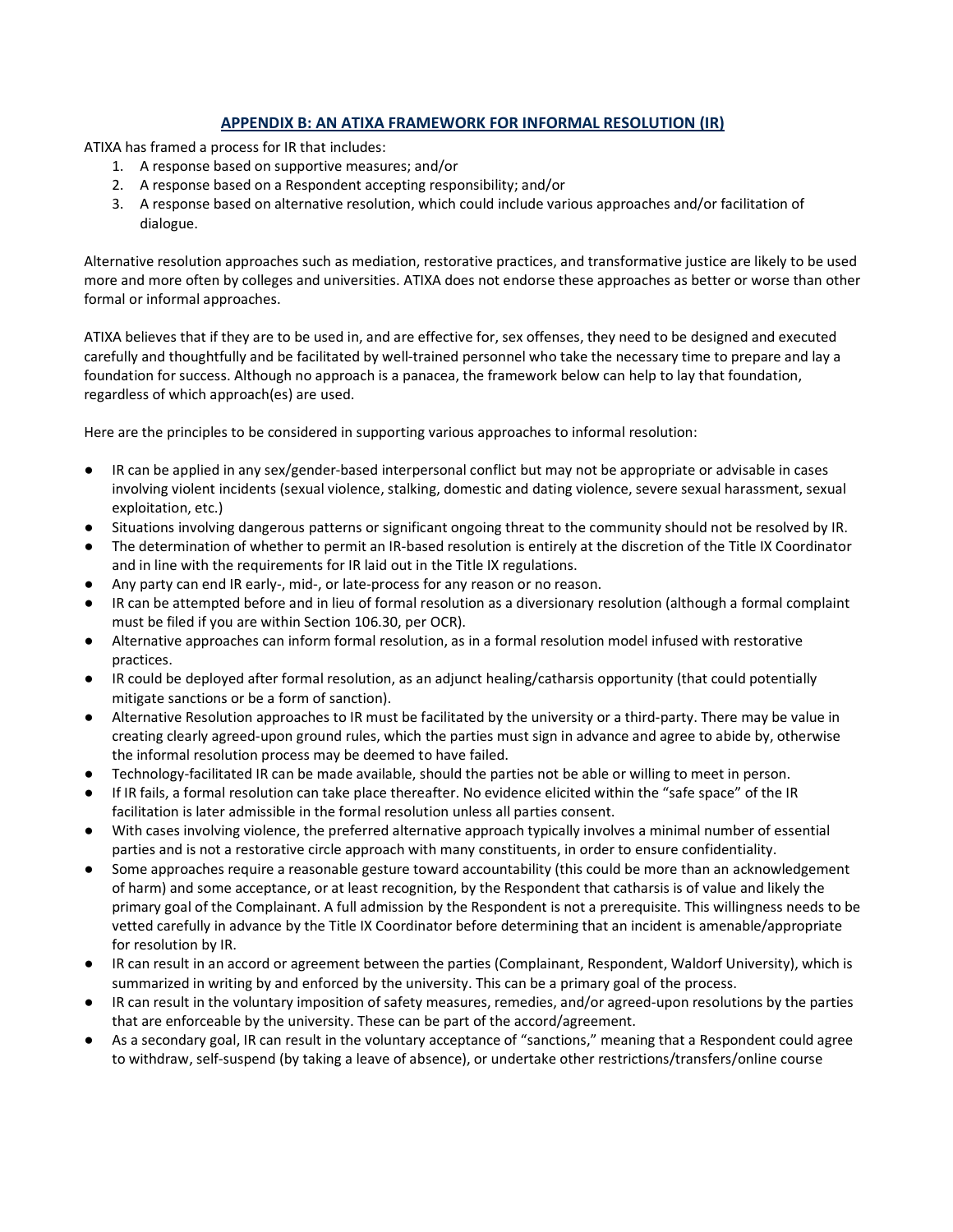## APPENDIX B: AN ATIXA FRAMEWORK FOR INFORMAL RESOLUTION (IR)

ATIXA has framed a process for IR that includes:

1. A response based on supportive measures; and/or
2. A response based on a Respondent accepting responsibility; and/or
3. A response based on alternative resolution, which could include various approaches and/or facilitation of dialogue.

Alternative resolution approaches such as mediation, restorative practices, and transformative justice are likely to be used more and more often by colleges and universities. ATIXA does not endorse these approaches as better or worse than other formal or informal approaches.

ATIXA believes that if they are to be used in, and are effective for, sex offenses, they need to be designed and executed carefully and thoughtfully and be facilitated by well-trained personnel who take the necessary time to prepare and lay a foundation for success. Although no approach is a panacea, the framework below can help to lay that foundation, regardless of which approach(es) are used.

Here are the principles to be considered in supporting various approaches to informal resolution:

- IR can be applied in any sex/gender-based interpersonal conflict but may not be appropriate or advisable in cases involving violent incidents (sexual violence, stalking, domestic and dating violence, severe sexual harassment, sexual exploitation, etc.)
- Situations involving dangerous patterns or significant ongoing threat to the community should not be resolved by IR.
- The determination of whether to permit an IR-based resolution is entirely at the discretion of the Title IX Coordinator and in line with the requirements for IR laid out in the Title IX regulations.
- Any party can end IR early-, mid-, or late-process for any reason or no reason.
- IR can be attempted before and in lieu of formal resolution as a diversionary resolution (although a formal complaint must be filed if you are within Section 106.30, per OCR).
- Alternative approaches can inform formal resolution, as in a formal resolution model infused with restorative practices.
- IR could be deployed after formal resolution, as an adjunct healing/catharsis opportunity (that could potentially mitigate sanctions or be a form of sanction).
- Alternative Resolution approaches to IR must be facilitated by the university or a third-party. There may be value in creating clearly agreed-upon ground rules, which the parties must sign in advance and agree to abide by, otherwise the informal resolution process may be deemed to have failed.
- Technology-facilitated IR can be made available, should the parties not be able or willing to meet in person.
- If IR fails, a formal resolution can take place thereafter. No evidence elicited within the "safe space" of the IR facilitation is later admissible in the formal resolution unless all parties consent.
- With cases involving violence, the preferred alternative approach typically involves a minimal number of essential parties and is not a restorative circle approach with many constituents, in order to ensure confidentiality.
- Some approaches require a reasonable gesture toward accountability (this could be more than an acknowledgement of harm) and some acceptance, or at least recognition, by the Respondent that catharsis is of value and likely the primary goal of the Complainant. A full admission by the Respondent is not a prerequisite. This willingness needs to be vetted carefully in advance by the Title IX Coordinator before determining that an incident is amenable/appropriate for resolution by IR.
- IR can result in an accord or agreement between the parties (Complainant, Respondent, Waldorf University), which is summarized in writing by and enforced by the university. This can be a primary goal of the process.
- IR can result in the voluntary imposition of safety measures, remedies, and/or agreed-upon resolutions by the parties that are enforceable by the university. These can be part of the accord/agreement.
- As a secondary goal, IR can result in the voluntary acceptance of "sanctions," meaning that a Respondent could agree to withdraw, self-suspend (by taking a leave of absence), or undertake other restrictions/transfers/online course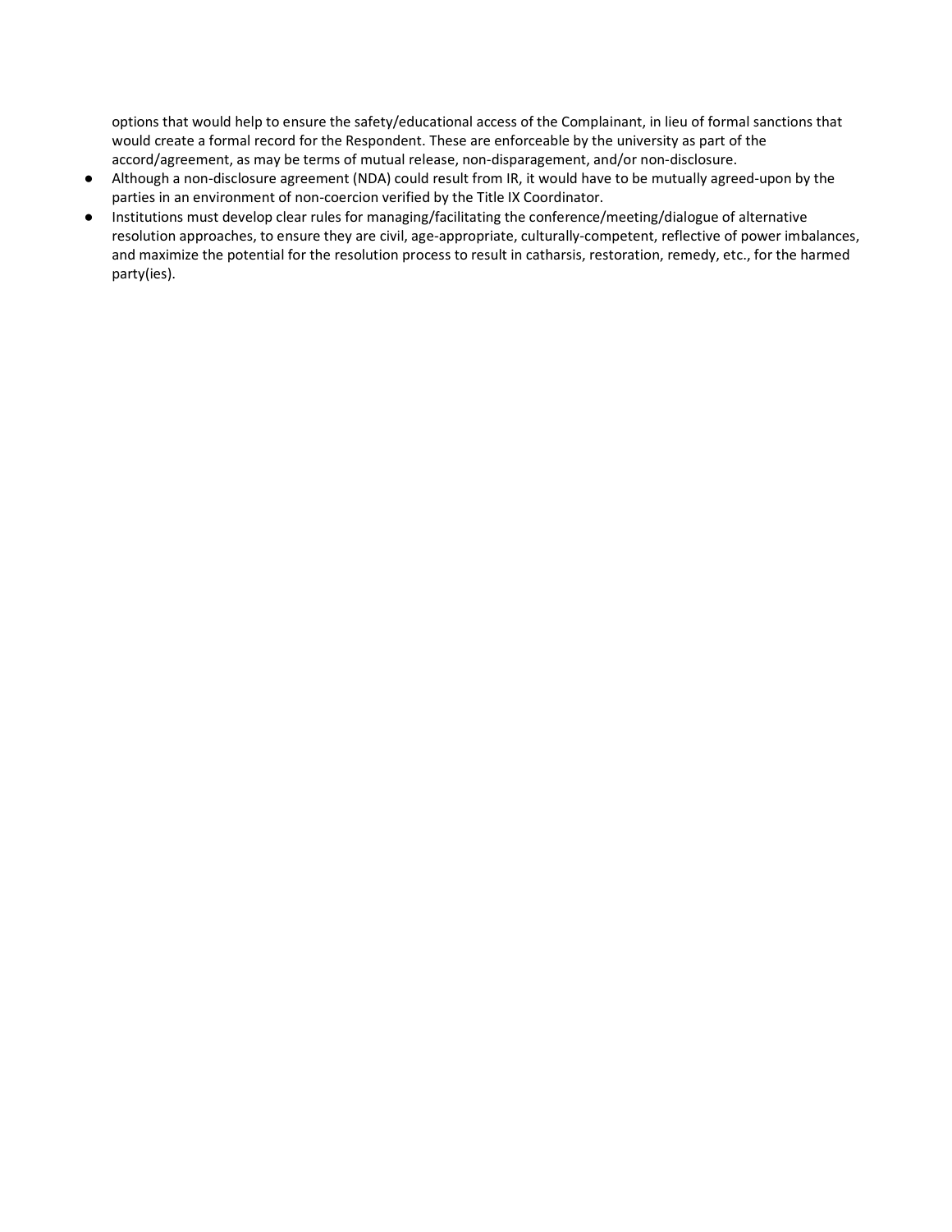options that would help to ensure the safety/educational access of the Complainant, in lieu of formal sanctions that would create a formal record for the Respondent. These are enforceable by the university as part of the accord/agreement, as may be terms of mutual release, non-disparagement, and/or non-disclosure.

- Although a non-disclosure agreement (NDA) could result from IR, it would have to be mutually agreed-upon by the parties in an environment of non-coercion verified by the Title IX Coordinator.
- Institutions must develop clear rules for managing/facilitating the conference/meeting/dialogue of alternative resolution approaches, to ensure they are civil, age-appropriate, culturally-competent, reflective of power imbalances, and maximize the potential for the resolution process to result in catharsis, restoration, remedy, etc., for the harmed party(ies).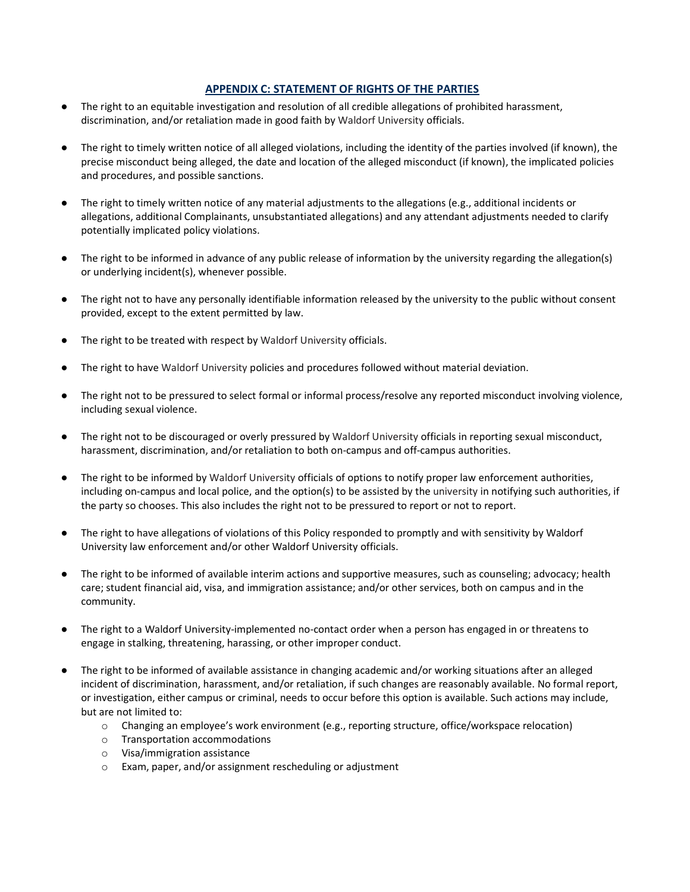## APPENDIX C: STATEMENT OF RIGHTS OF THE PARTIES

- The right to an equitable investigation and resolution of all credible allegations of prohibited harassment, discrimination, and/or retaliation made in good faith by Waldorf University officials.
- The right to timely written notice of all alleged violations, including the identity of the parties involved (if known), the precise misconduct being alleged, the date and location of the alleged misconduct (if known), the implicated policies and procedures, and possible sanctions.
- The right to timely written notice of any material adjustments to the allegations (e.g., additional incidents or allegations, additional Complainants, unsubstantiated allegations) and any attendant adjustments needed to clarify potentially implicated policy violations.
- The right to be informed in advance of any public release of information by the university regarding the allegation(s) or underlying incident(s), whenever possible.
- The right not to have any personally identifiable information released by the university to the public without consent provided, except to the extent permitted by law.
- The right to be treated with respect by Waldorf University officials.
- The right to have Waldorf University policies and procedures followed without material deviation.
- The right not to be pressured to select formal or informal process/resolve any reported misconduct involving violence, including sexual violence.
- The right not to be discouraged or overly pressured by Waldorf University officials in reporting sexual misconduct, harassment, discrimination, and/or retaliation to both on-campus and off-campus authorities.
- The right to be informed by Waldorf University officials of options to notify proper law enforcement authorities, including on-campus and local police, and the option(s) to be assisted by the university in notifying such authorities, if the party so chooses. This also includes the right not to be pressured to report or not to report.
- The right to have allegations of violations of this Policy responded to promptly and with sensitivity by Waldorf University law enforcement and/or other Waldorf University officials.
- The right to be informed of available interim actions and supportive measures, such as counseling; advocacy; health care; student financial aid, visa, and immigration assistance; and/or other services, both on campus and in the community.
- The right to a Waldorf University-implemented no-contact order when a person has engaged in or threatens to engage in stalking, threatening, harassing, or other improper conduct.
- The right to be informed of available assistance in changing academic and/or working situations after an alleged incident of discrimination, harassment, and/or retaliation, if such changes are reasonably available. No formal report, or investigation, either campus or criminal, needs to occur before this option is available. Such actions may include, but are not limited to:
  - Changing an employee's work environment (e.g., reporting structure, office/workspace relocation)
  - Transportation accommodations
  - Visa/immigration assistance
  - Exam, paper, and/or assignment rescheduling or adjustment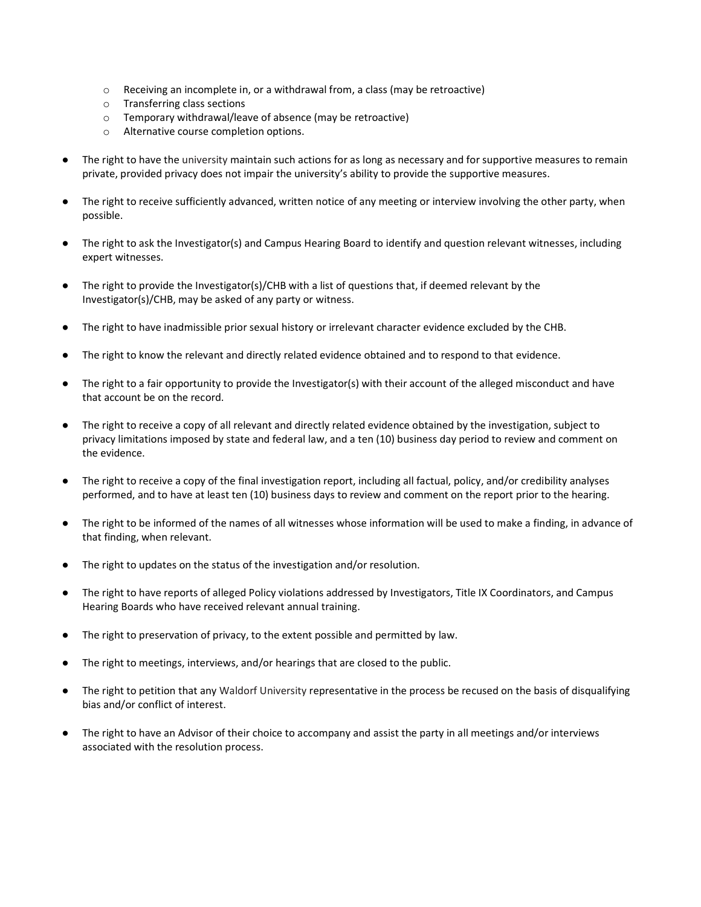- Receiving an incomplete in, or a withdrawal from, a class (may be retroactive)
  - Transferring class sections
  - Temporary withdrawal/leave of absence (may be retroactive)
  - Alternative course completion options.

- The right to have the university maintain such actions for as long as necessary and for supportive measures to remain private, provided privacy does not impair the university's ability to provide the supportive measures.

- The right to receive sufficiently advanced, written notice of any meeting or interview involving the other party, when possible.

- The right to ask the Investigator(s) and Campus Hearing Board to identify and question relevant witnesses, including expert witnesses.

- The right to provide the Investigator(s)/CHB with a list of questions that, if deemed relevant by the Investigator(s)/CHB, may be asked of any party or witness.

- The right to have inadmissible prior sexual history or irrelevant character evidence excluded by the CHB.

- The right to know the relevant and directly related evidence obtained and to respond to that evidence.

- The right to a fair opportunity to provide the Investigator(s) with their account of the alleged misconduct and have that account be on the record.

- The right to receive a copy of all relevant and directly related evidence obtained by the investigation, subject to privacy limitations imposed by state and federal law, and a ten (10) business day period to review and comment on the evidence.

- The right to receive a copy of the final investigation report, including all factual, policy, and/or credibility analyses performed, and to have at least ten (10) business days to review and comment on the report prior to the hearing.

- The right to be informed of the names of all witnesses whose information will be used to make a finding, in advance of that finding, when relevant.

- The right to updates on the status of the investigation and/or resolution.

- The right to have reports of alleged Policy violations addressed by Investigators, Title IX Coordinators, and Campus Hearing Boards who have received relevant annual training.

- The right to preservation of privacy, to the extent possible and permitted by law.

- The right to meetings, interviews, and/or hearings that are closed to the public.

- The right to petition that any Waldorf University representative in the process be recused on the basis of disqualifying bias and/or conflict of interest.

- The right to have an Advisor of their choice to accompany and assist the party in all meetings and/or interviews associated with the resolution process.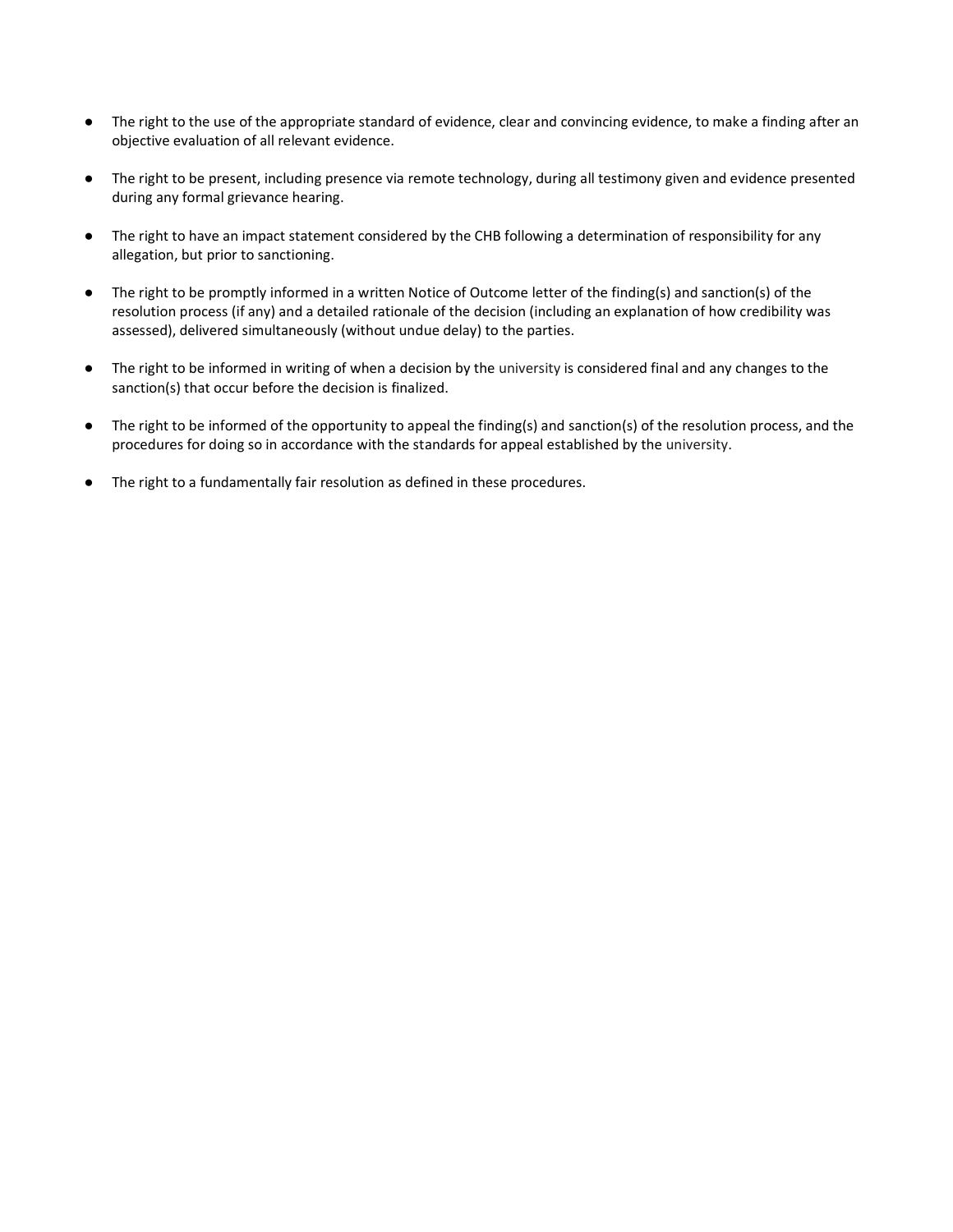- The right to the use of the appropriate standard of evidence, clear and convincing evidence, to make a finding after an objective evaluation of all relevant evidence.

- The right to be present, including presence via remote technology, during all testimony given and evidence presented during any formal grievance hearing.

- The right to have an impact statement considered by the CHB following a determination of responsibility for any allegation, but prior to sanctioning.

- The right to be promptly informed in a written Notice of Outcome letter of the finding(s) and sanction(s) of the resolution process (if any) and a detailed rationale of the decision (including an explanation of how credibility was assessed), delivered simultaneously (without undue delay) to the parties.

- The right to be informed in writing of when a decision by the university is considered final and any changes to the sanction(s) that occur before the decision is finalized.

- The right to be informed of the opportunity to appeal the finding(s) and sanction(s) of the resolution process, and the procedures for doing so in accordance with the standards for appeal established by the university.

- The right to a fundamentally fair resolution as defined in these procedures.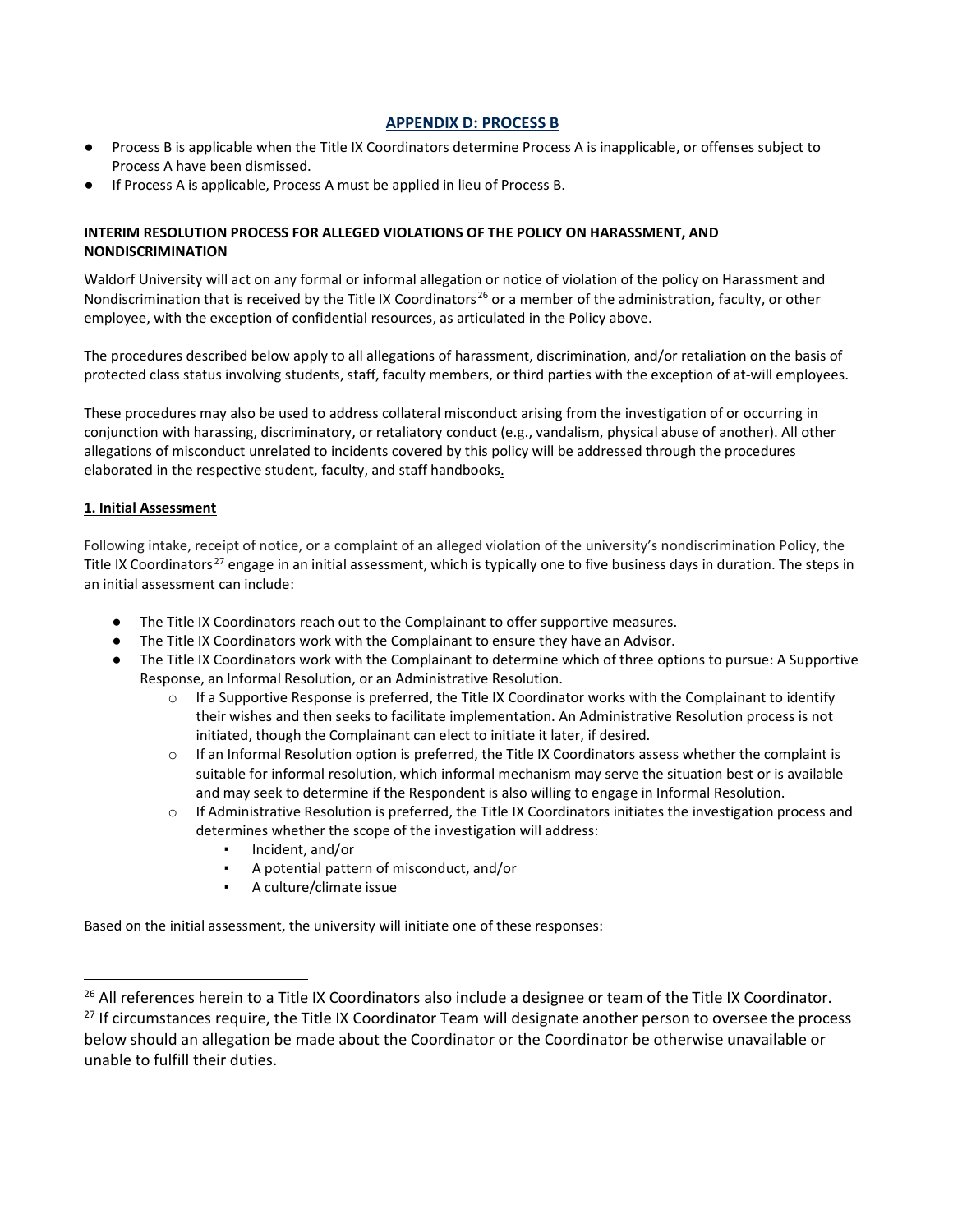## APPENDIX D: PROCESS B

- Process B is applicable when the Title IX Coordinators determine Process A is inapplicable, or offenses subject to Process A have been dismissed.
- If Process A is applicable, Process A must be applied in lieu of Process B.

**INTERIM RESOLUTION PROCESS FOR ALLEGED VIOLATIONS OF THE POLICY ON HARASSMENT, AND NONDISCRIMINATION**

Waldorf University will act on any formal or informal allegation or notice of violation of the policy on Harassment and Nondiscrimination that is received by the Title IX Coordinators[26] or a member of the administration, faculty, or other employee, with the exception of confidential resources, as articulated in the Policy above.

The procedures described below apply to all allegations of harassment, discrimination, and/or retaliation on the basis of protected class status involving students, staff, faculty members, or third parties with the exception of at-will employees.

These procedures may also be used to address collateral misconduct arising from the investigation of or occurring in conjunction with harassing, discriminatory, or retaliatory conduct (e.g., vandalism, physical abuse of another). All other allegations of misconduct unrelated to incidents covered by this policy will be addressed through the procedures elaborated in the respective student, faculty, and staff handbooks.

**1. Initial Assessment**

Following intake, receipt of notice, or a complaint of an alleged violation of the university's nondiscrimination Policy, the Title IX Coordinators[27] engage in an initial assessment, which is typically one to five business days in duration. The steps in an initial assessment can include:

- The Title IX Coordinators reach out to the Complainant to offer supportive measures.
- The Title IX Coordinators work with the Complainant to ensure they have an Advisor.
- The Title IX Coordinators work with the Complainant to determine which of three options to pursue: A Supportive Response, an Informal Resolution, or an Administrative Resolution.
  - If a Supportive Response is preferred, the Title IX Coordinator works with the Complainant to identify their wishes and then seeks to facilitate implementation. An Administrative Resolution process is not initiated, though the Complainant can elect to initiate it later, if desired.
  - If an Informal Resolution option is preferred, the Title IX Coordinators assess whether the complaint is suitable for informal resolution, which informal mechanism may serve the situation best or is available and may seek to determine if the Respondent is also willing to engage in Informal Resolution.
  - If Administrative Resolution is preferred, the Title IX Coordinators initiates the investigation process and determines whether the scope of the investigation will address:
    - Incident, and/or
    - A potential pattern of misconduct, and/or
    - A culture/climate issue

Based on the initial assessment, the university will initiate one of these responses:

[26] All references herein to a Title IX Coordinators also include a designee or team of the Title IX Coordinator.

[27] If circumstances require, the Title IX Coordinator Team will designate another person to oversee the process below should an allegation be made about the Coordinator or the Coordinator be otherwise unavailable or unable to fulfill their duties.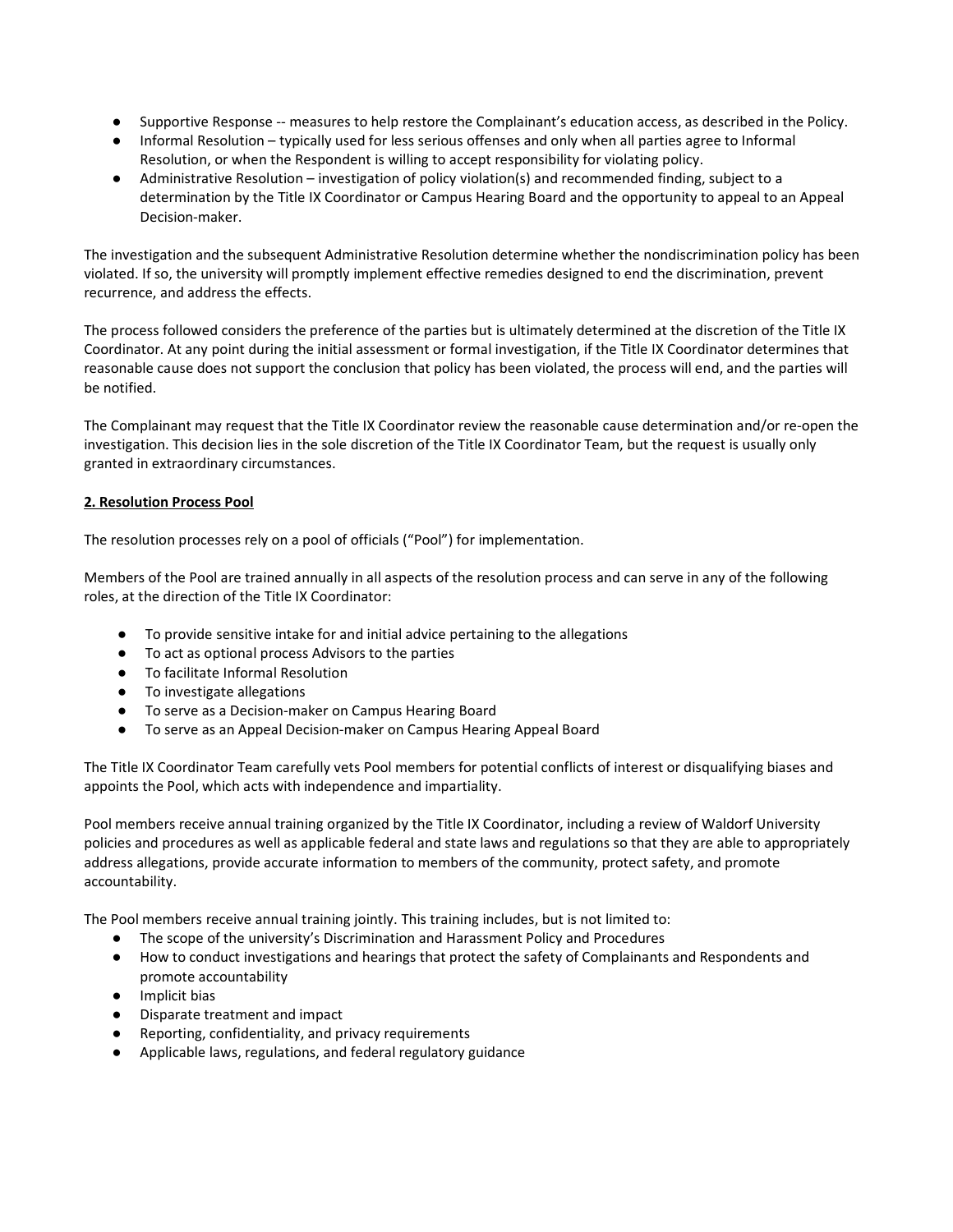- Supportive Response -- measures to help restore the Complainant's education access, as described in the Policy.
- Informal Resolution – typically used for less serious offenses and only when all parties agree to Informal Resolution, or when the Respondent is willing to accept responsibility for violating policy.
- Administrative Resolution – investigation of policy violation(s) and recommended finding, subject to a determination by the Title IX Coordinator or Campus Hearing Board and the opportunity to appeal to an Appeal Decision-maker.

The investigation and the subsequent Administrative Resolution determine whether the nondiscrimination policy has been violated. If so, the university will promptly implement effective remedies designed to end the discrimination, prevent recurrence, and address the effects.

The process followed considers the preference of the parties but is ultimately determined at the discretion of the Title IX Coordinator. At any point during the initial assessment or formal investigation, if the Title IX Coordinator determines that reasonable cause does not support the conclusion that policy has been violated, the process will end, and the parties will be notified.

The Complainant may request that the Title IX Coordinator review the reasonable cause determination and/or re-open the investigation. This decision lies in the sole discretion of the Title IX Coordinator Team, but the request is usually only granted in extraordinary circumstances.

**2. Resolution Process Pool**

The resolution processes rely on a pool of officials ("Pool") for implementation.

Members of the Pool are trained annually in all aspects of the resolution process and can serve in any of the following roles, at the direction of the Title IX Coordinator:

- To provide sensitive intake for and initial advice pertaining to the allegations
- To act as optional process Advisors to the parties
- To facilitate Informal Resolution
- To investigate allegations
- To serve as a Decision-maker on Campus Hearing Board
- To serve as an Appeal Decision-maker on Campus Hearing Appeal Board

The Title IX Coordinator Team carefully vets Pool members for potential conflicts of interest or disqualifying biases and appoints the Pool, which acts with independence and impartiality.

Pool members receive annual training organized by the Title IX Coordinator, including a review of Waldorf University policies and procedures as well as applicable federal and state laws and regulations so that they are able to appropriately address allegations, provide accurate information to members of the community, protect safety, and promote accountability.

The Pool members receive annual training jointly. This training includes, but is not limited to:

- The scope of the university's Discrimination and Harassment Policy and Procedures
- How to conduct investigations and hearings that protect the safety of Complainants and Respondents and promote accountability
- Implicit bias
- Disparate treatment and impact
- Reporting, confidentiality, and privacy requirements
- Applicable laws, regulations, and federal regulatory guidance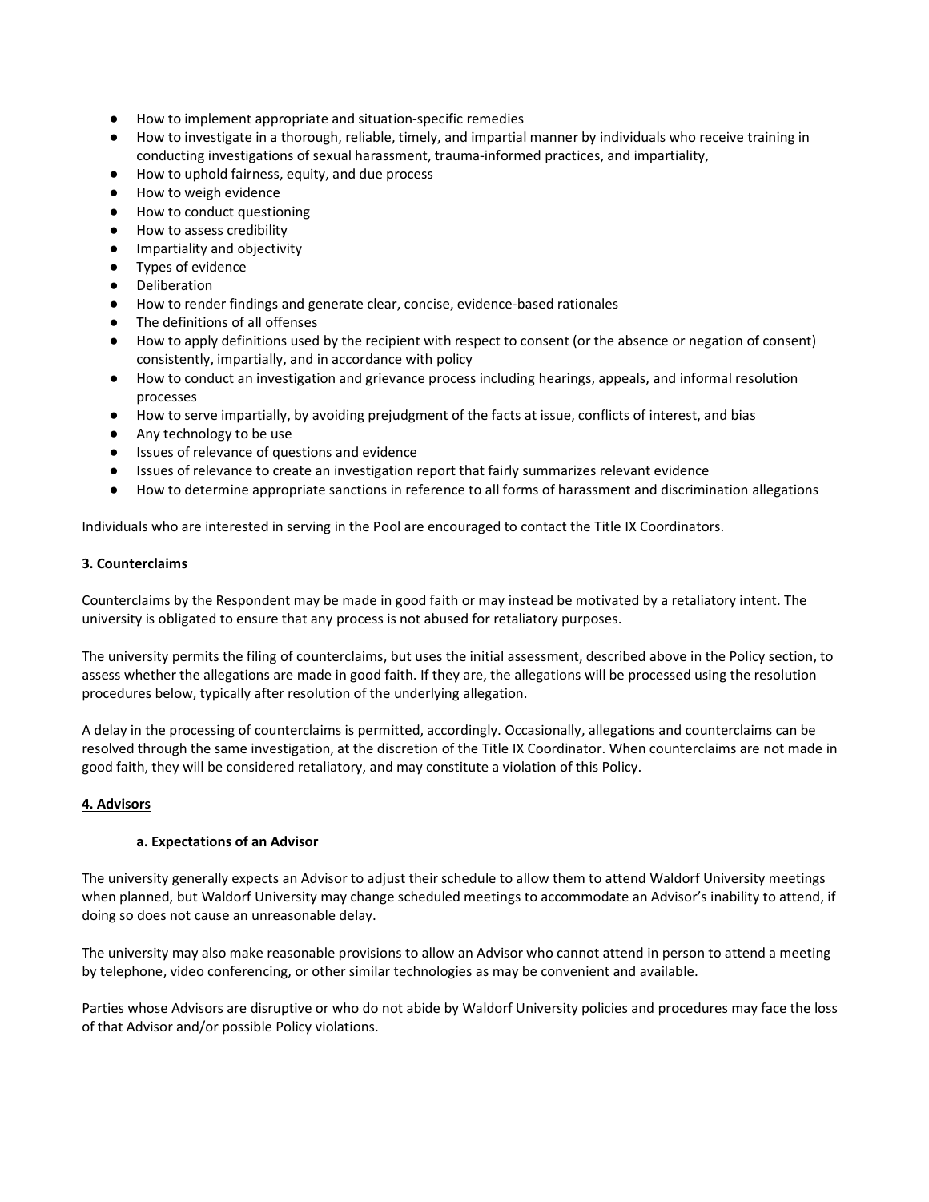- How to implement appropriate and situation-specific remedies
- How to investigate in a thorough, reliable, timely, and impartial manner by individuals who receive training in conducting investigations of sexual harassment, trauma-informed practices, and impartiality,
- How to uphold fairness, equity, and due process
- How to weigh evidence
- How to conduct questioning
- How to assess credibility
- Impartiality and objectivity
- Types of evidence
- Deliberation
- How to render findings and generate clear, concise, evidence-based rationales
- The definitions of all offenses
- How to apply definitions used by the recipient with respect to consent (or the absence or negation of consent) consistently, impartially, and in accordance with policy
- How to conduct an investigation and grievance process including hearings, appeals, and informal resolution processes
- How to serve impartially, by avoiding prejudgment of the facts at issue, conflicts of interest, and bias
- Any technology to be use
- Issues of relevance of questions and evidence
- Issues of relevance to create an investigation report that fairly summarizes relevant evidence
- How to determine appropriate sanctions in reference to all forms of harassment and discrimination allegations

Individuals who are interested in serving in the Pool are encouraged to contact the Title IX Coordinators.

### 3. Counterclaims

Counterclaims by the Respondent may be made in good faith or may instead be motivated by a retaliatory intent. The university is obligated to ensure that any process is not abused for retaliatory purposes.

The university permits the filing of counterclaims, but uses the initial assessment, described above in the Policy section, to assess whether the allegations are made in good faith. If they are, the allegations will be processed using the resolution procedures below, typically after resolution of the underlying allegation.

A delay in the processing of counterclaims is permitted, accordingly. Occasionally, allegations and counterclaims can be resolved through the same investigation, at the discretion of the Title IX Coordinator. When counterclaims are not made in good faith, they will be considered retaliatory, and may constitute a violation of this Policy.

### 4. Advisors

#### a. Expectations of an Advisor

The university generally expects an Advisor to adjust their schedule to allow them to attend Waldorf University meetings when planned, but Waldorf University may change scheduled meetings to accommodate an Advisor's inability to attend, if doing so does not cause an unreasonable delay.

The university may also make reasonable provisions to allow an Advisor who cannot attend in person to attend a meeting by telephone, video conferencing, or other similar technologies as may be convenient and available.

Parties whose Advisors are disruptive or who do not abide by Waldorf University policies and procedures may face the loss of that Advisor and/or possible Policy violations.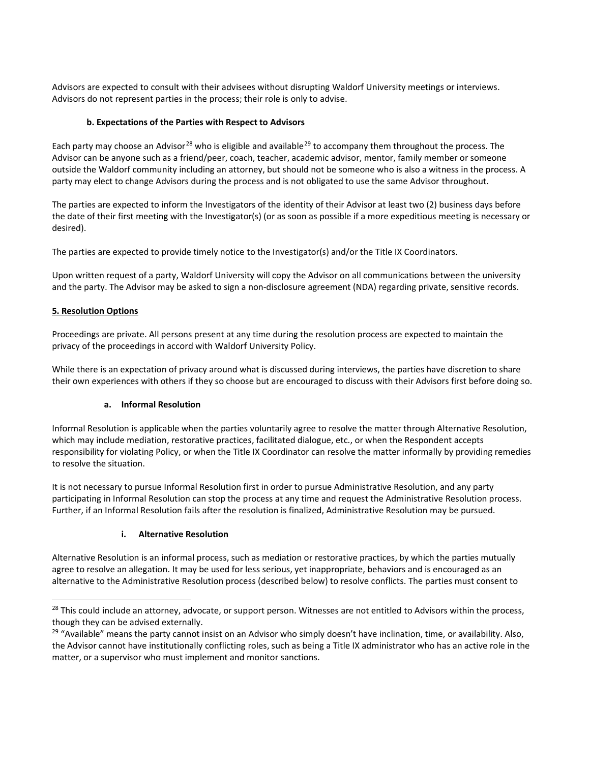Advisors are expected to consult with their advisees without disrupting Waldorf University meetings or interviews. Advisors do not represent parties in the process; their role is only to advise.

#### b. Expectations of the Parties with Respect to Advisors

Each party may choose an Advisor[28] who is eligible and available[29] to accompany them throughout the process. The Advisor can be anyone such as a friend/peer, coach, teacher, academic advisor, mentor, family member or someone outside the Waldorf community including an attorney, but should not be someone who is also a witness in the process. A party may elect to change Advisors during the process and is not obligated to use the same Advisor throughout.

The parties are expected to inform the Investigators of the identity of their Advisor at least two (2) business days before the date of their first meeting with the Investigator(s) (or as soon as possible if a more expeditious meeting is necessary or desired).

The parties are expected to provide timely notice to the Investigator(s) and/or the Title IX Coordinators.

Upon written request of a party, Waldorf University will copy the Advisor on all communications between the university and the party. The Advisor may be asked to sign a non-disclosure agreement (NDA) regarding private, sensitive records.

### 5. Resolution Options

Proceedings are private. All persons present at any time during the resolution process are expected to maintain the privacy of the proceedings in accord with Waldorf University Policy.

While there is an expectation of privacy around what is discussed during interviews, the parties have discretion to share their own experiences with others if they so choose but are encouraged to discuss with their Advisors first before doing so.

#### a. Informal Resolution

Informal Resolution is applicable when the parties voluntarily agree to resolve the matter through Alternative Resolution, which may include mediation, restorative practices, facilitated dialogue, etc., or when the Respondent accepts responsibility for violating Policy, or when the Title IX Coordinator can resolve the matter informally by providing remedies to resolve the situation.

It is not necessary to pursue Informal Resolution first in order to pursue Administrative Resolution, and any party participating in Informal Resolution can stop the process at any time and request the Administrative Resolution process. Further, if an Informal Resolution fails after the resolution is finalized, Administrative Resolution may be pursued.

##### i. Alternative Resolution

Alternative Resolution is an informal process, such as mediation or restorative practices, by which the parties mutually agree to resolve an allegation. It may be used for less serious, yet inappropriate, behaviors and is encouraged as an alternative to the Administrative Resolution process (described below) to resolve conflicts. The parties must consent to

---

[28] This could include an attorney, advocate, or support person. Witnesses are not entitled to Advisors within the process, though they can be advised externally.

[29] "Available" means the party cannot insist on an Advisor who simply doesn't have inclination, time, or availability. Also, the Advisor cannot have institutionally conflicting roles, such as being a Title IX administrator who has an active role in the matter, or a supervisor who must implement and monitor sanctions.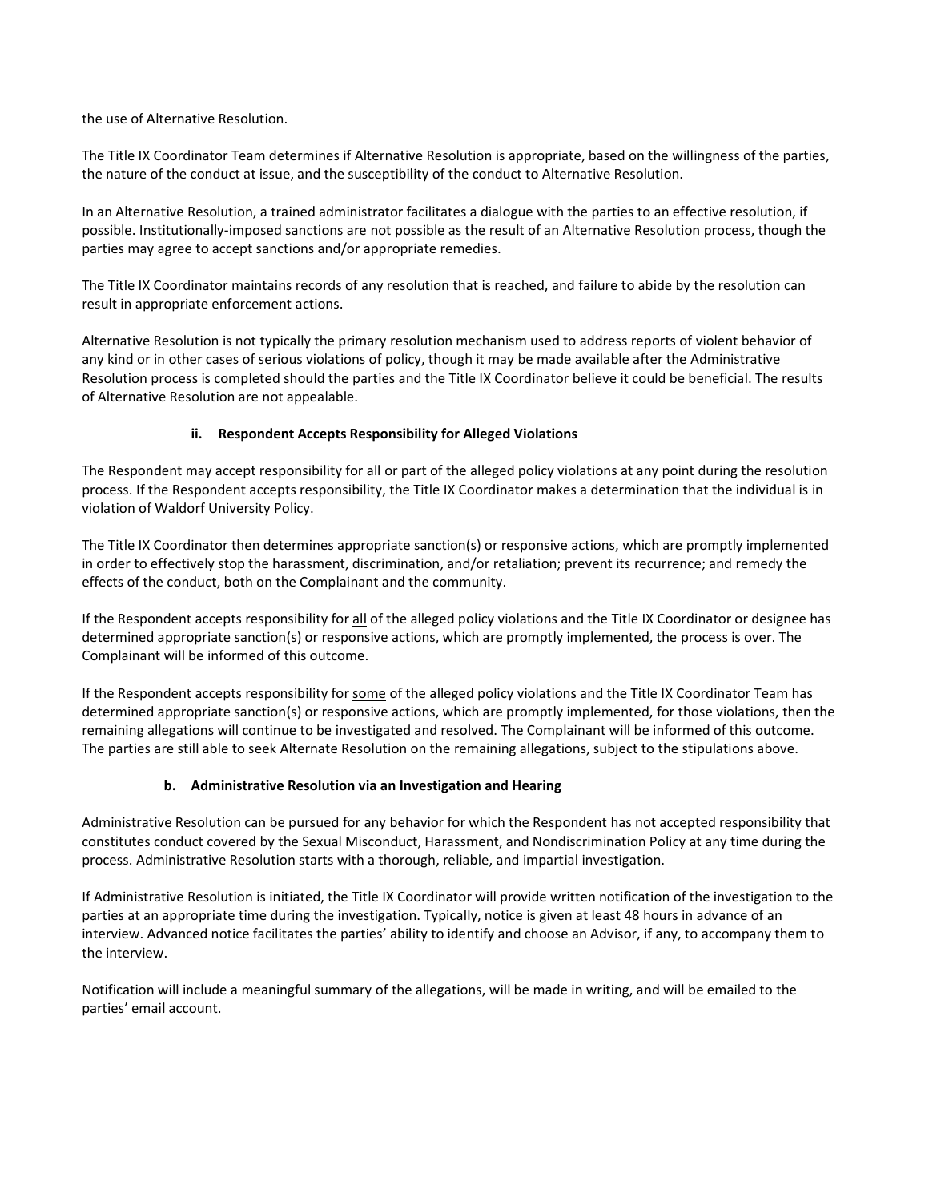the use of Alternative Resolution.

The Title IX Coordinator Team determines if Alternative Resolution is appropriate, based on the willingness of the parties, the nature of the conduct at issue, and the susceptibility of the conduct to Alternative Resolution.

In an Alternative Resolution, a trained administrator facilitates a dialogue with the parties to an effective resolution, if possible. Institutionally-imposed sanctions are not possible as the result of an Alternative Resolution process, though the parties may agree to accept sanctions and/or appropriate remedies.

The Title IX Coordinator maintains records of any resolution that is reached, and failure to abide by the resolution can result in appropriate enforcement actions.

Alternative Resolution is not typically the primary resolution mechanism used to address reports of violent behavior of any kind or in other cases of serious violations of policy, though it may be made available after the Administrative Resolution process is completed should the parties and the Title IX Coordinator believe it could be beneficial. The results of Alternative Resolution are not appealable.

#### ii. Respondent Accepts Responsibility for Alleged Violations

The Respondent may accept responsibility for all or part of the alleged policy violations at any point during the resolution process. If the Respondent accepts responsibility, the Title IX Coordinator makes a determination that the individual is in violation of Waldorf University Policy.

The Title IX Coordinator then determines appropriate sanction(s) or responsive actions, which are promptly implemented in order to effectively stop the harassment, discrimination, and/or retaliation; prevent its recurrence; and remedy the effects of the conduct, both on the Complainant and the community.

If the Respondent accepts responsibility for <u>all</u> of the alleged policy violations and the Title IX Coordinator or designee has determined appropriate sanction(s) or responsive actions, which are promptly implemented, the process is over. The Complainant will be informed of this outcome.

If the Respondent accepts responsibility for <u>some</u> of the alleged policy violations and the Title IX Coordinator Team has determined appropriate sanction(s) or responsive actions, which are promptly implemented, for those violations, then the remaining allegations will continue to be investigated and resolved. The Complainant will be informed of this outcome. The parties are still able to seek Alternate Resolution on the remaining allegations, subject to the stipulations above.

### b. Administrative Resolution via an Investigation and Hearing

Administrative Resolution can be pursued for any behavior for which the Respondent has not accepted responsibility that constitutes conduct covered by the Sexual Misconduct, Harassment, and Nondiscrimination Policy at any time during the process. Administrative Resolution starts with a thorough, reliable, and impartial investigation.

If Administrative Resolution is initiated, the Title IX Coordinator will provide written notification of the investigation to the parties at an appropriate time during the investigation. Typically, notice is given at least 48 hours in advance of an interview. Advanced notice facilitates the parties' ability to identify and choose an Advisor, if any, to accompany them to the interview.

Notification will include a meaningful summary of the allegations, will be made in writing, and will be emailed to the parties' email account.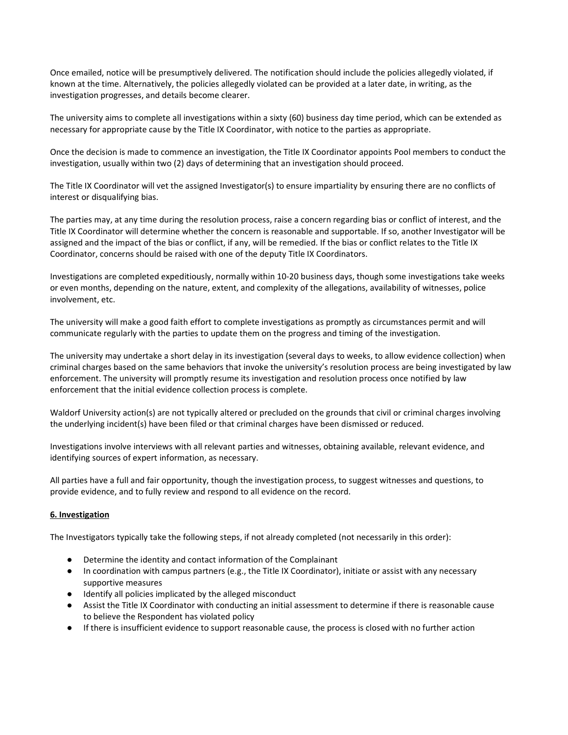Once emailed, notice will be presumptively delivered. The notification should include the policies allegedly violated, if known at the time. Alternatively, the policies allegedly violated can be provided at a later date, in writing, as the investigation progresses, and details become clearer.

The university aims to complete all investigations within a sixty (60) business day time period, which can be extended as necessary for appropriate cause by the Title IX Coordinator, with notice to the parties as appropriate.

Once the decision is made to commence an investigation, the Title IX Coordinator appoints Pool members to conduct the investigation, usually within two (2) days of determining that an investigation should proceed.

The Title IX Coordinator will vet the assigned Investigator(s) to ensure impartiality by ensuring there are no conflicts of interest or disqualifying bias.

The parties may, at any time during the resolution process, raise a concern regarding bias or conflict of interest, and the Title IX Coordinator will determine whether the concern is reasonable and supportable. If so, another Investigator will be assigned and the impact of the bias or conflict, if any, will be remedied. If the bias or conflict relates to the Title IX Coordinator, concerns should be raised with one of the deputy Title IX Coordinators.

Investigations are completed expeditiously, normally within 10-20 business days, though some investigations take weeks or even months, depending on the nature, extent, and complexity of the allegations, availability of witnesses, police involvement, etc.

The university will make a good faith effort to complete investigations as promptly as circumstances permit and will communicate regularly with the parties to update them on the progress and timing of the investigation.

The university may undertake a short delay in its investigation (several days to weeks, to allow evidence collection) when criminal charges based on the same behaviors that invoke the university's resolution process are being investigated by law enforcement. The university will promptly resume its investigation and resolution process once notified by law enforcement that the initial evidence collection process is complete.

Waldorf University action(s) are not typically altered or precluded on the grounds that civil or criminal charges involving the underlying incident(s) have been filed or that criminal charges have been dismissed or reduced.

Investigations involve interviews with all relevant parties and witnesses, obtaining available, relevant evidence, and identifying sources of expert information, as necessary.

All parties have a full and fair opportunity, though the investigation process, to suggest witnesses and questions, to provide evidence, and to fully review and respond to all evidence on the record.

**6. Investigation**

The Investigators typically take the following steps, if not already completed (not necessarily in this order):

- Determine the identity and contact information of the Complainant
- In coordination with campus partners (e.g., the Title IX Coordinator), initiate or assist with any necessary supportive measures
- Identify all policies implicated by the alleged misconduct
- Assist the Title IX Coordinator with conducting an initial assessment to determine if there is reasonable cause to believe the Respondent has violated policy
- If there is insufficient evidence to support reasonable cause, the process is closed with no further action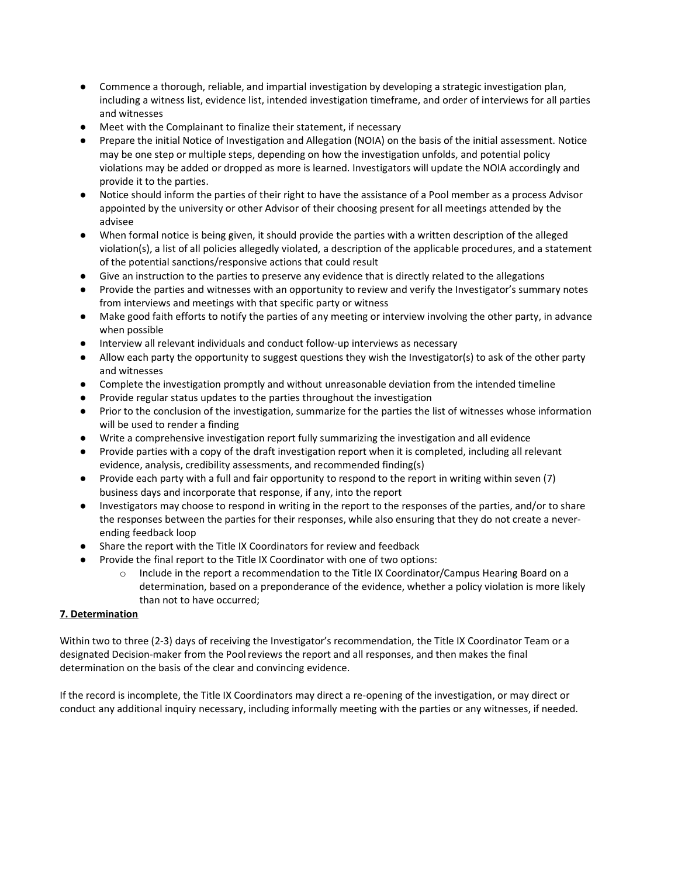- Commence a thorough, reliable, and impartial investigation by developing a strategic investigation plan, including a witness list, evidence list, intended investigation timeframe, and order of interviews for all parties and witnesses
- Meet with the Complainant to finalize their statement, if necessary
- Prepare the initial Notice of Investigation and Allegation (NOIA) on the basis of the initial assessment. Notice may be one step or multiple steps, depending on how the investigation unfolds, and potential policy violations may be added or dropped as more is learned. Investigators will update the NOIA accordingly and provide it to the parties.
- Notice should inform the parties of their right to have the assistance of a Pool member as a process Advisor appointed by the university or other Advisor of their choosing present for all meetings attended by the advisee
- When formal notice is being given, it should provide the parties with a written description of the alleged violation(s), a list of all policies allegedly violated, a description of the applicable procedures, and a statement of the potential sanctions/responsive actions that could result
- Give an instruction to the parties to preserve any evidence that is directly related to the allegations
- Provide the parties and witnesses with an opportunity to review and verify the Investigator's summary notes from interviews and meetings with that specific party or witness
- Make good faith efforts to notify the parties of any meeting or interview involving the other party, in advance when possible
- Interview all relevant individuals and conduct follow-up interviews as necessary
- Allow each party the opportunity to suggest questions they wish the Investigator(s) to ask of the other party and witnesses
- Complete the investigation promptly and without unreasonable deviation from the intended timeline
- Provide regular status updates to the parties throughout the investigation
- Prior to the conclusion of the investigation, summarize for the parties the list of witnesses whose information will be used to render a finding
- Write a comprehensive investigation report fully summarizing the investigation and all evidence
- Provide parties with a copy of the draft investigation report when it is completed, including all relevant evidence, analysis, credibility assessments, and recommended finding(s)
- Provide each party with a full and fair opportunity to respond to the report in writing within seven (7) business days and incorporate that response, if any, into the report
- Investigators may choose to respond in writing in the report to the responses of the parties, and/or to share the responses between the parties for their responses, while also ensuring that they do not create a never-ending feedback loop
- Share the report with the Title IX Coordinators for review and feedback
- Provide the final report to the Title IX Coordinator with one of two options:
    - Include in the report a recommendation to the Title IX Coordinator/Campus Hearing Board on a determination, based on a preponderance of the evidence, whether a policy violation is more likely than not to have occurred;

**7. Determination**

Within two to three (2-3) days of receiving the Investigator's recommendation, the Title IX Coordinator Team or a designated Decision-maker from the Pool reviews the report and all responses, and then makes the final determination on the basis of the clear and convincing evidence.

If the record is incomplete, the Title IX Coordinators may direct a re-opening of the investigation, or may direct or conduct any additional inquiry necessary, including informally meeting with the parties or any witnesses, if needed.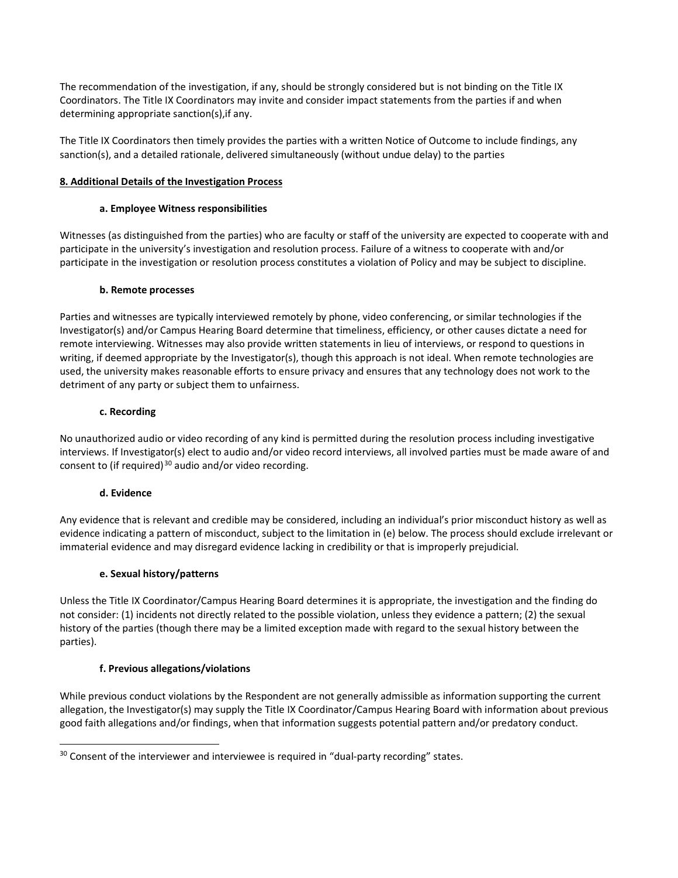The recommendation of the investigation, if any, should be strongly considered but is not binding on the Title IX Coordinators. The Title IX Coordinators may invite and consider impact statements from the parties if and when determining appropriate sanction(s),if any.

The Title IX Coordinators then timely provides the parties with a written Notice of Outcome to include findings, any sanction(s), and a detailed rationale, delivered simultaneously (without undue delay) to the parties

## 8. Additional Details of the Investigation Process

### a. Employee Witness responsibilities

Witnesses (as distinguished from the parties) who are faculty or staff of the university are expected to cooperate with and participate in the university's investigation and resolution process. Failure of a witness to cooperate with and/or participate in the investigation or resolution process constitutes a violation of Policy and may be subject to discipline.

### b. Remote processes

Parties and witnesses are typically interviewed remotely by phone, video conferencing, or similar technologies if the Investigator(s) and/or Campus Hearing Board determine that timeliness, efficiency, or other causes dictate a need for remote interviewing. Witnesses may also provide written statements in lieu of interviews, or respond to questions in writing, if deemed appropriate by the Investigator(s), though this approach is not ideal. When remote technologies are used, the university makes reasonable efforts to ensure privacy and ensures that any technology does not work to the detriment of any party or subject them to unfairness.

### c. Recording

No unauthorized audio or video recording of any kind is permitted during the resolution process including investigative interviews. If Investigator(s) elect to audio and/or video record interviews, all involved parties must be made aware of and consent to (if required)[30] audio and/or video recording.

### d. Evidence

Any evidence that is relevant and credible may be considered, including an individual's prior misconduct history as well as evidence indicating a pattern of misconduct, subject to the limitation in (e) below. The process should exclude irrelevant or immaterial evidence and may disregard evidence lacking in credibility or that is improperly prejudicial.

### e. Sexual history/patterns

Unless the Title IX Coordinator/Campus Hearing Board determines it is appropriate, the investigation and the finding do not consider: (1) incidents not directly related to the possible violation, unless they evidence a pattern; (2) the sexual history of the parties (though there may be a limited exception made with regard to the sexual history between the parties).

### f. Previous allegations/violations

While previous conduct violations by the Respondent are not generally admissible as information supporting the current allegation, the Investigator(s) may supply the Title IX Coordinator/Campus Hearing Board with information about previous good faith allegations and/or findings, when that information suggests potential pattern and/or predatory conduct.

---

[30] Consent of the interviewer and interviewee is required in "dual-party recording" states.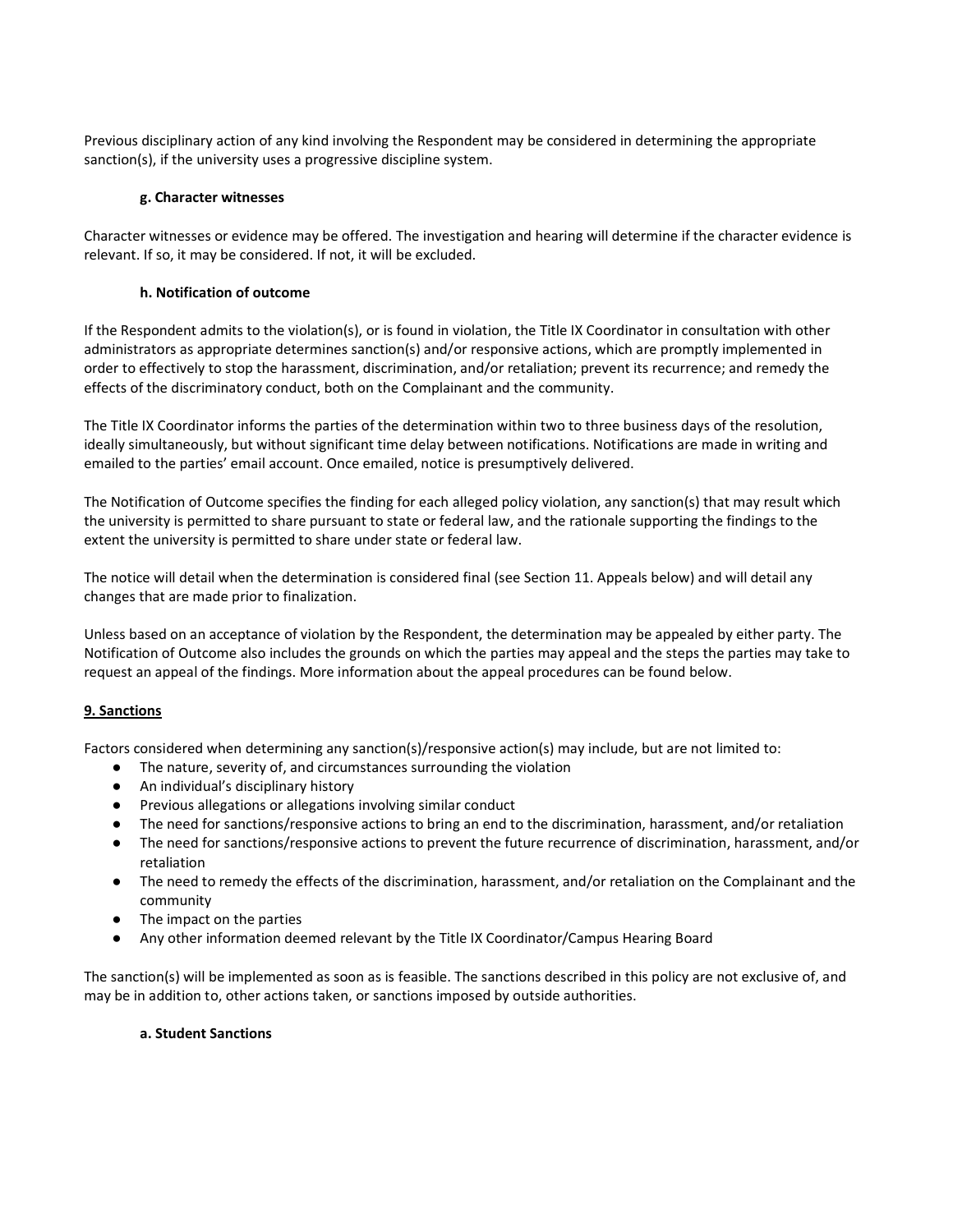Previous disciplinary action of any kind involving the Respondent may be considered in determining the appropriate sanction(s), if the university uses a progressive discipline system.

#### g. Character witnesses

Character witnesses or evidence may be offered. The investigation and hearing will determine if the character evidence is relevant. If so, it may be considered. If not, it will be excluded.

#### h. Notification of outcome

If the Respondent admits to the violation(s), or is found in violation, the Title IX Coordinator in consultation with other administrators as appropriate determines sanction(s) and/or responsive actions, which are promptly implemented in order to effectively to stop the harassment, discrimination, and/or retaliation; prevent its recurrence; and remedy the effects of the discriminatory conduct, both on the Complainant and the community.

The Title IX Coordinator informs the parties of the determination within two to three business days of the resolution, ideally simultaneously, but without significant time delay between notifications. Notifications are made in writing and emailed to the parties' email account. Once emailed, notice is presumptively delivered.

The Notification of Outcome specifies the finding for each alleged policy violation, any sanction(s) that may result which the university is permitted to share pursuant to state or federal law, and the rationale supporting the findings to the extent the university is permitted to share under state or federal law.

The notice will detail when the determination is considered final (see Section 11. Appeals below) and will detail any changes that are made prior to finalization.

Unless based on an acceptance of violation by the Respondent, the determination may be appealed by either party. The Notification of Outcome also includes the grounds on which the parties may appeal and the steps the parties may take to request an appeal of the findings. More information about the appeal procedures can be found below.

### 9. Sanctions

Factors considered when determining any sanction(s)/responsive action(s) may include, but are not limited to:

- The nature, severity of, and circumstances surrounding the violation
- An individual's disciplinary history
- Previous allegations or allegations involving similar conduct
- The need for sanctions/responsive actions to bring an end to the discrimination, harassment, and/or retaliation
- The need for sanctions/responsive actions to prevent the future recurrence of discrimination, harassment, and/or retaliation
- The need to remedy the effects of the discrimination, harassment, and/or retaliation on the Complainant and the community
- The impact on the parties
- Any other information deemed relevant by the Title IX Coordinator/Campus Hearing Board

The sanction(s) will be implemented as soon as is feasible. The sanctions described in this policy are not exclusive of, and may be in addition to, other actions taken, or sanctions imposed by outside authorities.

#### a. Student Sanctions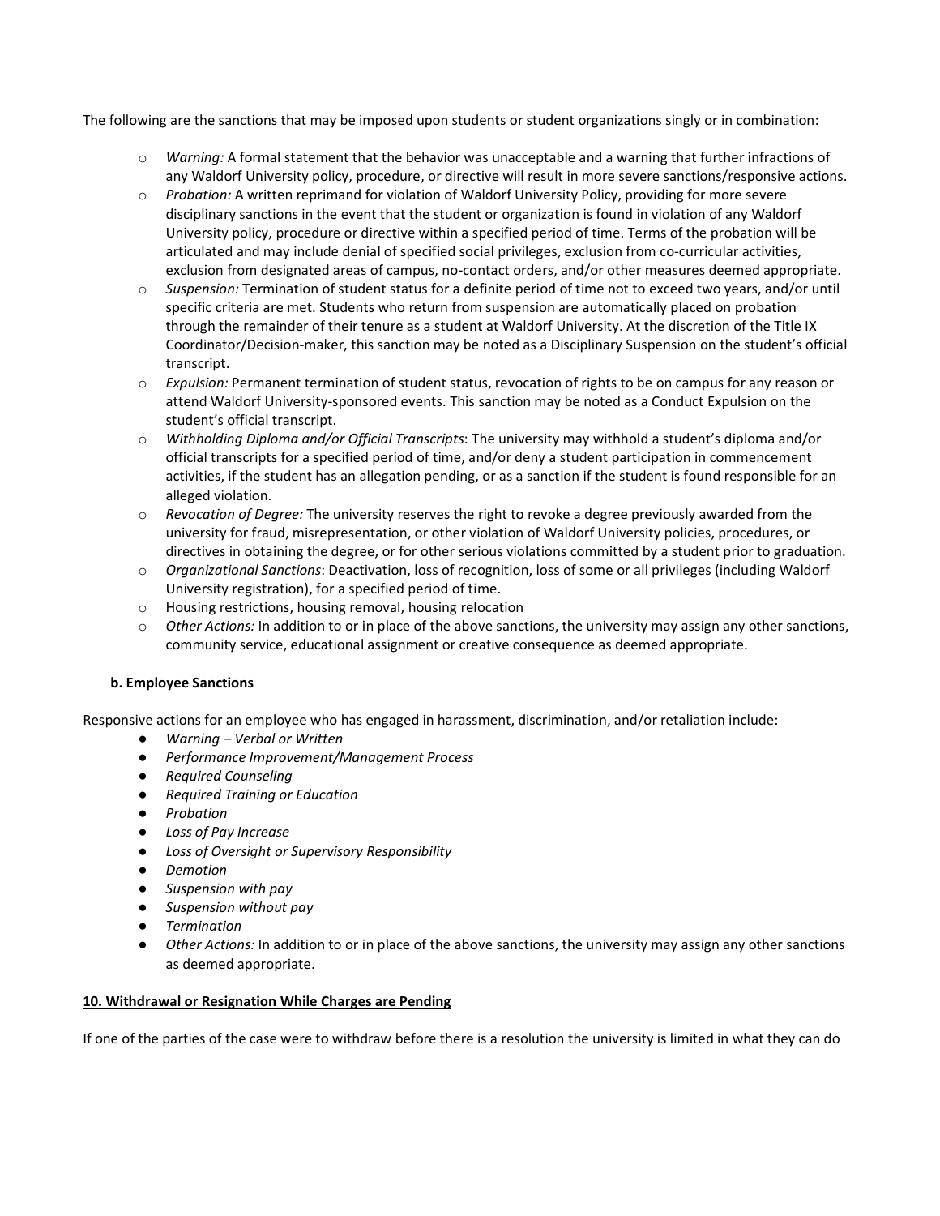The following are the sanctions that may be imposed upon students or student organizations singly or in combination:

- *Warning:* A formal statement that the behavior was unacceptable and a warning that further infractions of any Waldorf University policy, procedure, or directive will result in more severe sanctions/responsive actions.
- *Probation:* A written reprimand for violation of Waldorf University Policy, providing for more severe disciplinary sanctions in the event that the student or organization is found in violation of any Waldorf University policy, procedure or directive within a specified period of time. Terms of the probation will be articulated and may include denial of specified social privileges, exclusion from co-curricular activities, exclusion from designated areas of campus, no-contact orders, and/or other measures deemed appropriate.
- *Suspension:* Termination of student status for a definite period of time not to exceed two years, and/or until specific criteria are met. Students who return from suspension are automatically placed on probation through the remainder of their tenure as a student at Waldorf University. At the discretion of the Title IX Coordinator/Decision-maker, this sanction may be noted as a Disciplinary Suspension on the student's official transcript.
- *Expulsion:* Permanent termination of student status, revocation of rights to be on campus for any reason or attend Waldorf University-sponsored events. This sanction may be noted as a Conduct Expulsion on the student's official transcript.
- *Withholding Diploma and/or Official Transcripts*: The university may withhold a student's diploma and/or official transcripts for a specified period of time, and/or deny a student participation in commencement activities, if the student has an allegation pending, or as a sanction if the student is found responsible for an alleged violation.
- *Revocation of Degree:* The university reserves the right to revoke a degree previously awarded from the university for fraud, misrepresentation, or other violation of Waldorf University policies, procedures, or directives in obtaining the degree, or for other serious violations committed by a student prior to graduation.
- *Organizational Sanctions*: Deactivation, loss of recognition, loss of some or all privileges (including Waldorf University registration), for a specified period of time.
- Housing restrictions, housing removal, housing relocation
- *Other Actions:* In addition to or in place of the above sanctions, the university may assign any other sanctions, community service, educational assignment or creative consequence as deemed appropriate.

### b. Employee Sanctions

Responsive actions for an employee who has engaged in harassment, discrimination, and/or retaliation include:

- *Warning – Verbal or Written*
- *Performance Improvement/Management Process*
- *Required Counseling*
- *Required Training or Education*
- *Probation*
- *Loss of Pay Increase*
- *Loss of Oversight or Supervisory Responsibility*
- *Demotion*
- *Suspension with pay*
- *Suspension without pay*
- *Termination*
- *Other Actions:* In addition to or in place of the above sanctions, the university may assign any other sanctions as deemed appropriate.

## 10. Withdrawal or Resignation While Charges are Pending

If one of the parties of the case were to withdraw before there is a resolution the university is limited in what they can do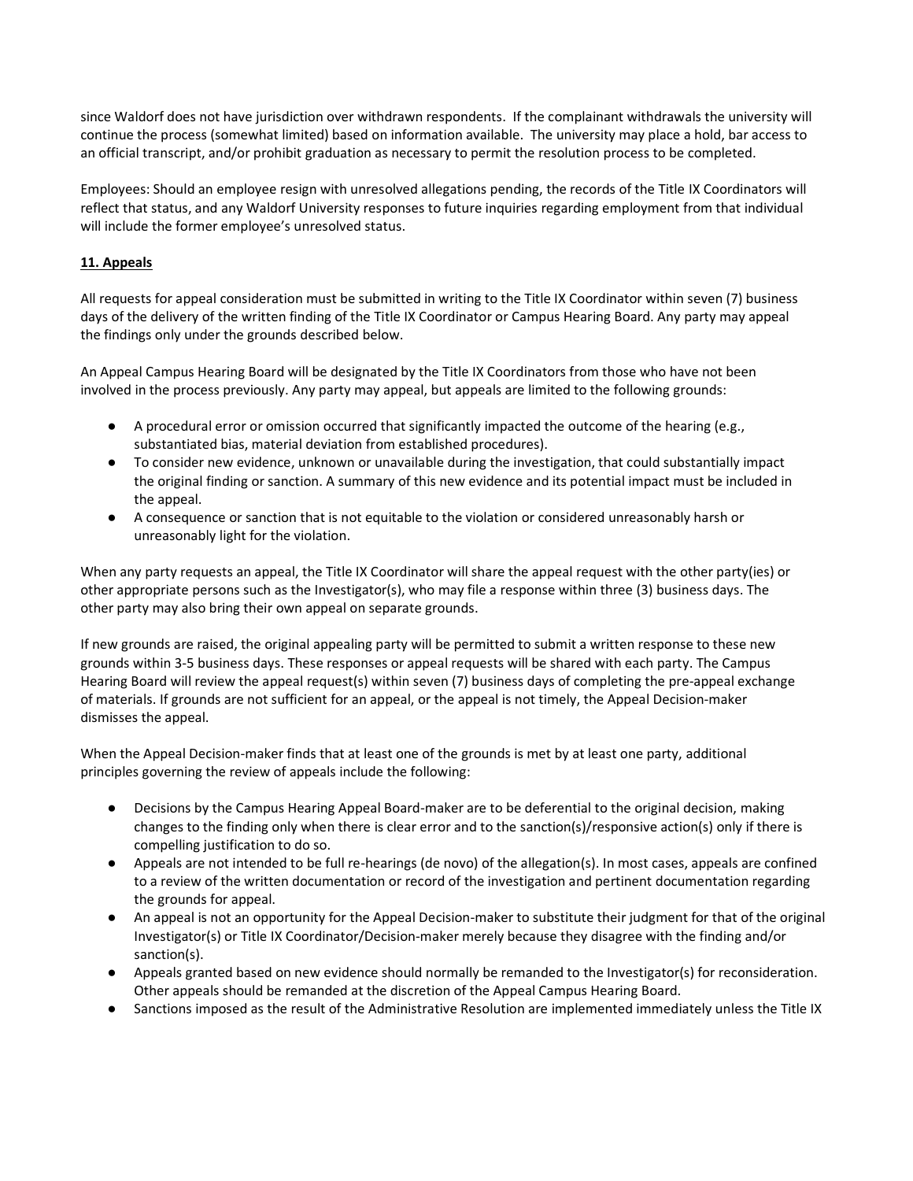since Waldorf does not have jurisdiction over withdrawn respondents. If the complainant withdrawals the university will continue the process (somewhat limited) based on information available. The university may place a hold, bar access to an official transcript, and/or prohibit graduation as necessary to permit the resolution process to be completed.

Employees: Should an employee resign with unresolved allegations pending, the records of the Title IX Coordinators will reflect that status, and any Waldorf University responses to future inquiries regarding employment from that individual will include the former employee's unresolved status.

**11. Appeals**

All requests for appeal consideration must be submitted in writing to the Title IX Coordinator within seven (7) business days of the delivery of the written finding of the Title IX Coordinator or Campus Hearing Board. Any party may appeal the findings only under the grounds described below.

An Appeal Campus Hearing Board will be designated by the Title IX Coordinators from those who have not been involved in the process previously. Any party may appeal, but appeals are limited to the following grounds:

- A procedural error or omission occurred that significantly impacted the outcome of the hearing (e.g., substantiated bias, material deviation from established procedures).
- To consider new evidence, unknown or unavailable during the investigation, that could substantially impact the original finding or sanction. A summary of this new evidence and its potential impact must be included in the appeal.
- A consequence or sanction that is not equitable to the violation or considered unreasonably harsh or unreasonably light for the violation.

When any party requests an appeal, the Title IX Coordinator will share the appeal request with the other party(ies) or other appropriate persons such as the Investigator(s), who may file a response within three (3) business days. The other party may also bring their own appeal on separate grounds.

If new grounds are raised, the original appealing party will be permitted to submit a written response to these new grounds within 3-5 business days. These responses or appeal requests will be shared with each party. The Campus Hearing Board will review the appeal request(s) within seven (7) business days of completing the pre-appeal exchange of materials. If grounds are not sufficient for an appeal, or the appeal is not timely, the Appeal Decision-maker dismisses the appeal.

When the Appeal Decision-maker finds that at least one of the grounds is met by at least one party, additional principles governing the review of appeals include the following:

- Decisions by the Campus Hearing Appeal Board-maker are to be deferential to the original decision, making changes to the finding only when there is clear error and to the sanction(s)/responsive action(s) only if there is compelling justification to do so.
- Appeals are not intended to be full re-hearings (de novo) of the allegation(s). In most cases, appeals are confined to a review of the written documentation or record of the investigation and pertinent documentation regarding the grounds for appeal.
- An appeal is not an opportunity for the Appeal Decision-maker to substitute their judgment for that of the original Investigator(s) or Title IX Coordinator/Decision-maker merely because they disagree with the finding and/or sanction(s).
- Appeals granted based on new evidence should normally be remanded to the Investigator(s) for reconsideration. Other appeals should be remanded at the discretion of the Appeal Campus Hearing Board.
- Sanctions imposed as the result of the Administrative Resolution are implemented immediately unless the Title IX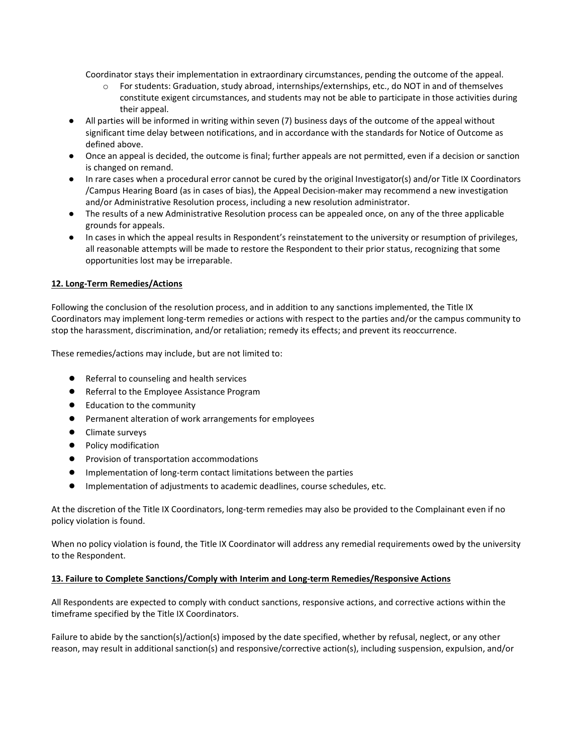Coordinator stays their implementation in extraordinary circumstances, pending the outcome of the appeal.

- For students: Graduation, study abroad, internships/externships, etc., do NOT in and of themselves constitute exigent circumstances, and students may not be able to participate in those activities during their appeal.

- All parties will be informed in writing within seven (7) business days of the outcome of the appeal without significant time delay between notifications, and in accordance with the standards for Notice of Outcome as defined above.
- Once an appeal is decided, the outcome is final; further appeals are not permitted, even if a decision or sanction is changed on remand.
- In rare cases when a procedural error cannot be cured by the original Investigator(s) and/or Title IX Coordinators /Campus Hearing Board (as in cases of bias), the Appeal Decision-maker may recommend a new investigation and/or Administrative Resolution process, including a new resolution administrator.
- The results of a new Administrative Resolution process can be appealed once, on any of the three applicable grounds for appeals.
- In cases in which the appeal results in Respondent's reinstatement to the university or resumption of privileges, all reasonable attempts will be made to restore the Respondent to their prior status, recognizing that some opportunities lost may be irreparable.

**12. Long-Term Remedies/Actions**

Following the conclusion of the resolution process, and in addition to any sanctions implemented, the Title IX Coordinators may implement long-term remedies or actions with respect to the parties and/or the campus community to stop the harassment, discrimination, and/or retaliation; remedy its effects; and prevent its reoccurrence.

These remedies/actions may include, but are not limited to:

- Referral to counseling and health services
- Referral to the Employee Assistance Program
- Education to the community
- Permanent alteration of work arrangements for employees
- Climate surveys
- Policy modification
- Provision of transportation accommodations
- Implementation of long-term contact limitations between the parties
- Implementation of adjustments to academic deadlines, course schedules, etc.

At the discretion of the Title IX Coordinators, long-term remedies may also be provided to the Complainant even if no policy violation is found.

When no policy violation is found, the Title IX Coordinator will address any remedial requirements owed by the university to the Respondent.

**13. Failure to Complete Sanctions/Comply with Interim and Long-term Remedies/Responsive Actions**

All Respondents are expected to comply with conduct sanctions, responsive actions, and corrective actions within the timeframe specified by the Title IX Coordinators.

Failure to abide by the sanction(s)/action(s) imposed by the date specified, whether by refusal, neglect, or any other reason, may result in additional sanction(s) and responsive/corrective action(s), including suspension, expulsion, and/or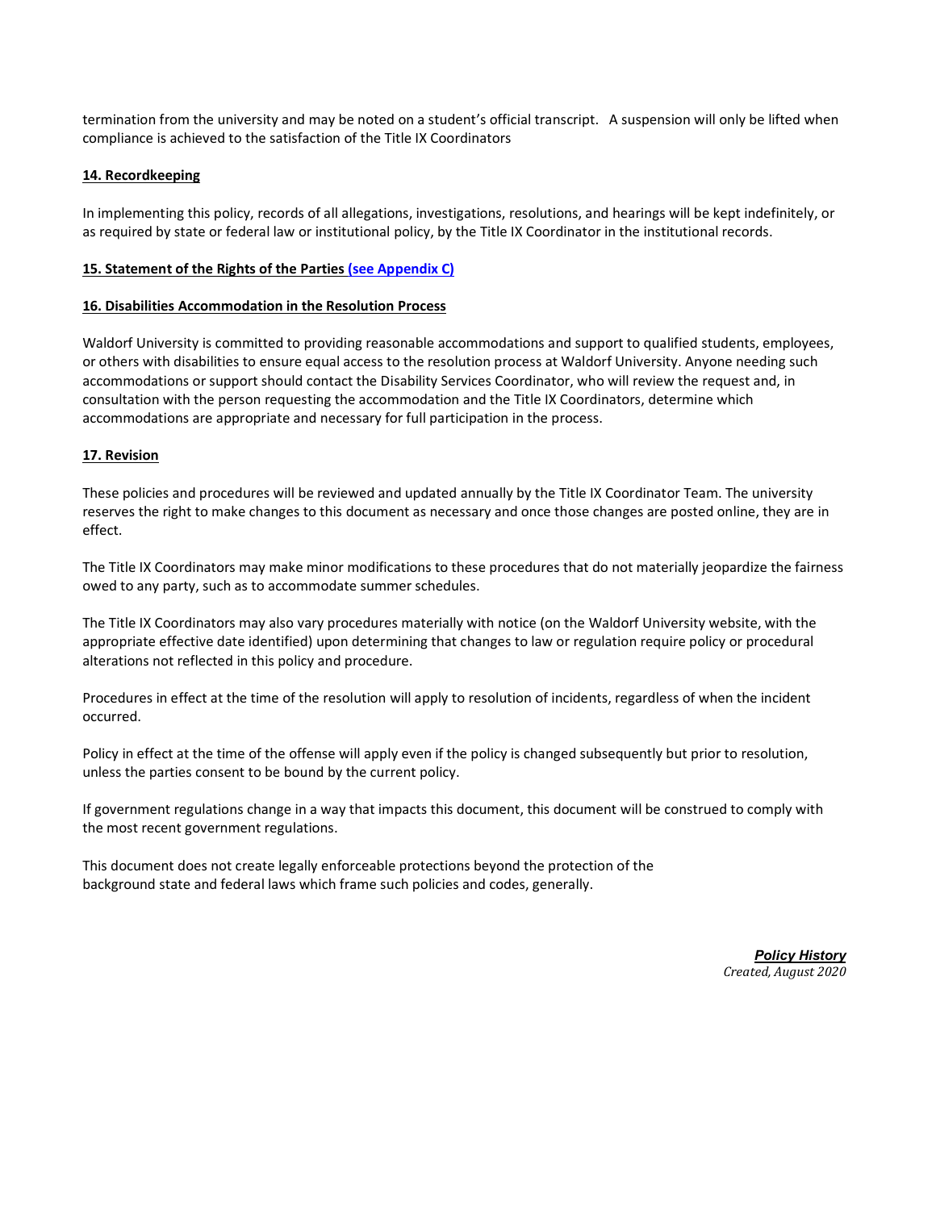termination from the university and may be noted on a student's official transcript. A suspension will only be lifted when compliance is achieved to the satisfaction of the Title IX Coordinators

**14. Recordkeeping**

In implementing this policy, records of all allegations, investigations, resolutions, and hearings will be kept indefinitely, or as required by state or federal law or institutional policy, by the Title IX Coordinator in the institutional records.

**15. Statement of the Rights of the Parties (see Appendix C)**

**16. Disabilities Accommodation in the Resolution Process**

Waldorf University is committed to providing reasonable accommodations and support to qualified students, employees, or others with disabilities to ensure equal access to the resolution process at Waldorf University. Anyone needing such accommodations or support should contact the Disability Services Coordinator, who will review the request and, in consultation with the person requesting the accommodation and the Title IX Coordinators, determine which accommodations are appropriate and necessary for full participation in the process.

**17. Revision**

These policies and procedures will be reviewed and updated annually by the Title IX Coordinator Team. The university reserves the right to make changes to this document as necessary and once those changes are posted online, they are in effect.

The Title IX Coordinators may make minor modifications to these procedures that do not materially jeopardize the fairness owed to any party, such as to accommodate summer schedules.

The Title IX Coordinators may also vary procedures materially with notice (on the Waldorf University website, with the appropriate effective date identified) upon determining that changes to law or regulation require policy or procedural alterations not reflected in this policy and procedure.

Procedures in effect at the time of the resolution will apply to resolution of incidents, regardless of when the incident occurred.

Policy in effect at the time of the offense will apply even if the policy is changed subsequently but prior to resolution, unless the parties consent to be bound by the current policy.

If government regulations change in a way that impacts this document, this document will be construed to comply with the most recent government regulations.

This document does not create legally enforceable protections beyond the protection of the background state and federal laws which frame such policies and codes, generally.

***Policy History***
*Created, August 2020*